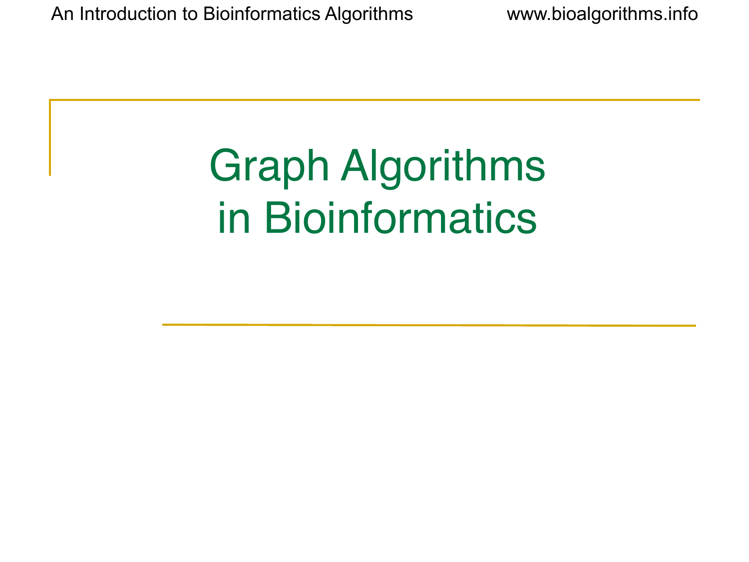# Graph Algorithms in Bioinformatics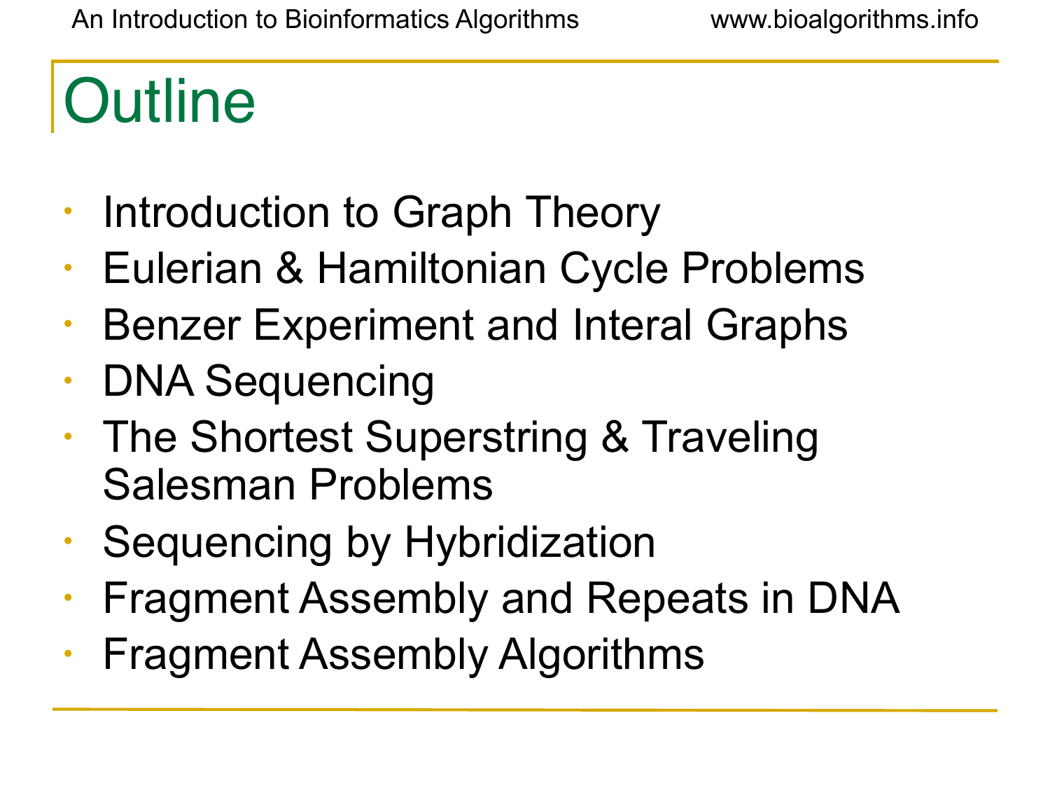# Outline

- Introduction to Graph Theory
- Eulerian & Hamiltonian Cycle Problems
- Benzer Experiment and Interal Graphs
- DNA Sequencing
- The Shortest Superstring & Traveling Salesman Problems
- Sequencing by Hybridization
- Fragment Assembly and Repeats in DNA
- Fragment Assembly Algorithms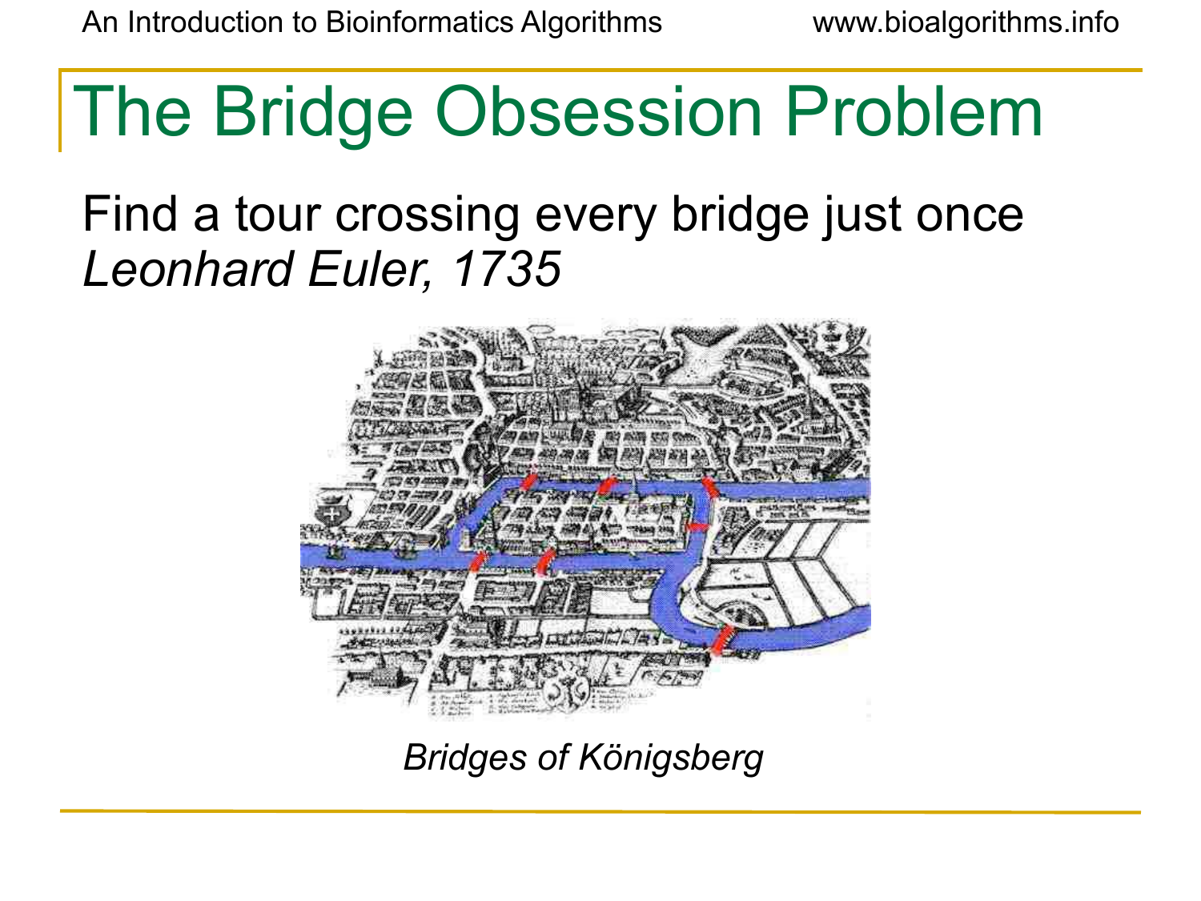# The Bridge Obsession Problem

Find a tour crossing every bridge just once
*Leonhard Euler, 1735*

*Bridges of Königsberg*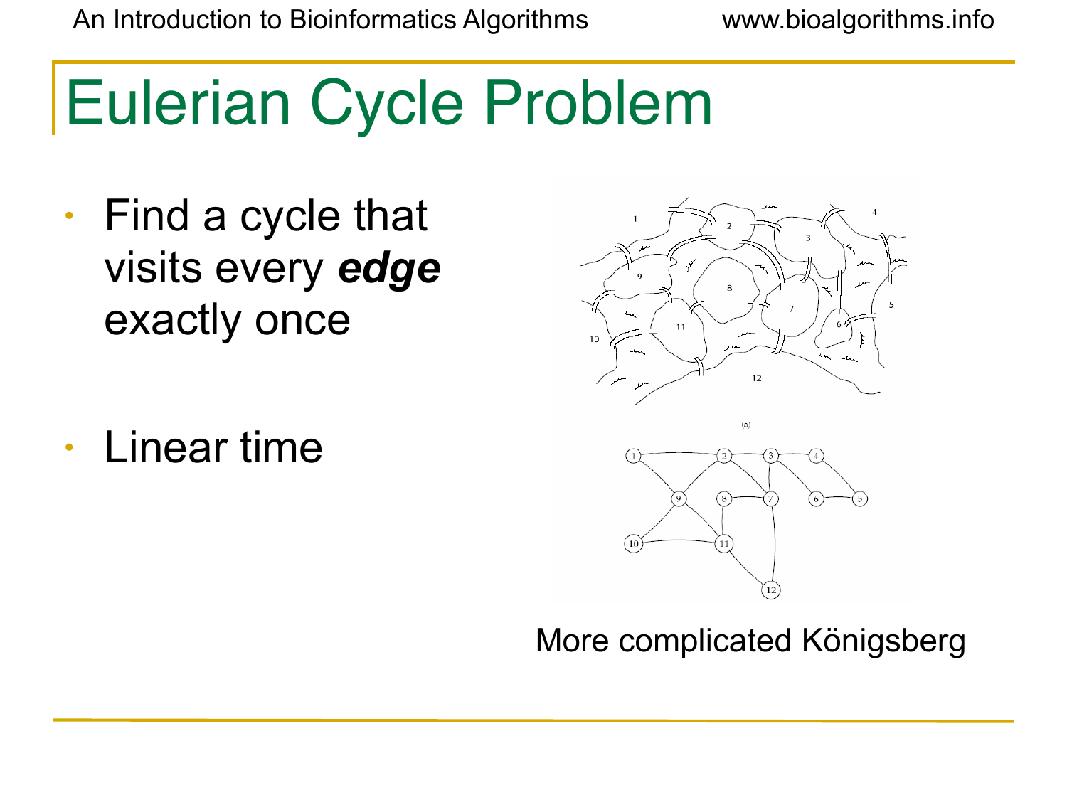# Eulerian Cycle Problem

- Find a cycle that visits every ***edge*** exactly once

- Linear time

More complicated Königsberg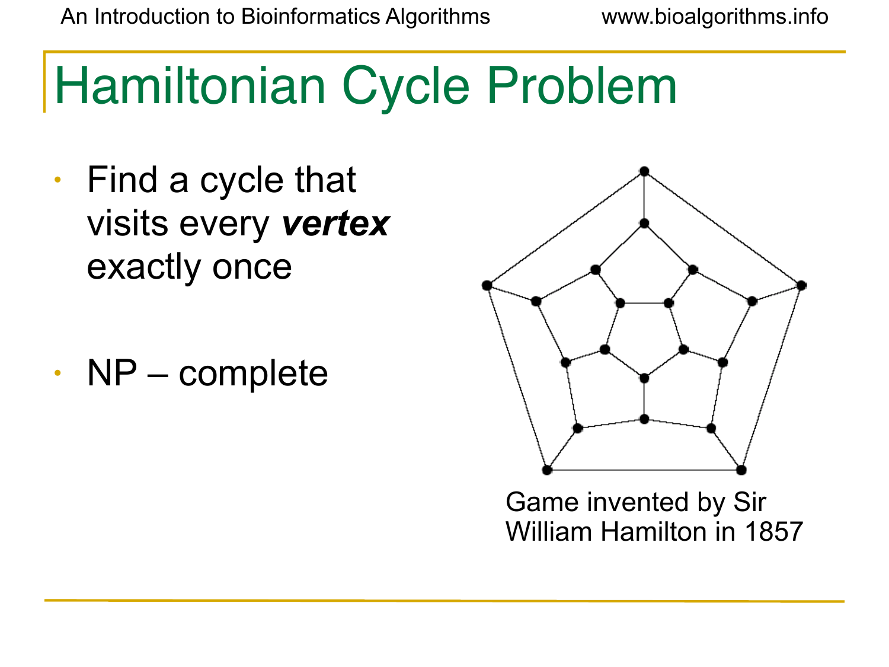# Hamiltonian Cycle Problem

- Find a cycle that visits every ***vertex*** exactly once
- NP – complete

Game invented by Sir William Hamilton in 1857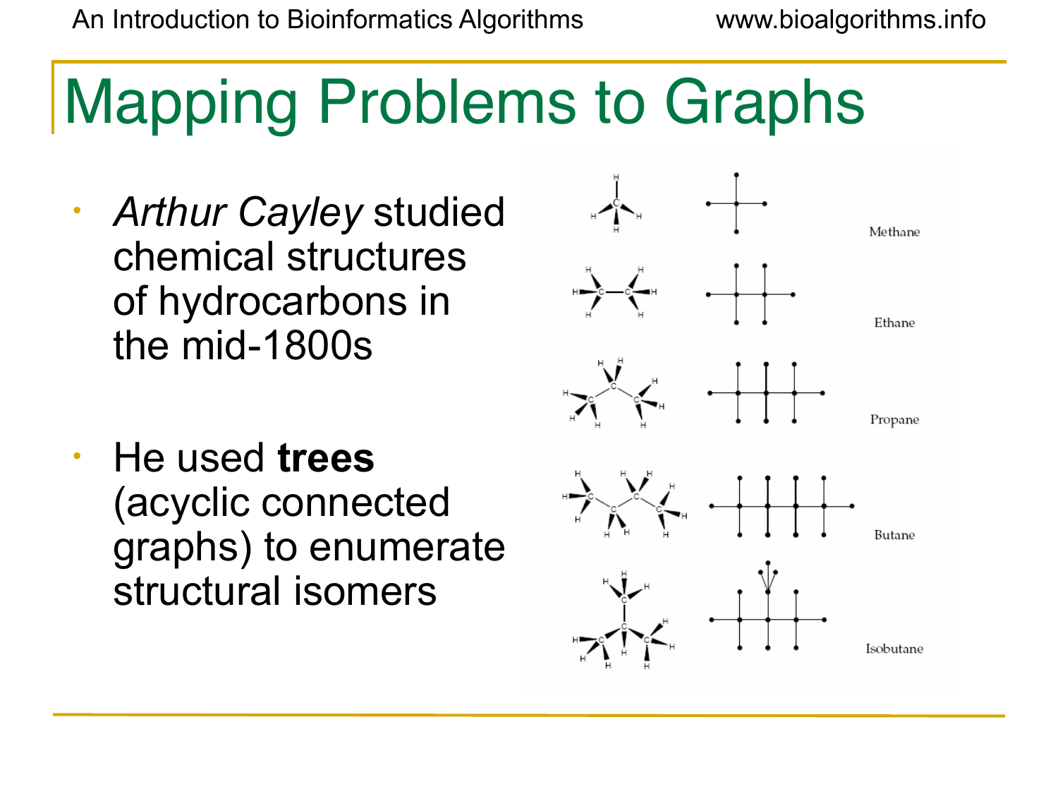# Mapping Problems to Graphs

- *Arthur Cayley* studied chemical structures of hydrocarbons in the mid-1800s
- He used **trees** (acyclic connected graphs) to enumerate structural isomers

Methane

Ethane

Propane

Butane

Isobutane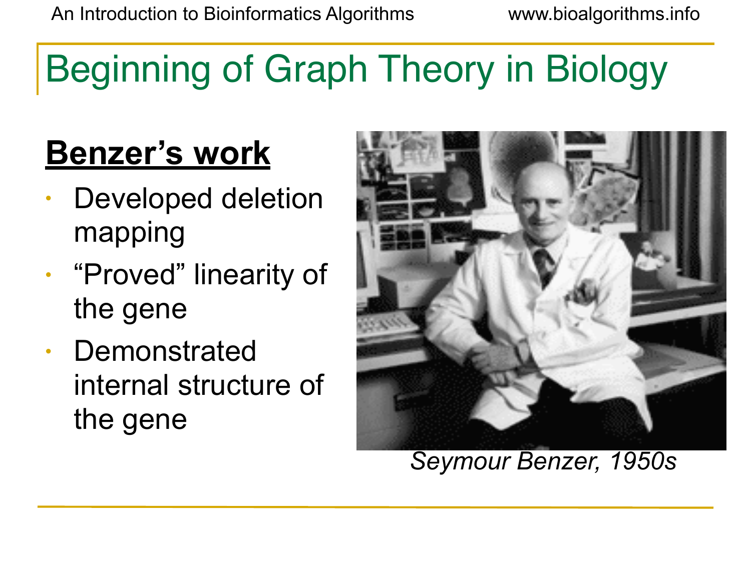# Beginning of Graph Theory in Biology

**Benzer's work**

- Developed deletion mapping
- "Proved" linearity of the gene
- Demonstrated internal structure of the gene

*Seymour Benzer, 1950s*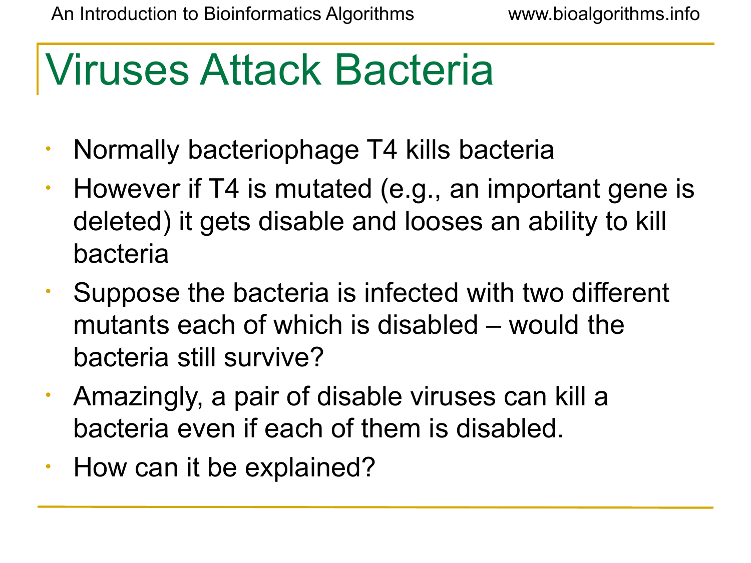# Viruses Attack Bacteria

- Normally bacteriophage T4 kills bacteria
- However if T4 is mutated (e.g., an important gene is deleted) it gets disable and looses an ability to kill bacteria
- Suppose the bacteria is infected with two different mutants each of which is disabled – would the bacteria still survive?
- Amazingly, a pair of disable viruses can kill a bacteria even if each of them is disabled.
- How can it be explained?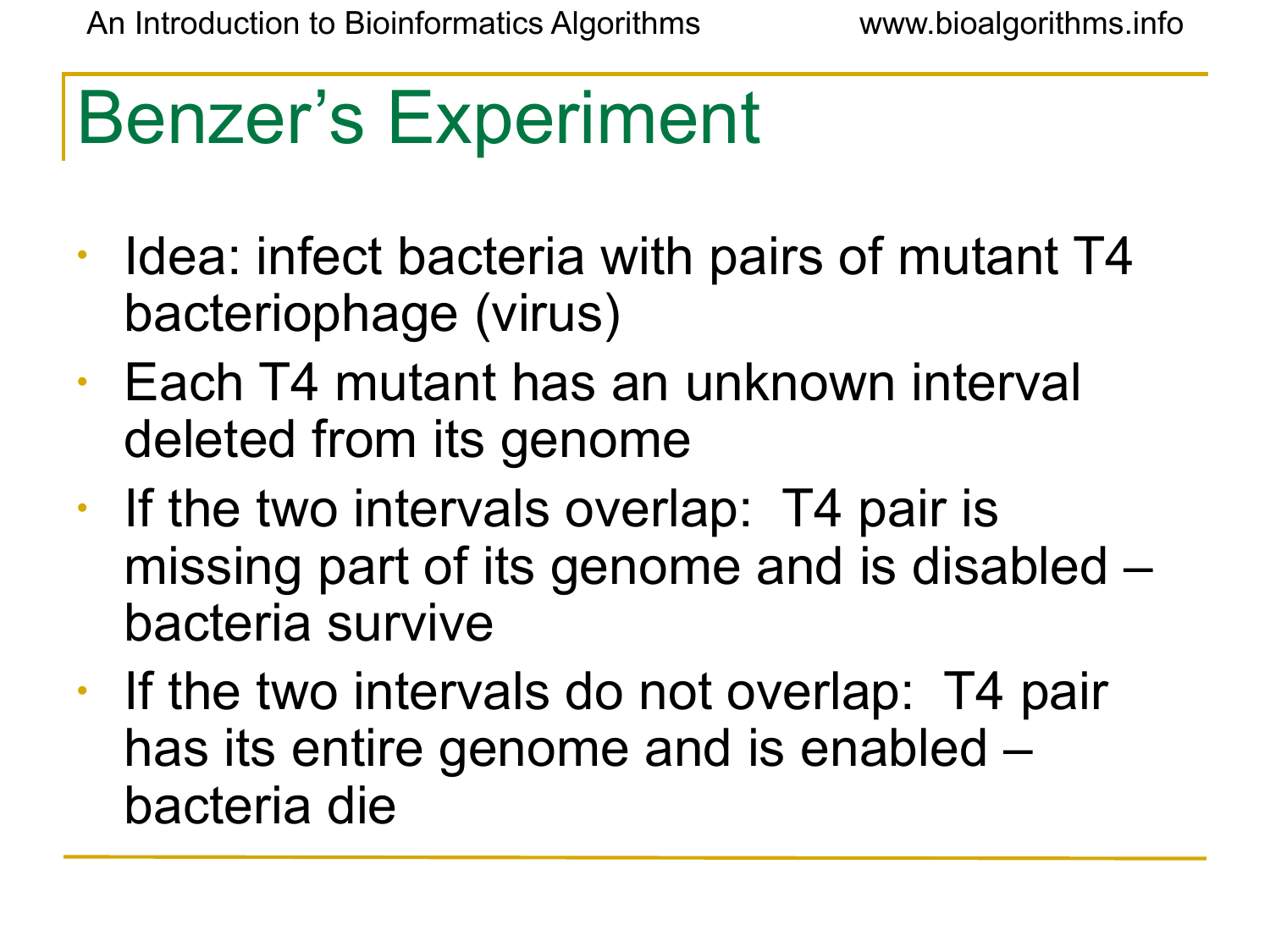# Benzer's Experiment

- Idea: infect bacteria with pairs of mutant T4 bacteriophage (virus)
- Each T4 mutant has an unknown interval deleted from its genome
- If the two intervals overlap: T4 pair is missing part of its genome and is disabled – bacteria survive
- If the two intervals do not overlap: T4 pair has its entire genome and is enabled – bacteria die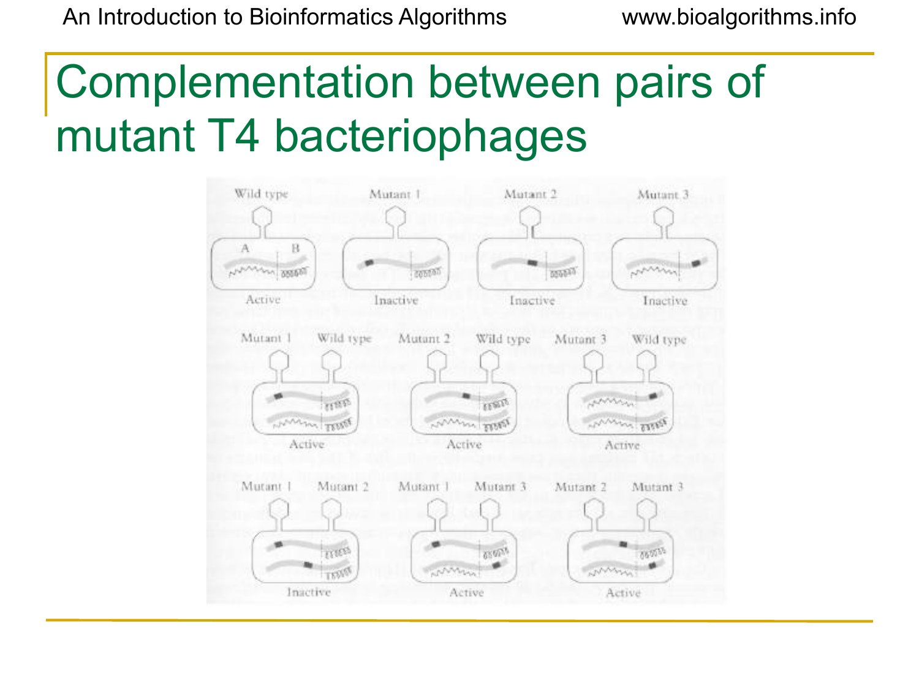# Complementation between pairs of mutant T4 bacteriophages

Wild type Mutant 1 Mutant 2 Mutant 3

A B

Active Inactive Inactive Inactive

Mutant 1 Wild type Mutant 2 Wild type Mutant 3 Wild type

Active Active Active

Mutant 1 Mutant 2 Mutant 1 Mutant 3 Mutant 2 Mutant 3

Inactive Active Active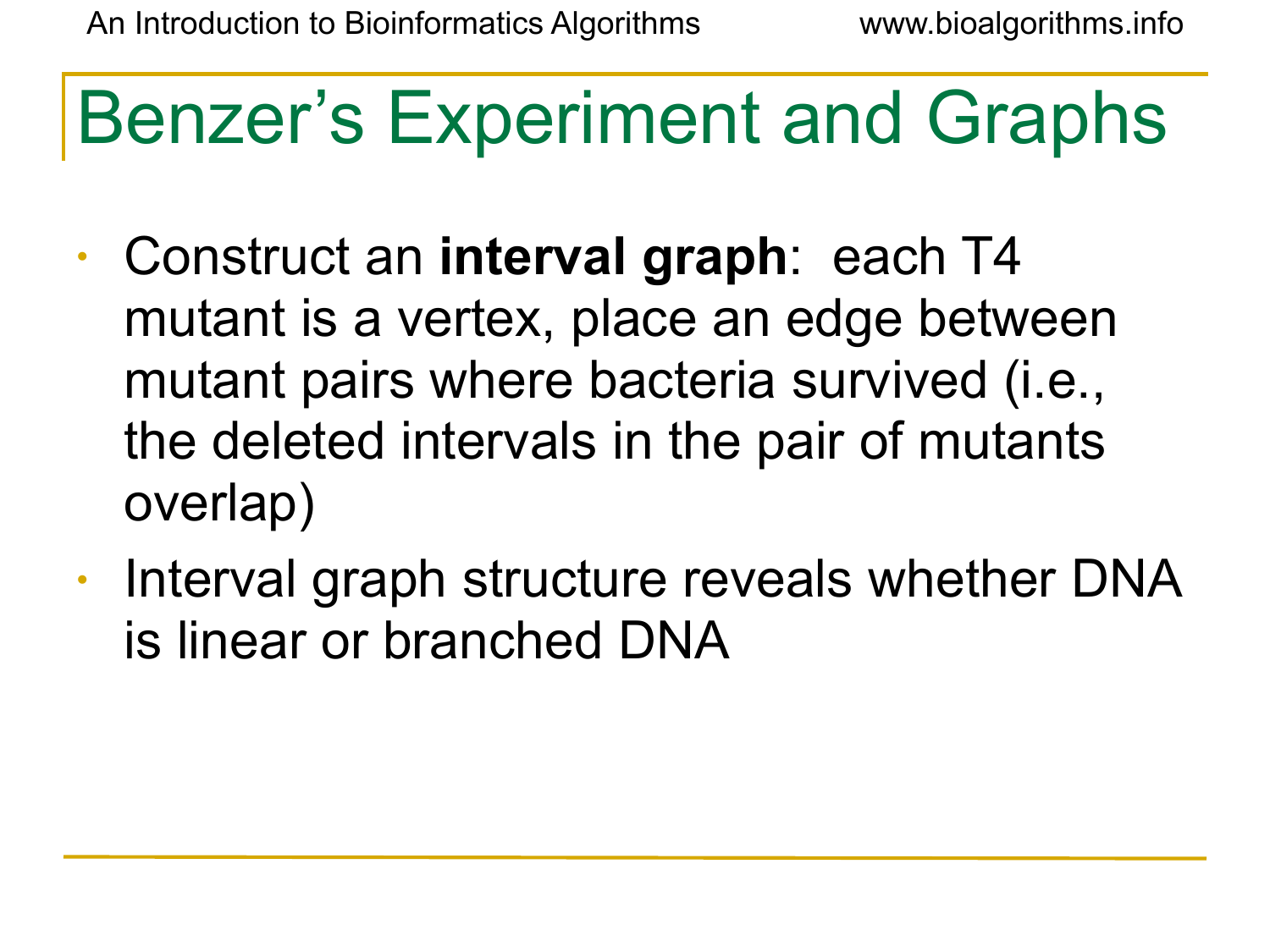# Benzer's Experiment and Graphs

- Construct an **interval graph**: each T4 mutant is a vertex, place an edge between mutant pairs where bacteria survived (i.e., the deleted intervals in the pair of mutants overlap)
- Interval graph structure reveals whether DNA is linear or branched DNA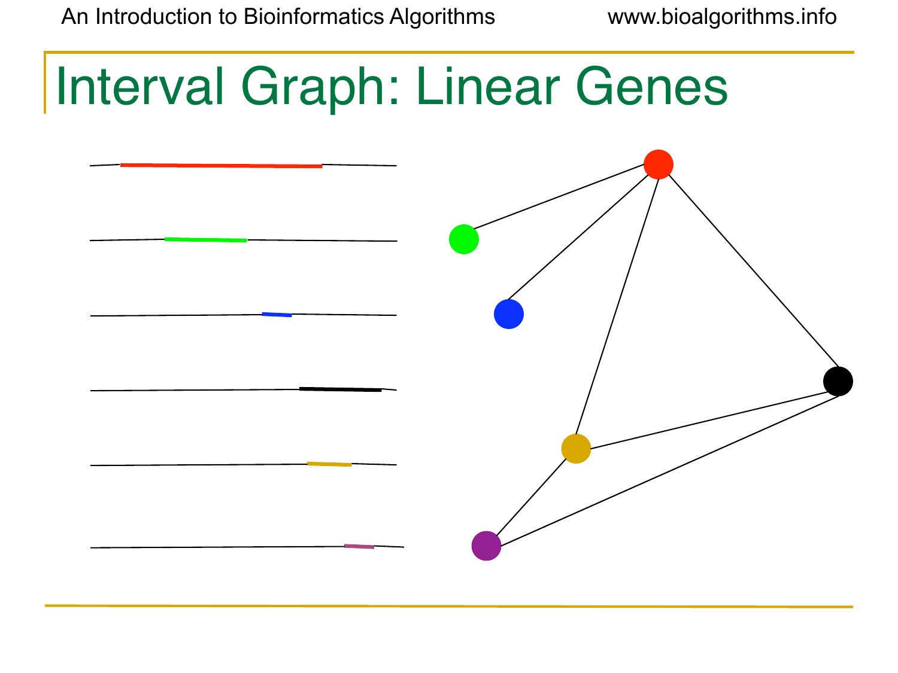# Interval Graph: Linear Genes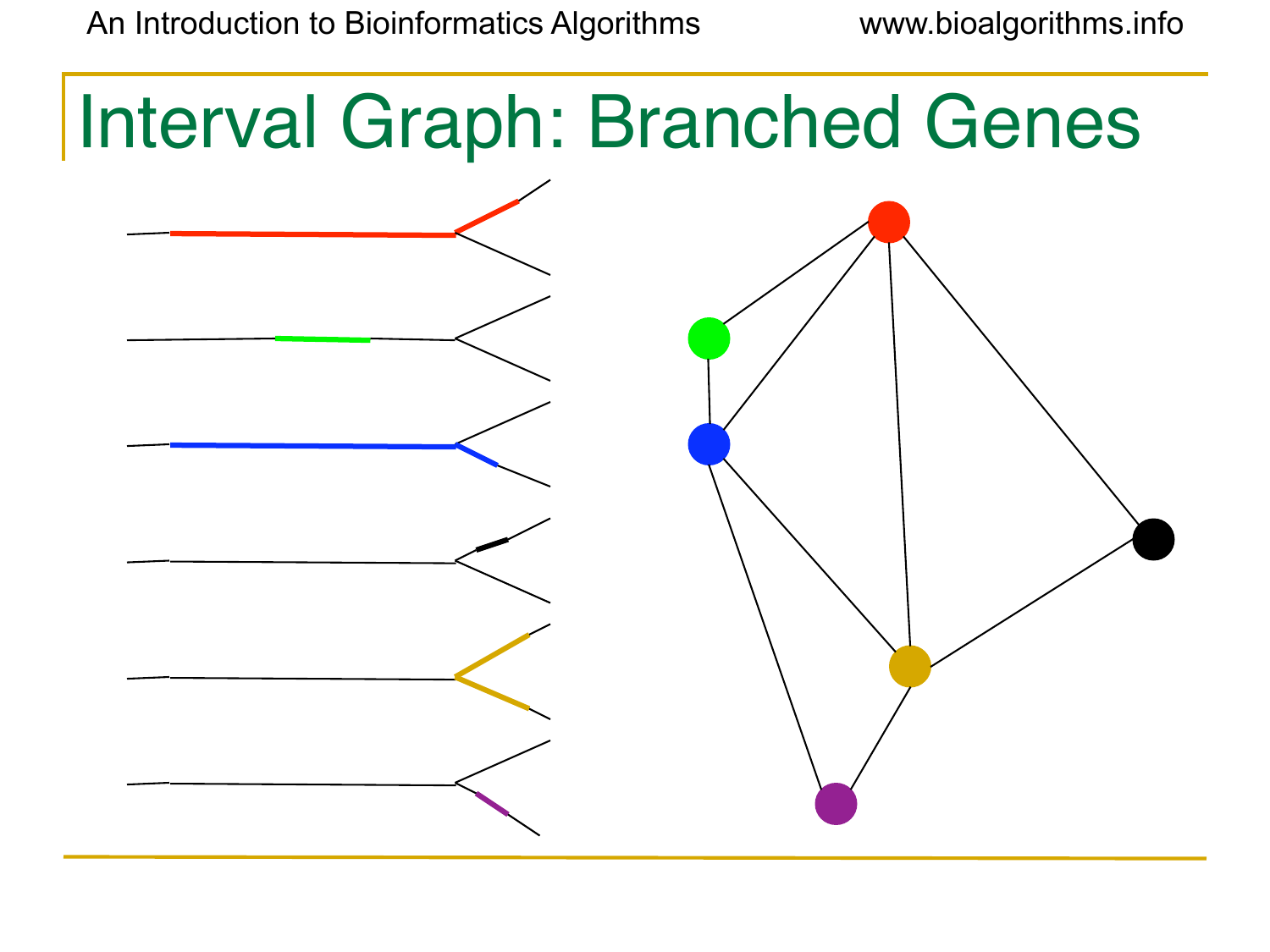# Interval Graph: Branched Genes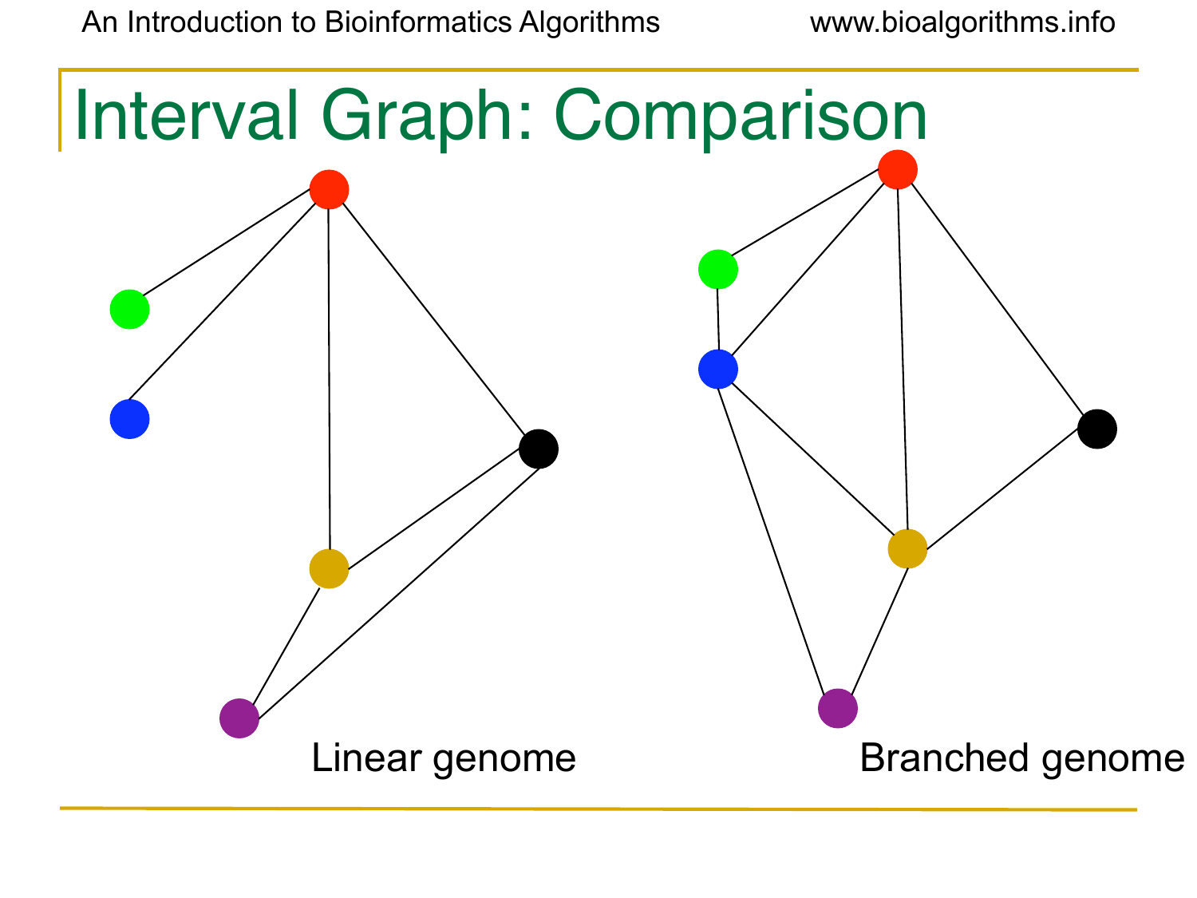# Interval Graph: Comparison

Linear genome

Branched genome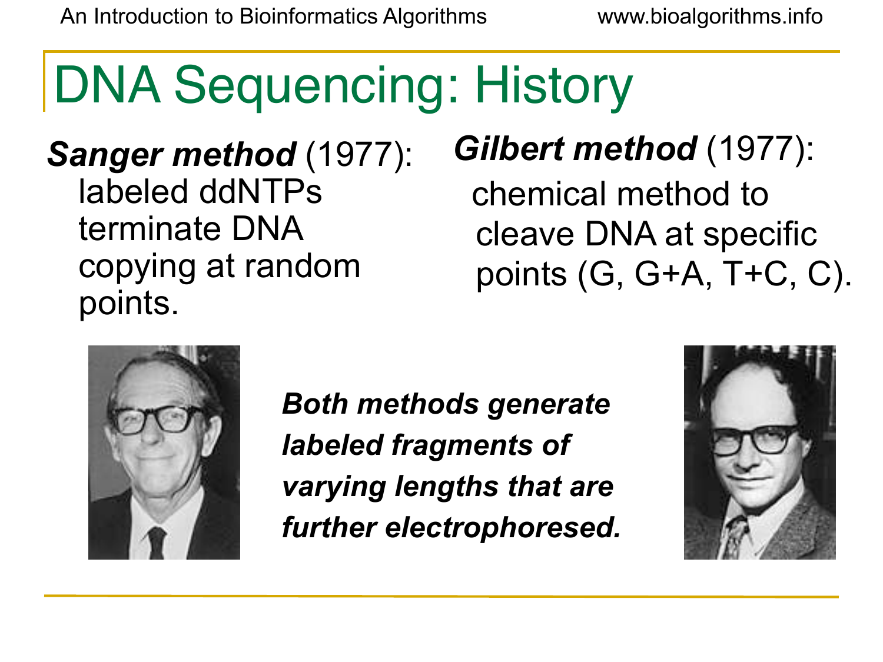# DNA Sequencing: History

***Sanger method*** (1977): labeled ddNTPs terminate DNA copying at random points.

***Gilbert method*** (1977): chemical method to cleave DNA at specific points (G, G+A, T+C, C).

***Both methods generate labeled fragments of varying lengths that are further electrophoresed.***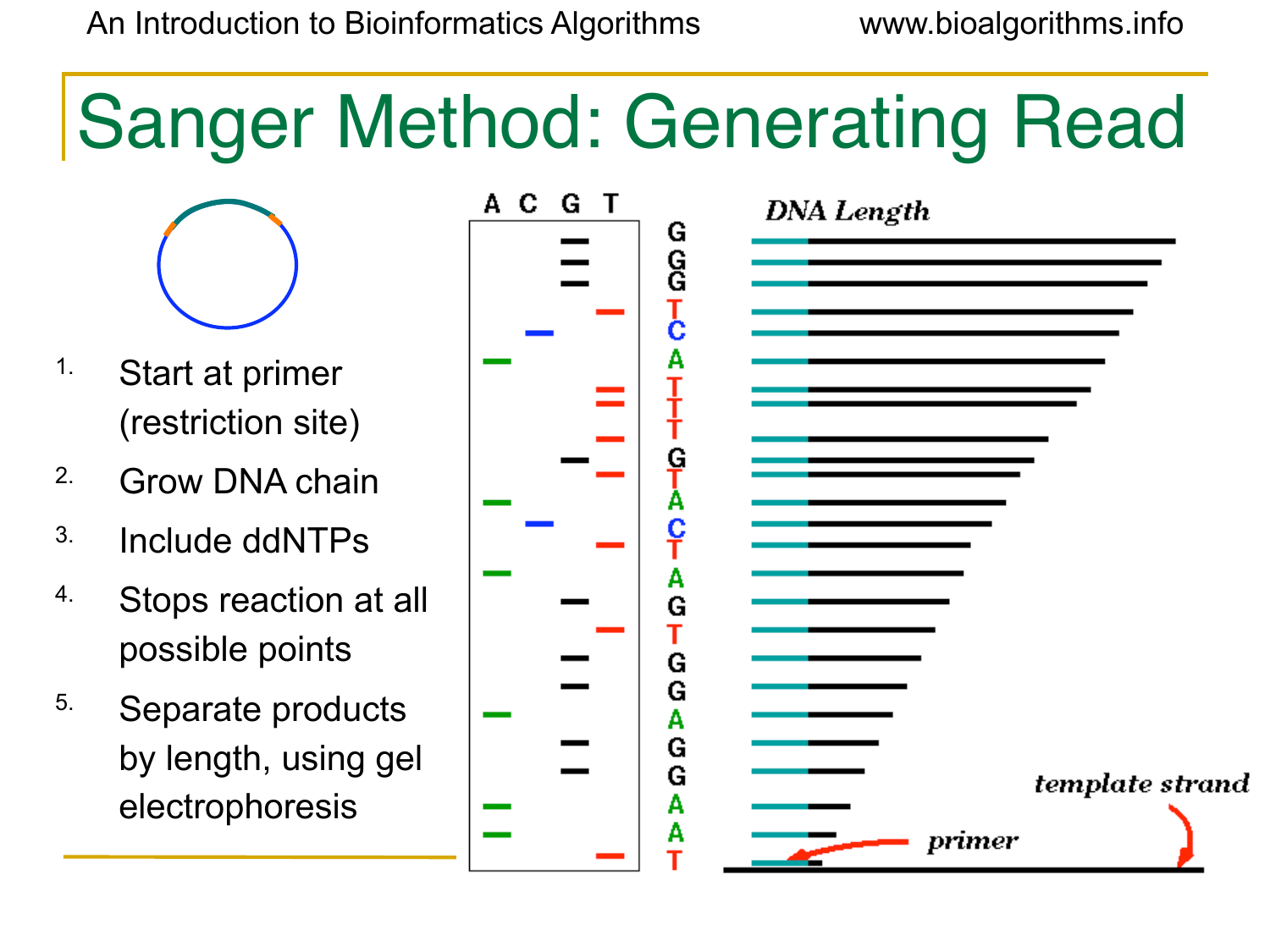# Sanger Method: Generating Read

1. Start at primer (restriction site)
2. Grow DNA chain
3. Include ddNTPs
4. Stops reaction at all possible points
5. Separate products by length, using gel electrophoresis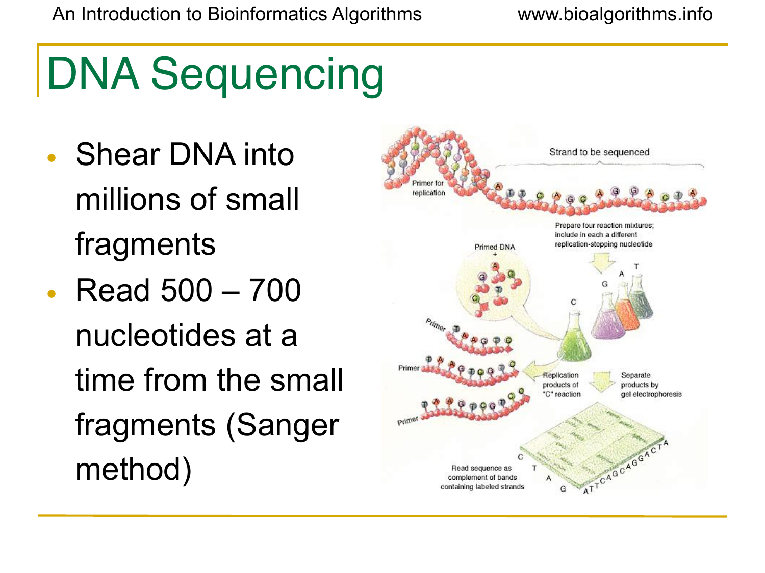# DNA Sequencing

- Shear DNA into millions of small fragments
- Read 500 – 700 nucleotides at a time from the small fragments (Sanger method)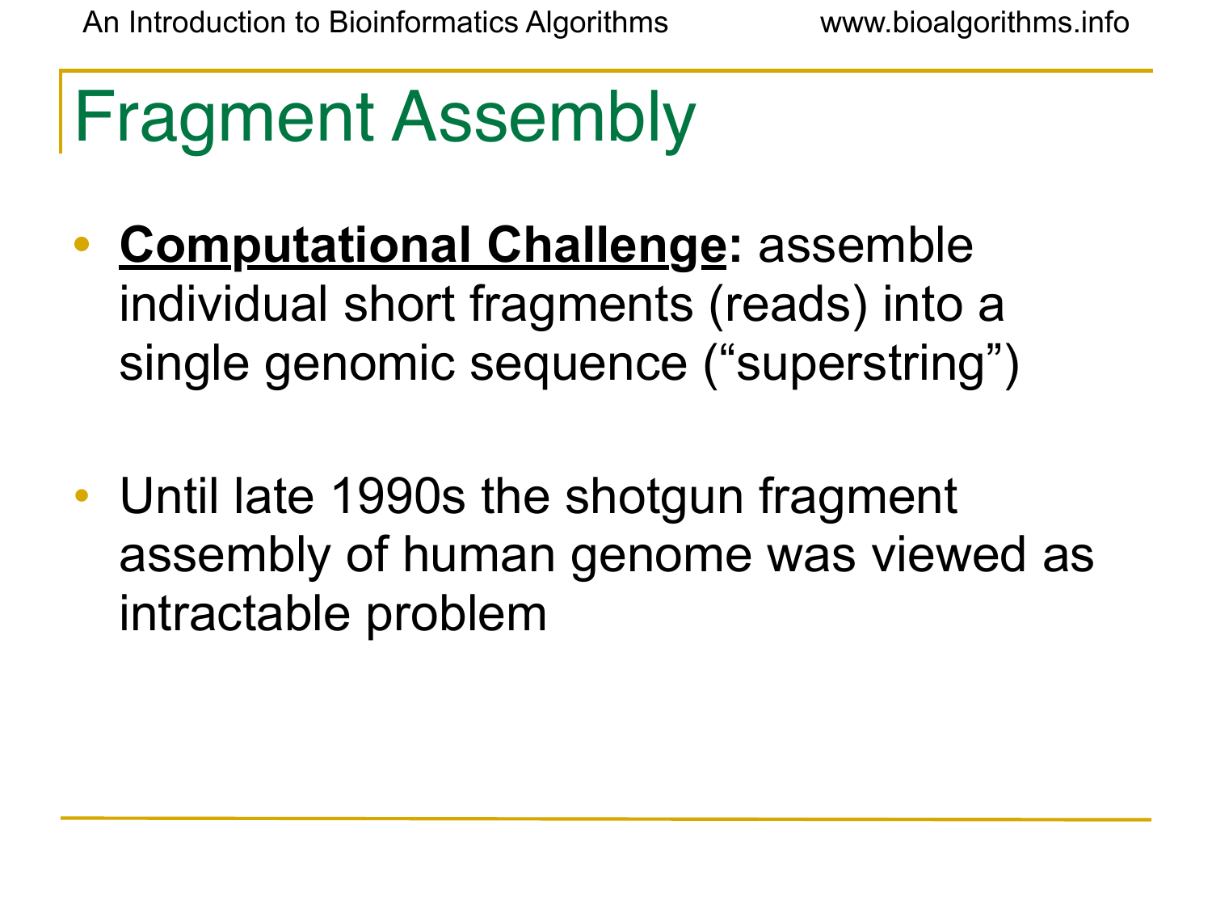# Fragment Assembly

- **Computational Challenge:** assemble individual short fragments (reads) into a single genomic sequence (“superstring”)

- Until late 1990s the shotgun fragment assembly of human genome was viewed as intractable problem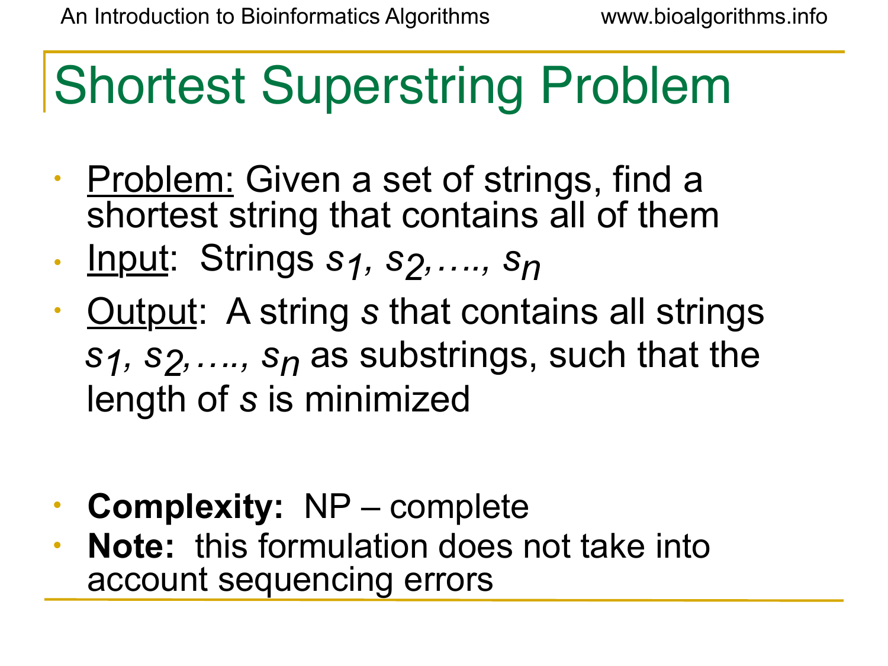# Shortest Superstring Problem

- <u>Problem:</u> Given a set of strings, find a shortest string that contains all of them
- <u>Input</u>: Strings $s_1, s_2, \ldots, s_n$
- <u>Output</u>: A string $s$ that contains all strings $s_1, s_2, \ldots, s_n$ as substrings, such that the length of $s$ is minimized

- **Complexity:** NP – complete
- **Note:** this formulation does not take into account sequencing errors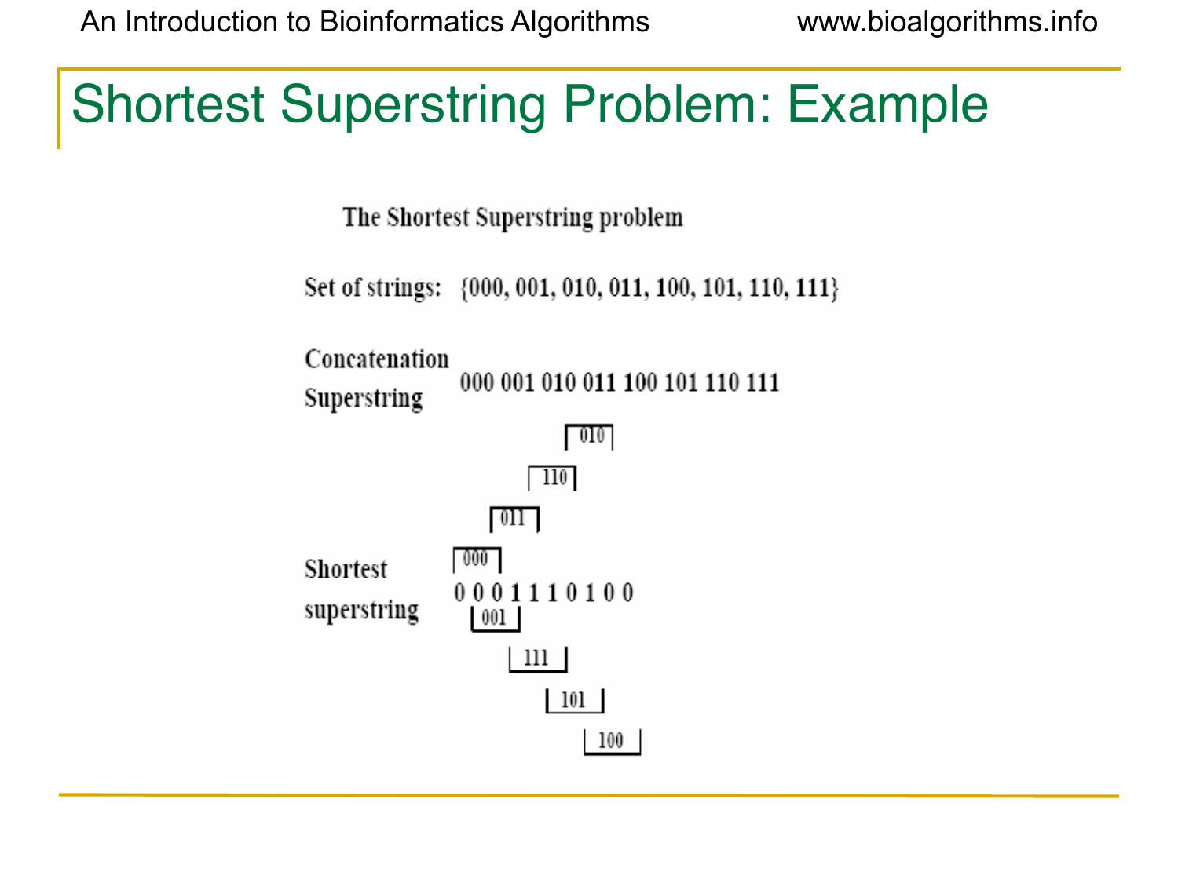# Shortest Superstring Problem: Example

The Shortest Superstring problem

Set of strings: {000, 001, 010, 011, 100, 101, 110, 111}

Concatenation Superstring: 000 001 010 011 100 101 110 111

Shortest superstring: 0 0 0 1 1 1 0 1 0 0

```
        010
      110
    011
  000
0 0 0 1 1 1 0 1 0 0
  001
      111
        101
          100
```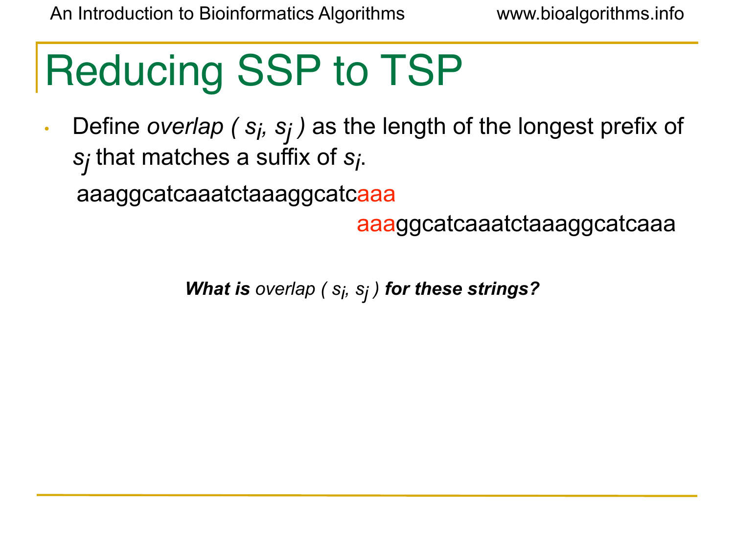# Reducing SSP to TSP

- Define *overlap* ( $s_i$, $s_j$ ) as the length of the longest prefix of $s_j$ that matches a suffix of $s_i$.

```
aaaggcatcaaatctaaaggcatcaaa
                        aaaggcatcaaatctaaaggcatcaaa
```

***What is** overlap ( $s_i$, $s_j$ ) **for these strings?***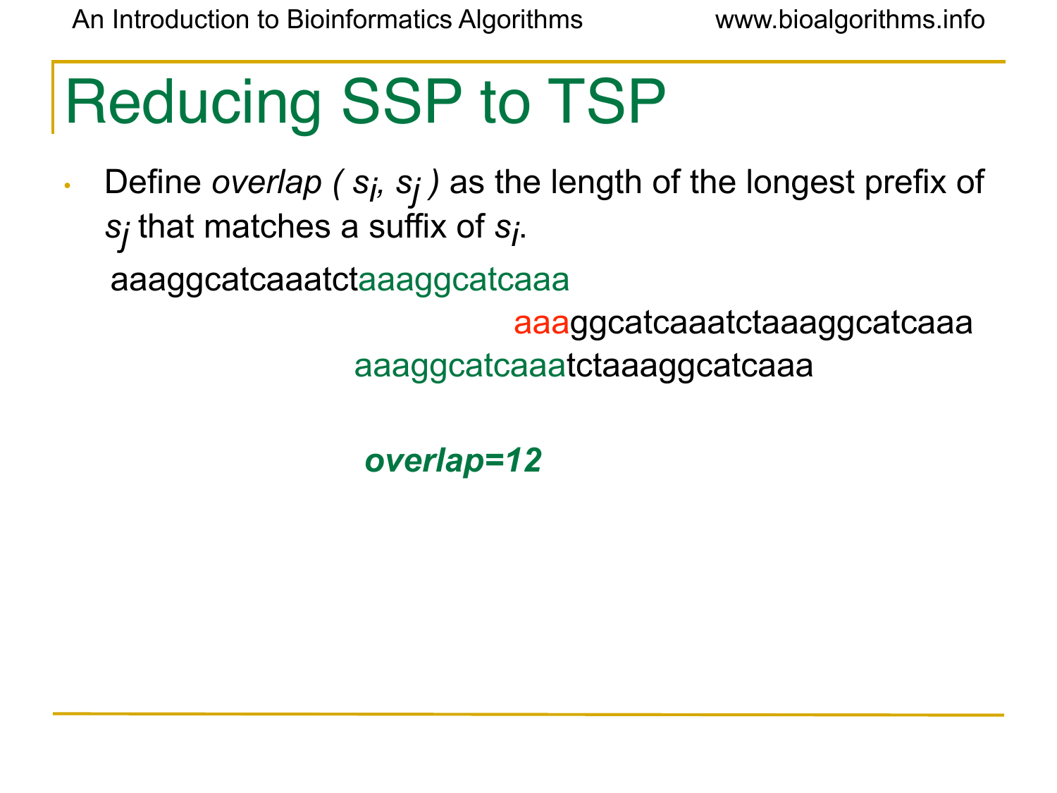# Reducing SSP to TSP

- Define *overlap* ( $s_i$, $s_j$ ) as the length of the longest prefix of $s_j$ that matches a suffix of $s_i$.

```
aaaggcatcaaatctaaaggcatcaaa
                     aaaggcatcaaatctaaaggcatcaaa
              aaaggcatcaaatctaaaggcatcaaa
```

***overlap=12***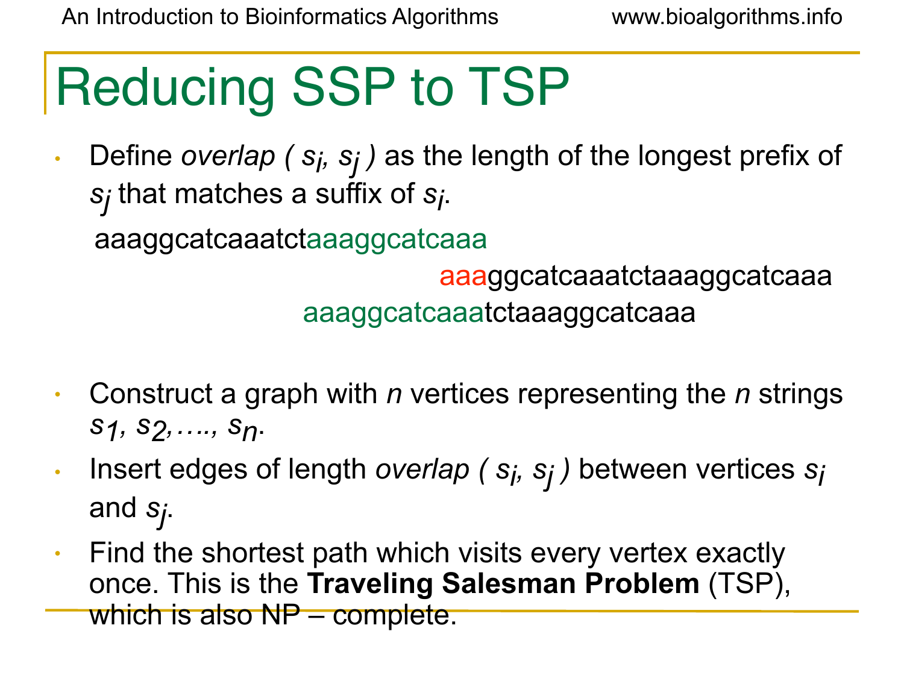# Reducing SSP to TSP

- Define *overlap* ( $s_i$, $s_j$ ) as the length of the longest prefix of $s_j$ that matches a suffix of $s_i$.

```
aaaggcatcaaatctaaaggcatcaaa
                         aaaggcatcaaatctaaaggcatcaaa
                 aaaggcatcaaatctaaaggcatcaaa
```

- Construct a graph with $n$ vertices representing the $n$ strings $s_1, s_2, \ldots, s_n$.
- Insert edges of length *overlap* ( $s_i$, $s_j$ ) between vertices $s_i$ and $s_j$.
- Find the shortest path which visits every vertex exactly once. This is the **Traveling Salesman Problem** (TSP), which is also NP – complete.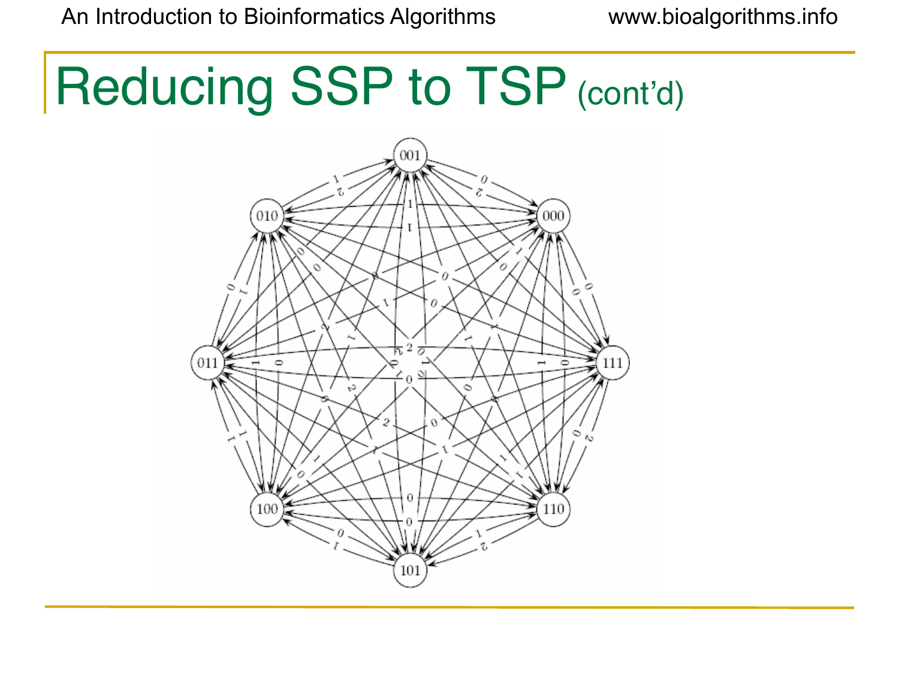# Reducing SSP to TSP (cont'd)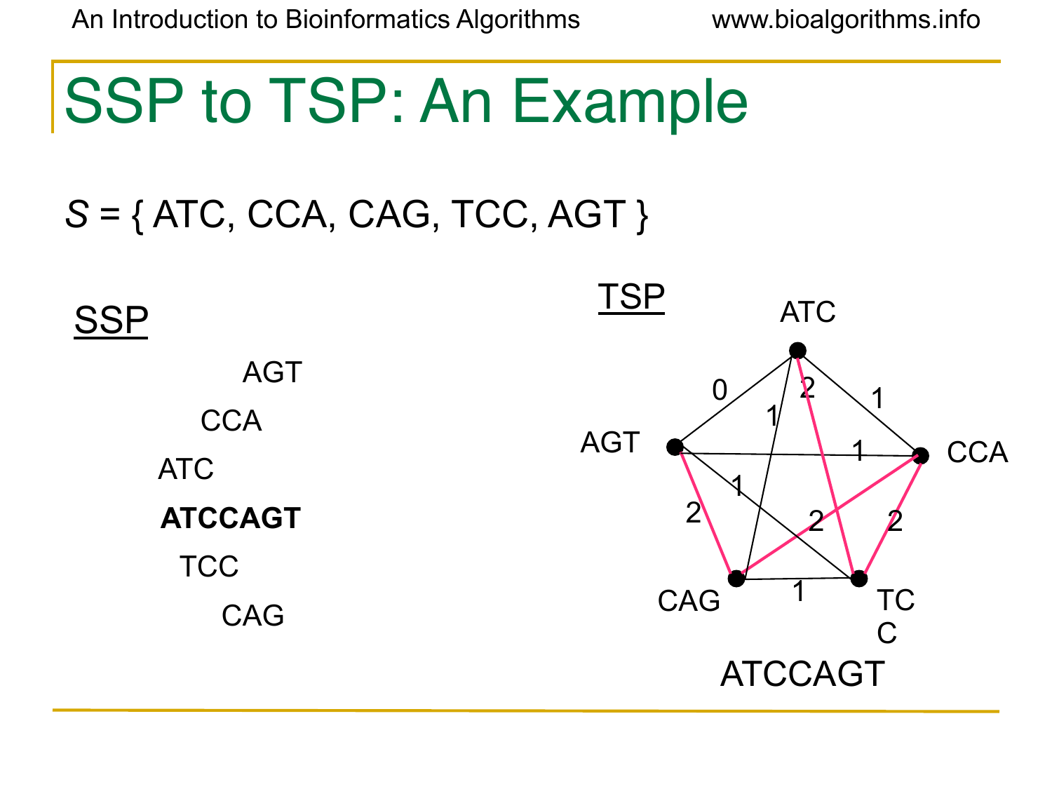# SSP to TSP: An Example

$S$ = { ATC, CCA, CAG, TCC, AGT }

SSP

AGT
CCA
ATC
**ATCCAGT**
TCC
CAG

TSP

ATCCAGT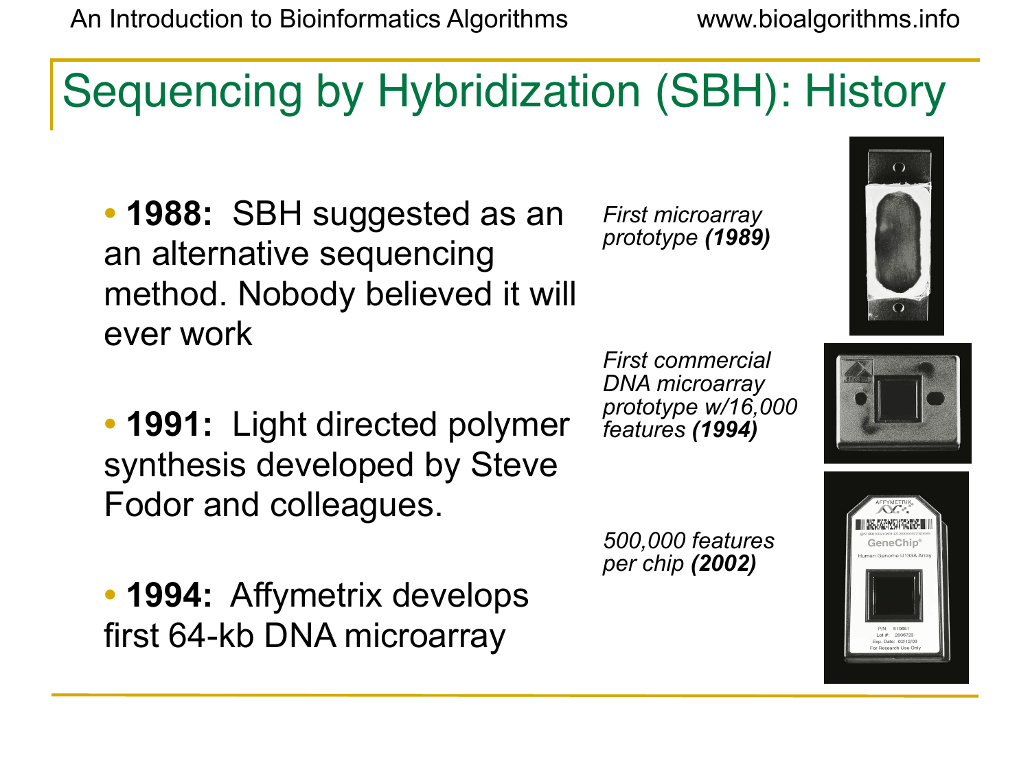# Sequencing by Hybridization (SBH): History

- **1988:** SBH suggested as an an alternative sequencing method. Nobody believed it will ever work

- **1991:** Light directed polymer synthesis developed by Steve Fodor and colleagues.

- **1994:** Affymetrix develops first 64-kb DNA microarray

*First microarray prototype **(1989)***

*First commercial DNA microarray prototype w/16,000 features **(1994)***

*500,000 features per chip **(2002)***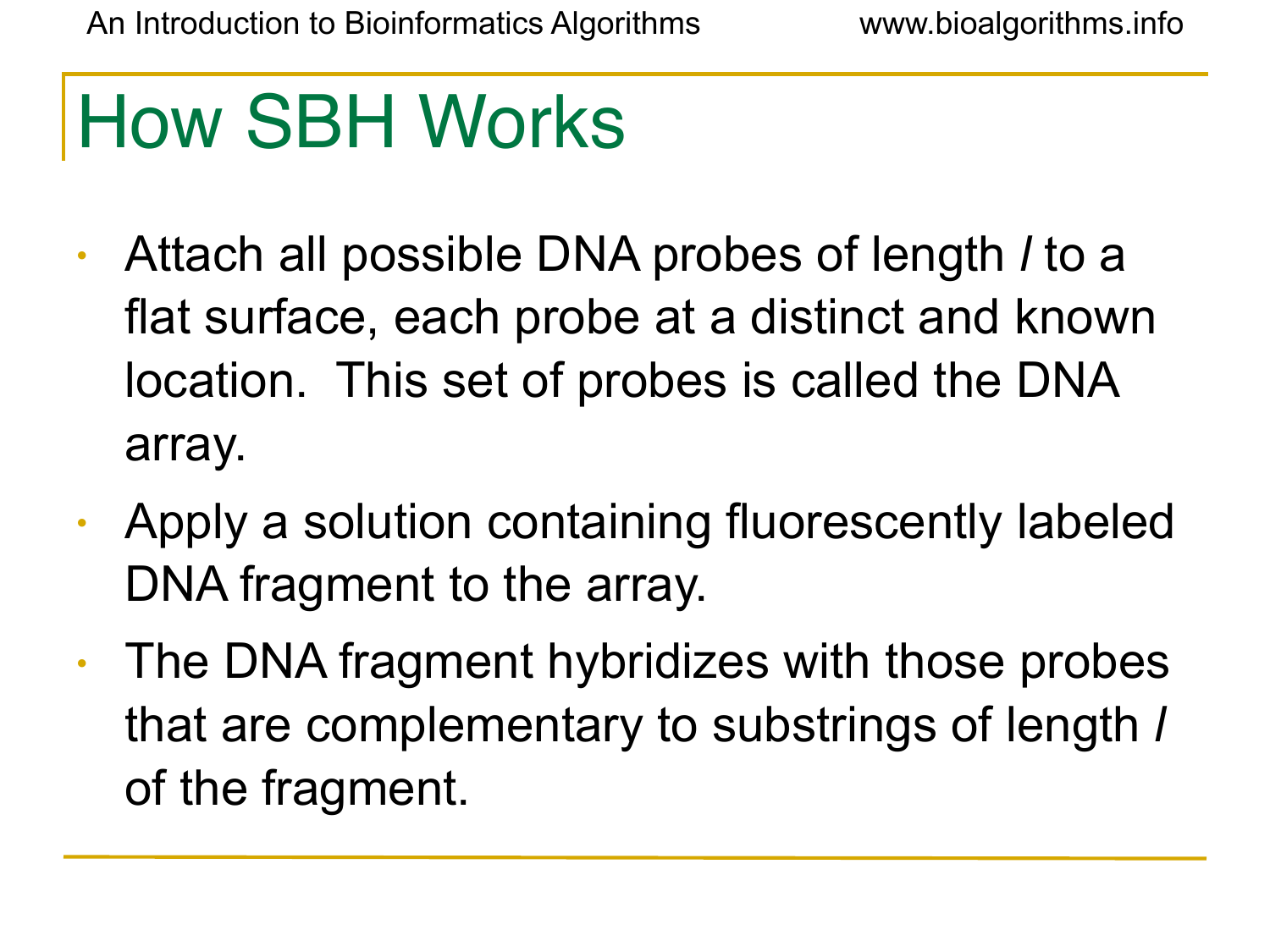# How SBH Works

- Attach all possible DNA probes of length *l* to a flat surface, each probe at a distinct and known location. This set of probes is called the DNA array.
- Apply a solution containing fluorescently labeled DNA fragment to the array.
- The DNA fragment hybridizes with those probes that are complementary to substrings of length *l* of the fragment.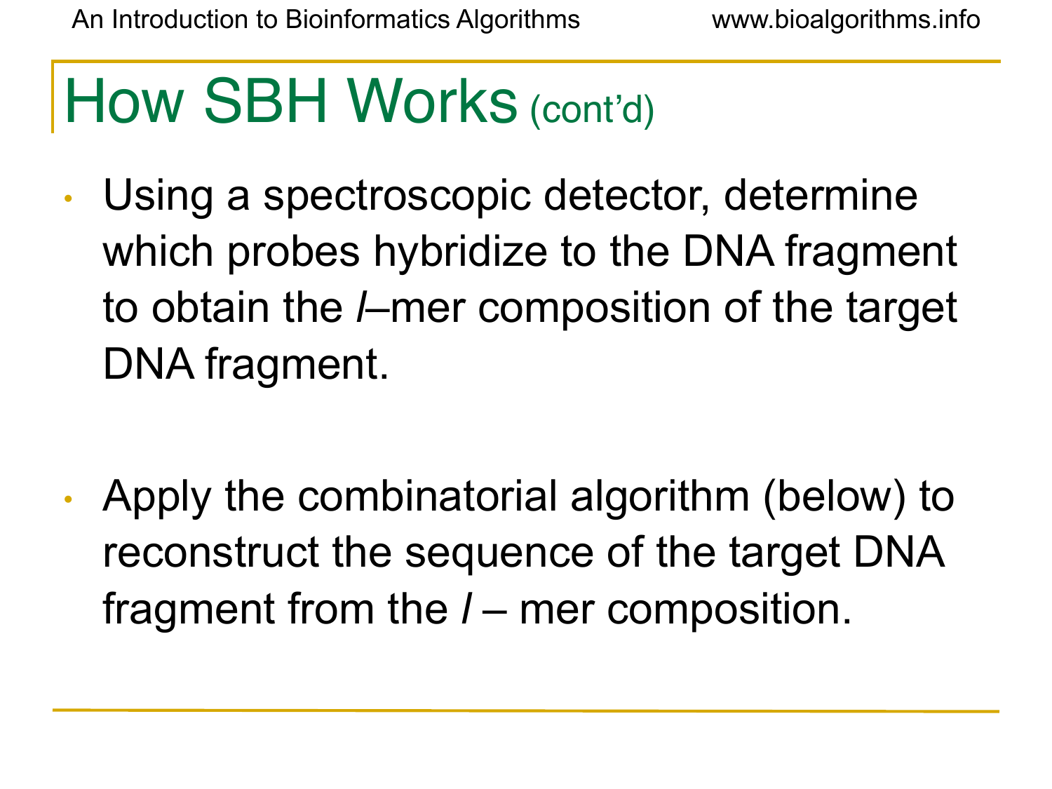# How SBH Works (cont'd)

- Using a spectroscopic detector, determine which probes hybridize to the DNA fragment to obtain the *l*–mer composition of the target DNA fragment.

- Apply the combinatorial algorithm (below) to reconstruct the sequence of the target DNA fragment from the *l* – mer composition.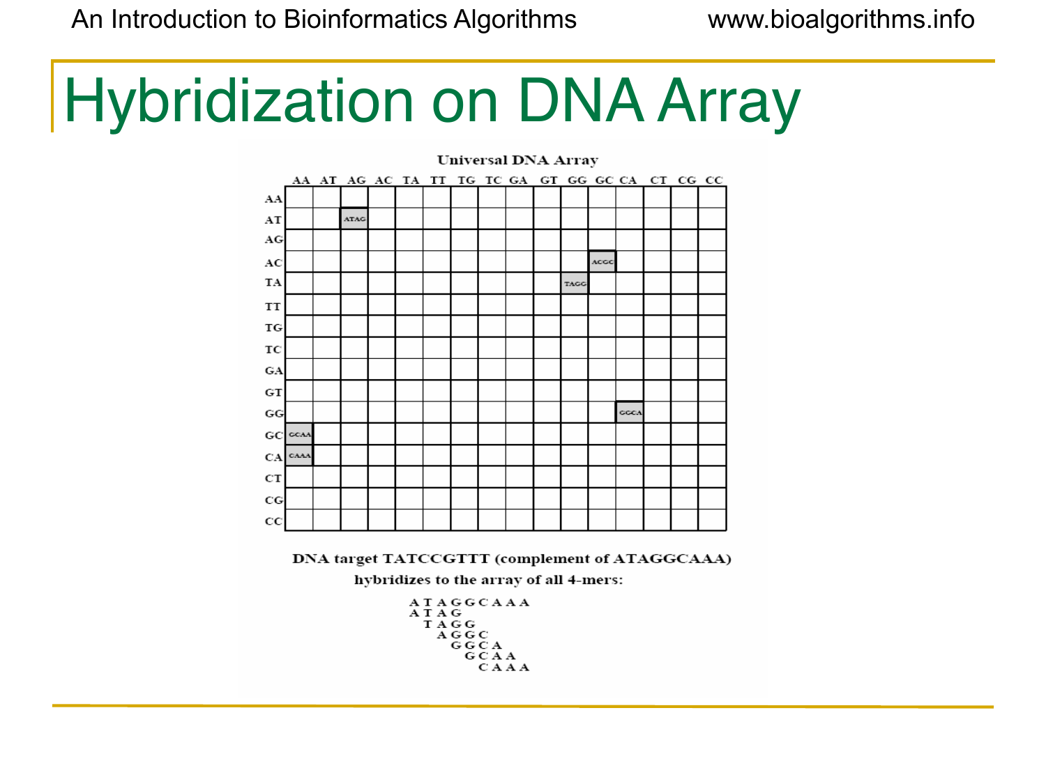# Hybridization on DNA Array

**Universal DNA Array**

| | AA | AT | AG | AC | TA | TT | TG | TC | GA | GT | GG | GC | CA | CT | CG | CC |
|---|---|---|---|---|---|---|---|---|---|---|---|---|---|---|---|---|
| AA | | | | | | | | | | | | | | | | |
| AT | | | ATAG | | | | | | | | | | | | | |
| AG | | | | | | | | | | | | | | | | |
| AC | | | | | | | | | | | | ACGC | | | | |
| TA | | | | | | | | | | | TAGG | | | | | |
| TT | | | | | | | | | | | | | | | | |
| TG | | | | | | | | | | | | | | | | |
| TC | | | | | | | | | | | | | | | | |
| GA | | | | | | | | | | | | | | | | |
| GT | | | | | | | | | | | | | | | | |
| GG | | | | | | | | | | | | | GGCA | | | |
| GC | GCAA | | | | | | | | | | | | | | | |
| CA | CAAA | | | | | | | | | | | | | | | |
| CT | | | | | | | | | | | | | | | | |
| CG | | | | | | | | | | | | | | | | |
| CC | | | | | | | | | | | | | | | | |

**DNA target TATCCGTTT (complement of ATAGGCAAA) hybridizes to the array of all 4-mers:**

```
A T A G G C A A A
A T A G
  T A G G
    A G G C
      G G C A
        G C A A
          C A A A
```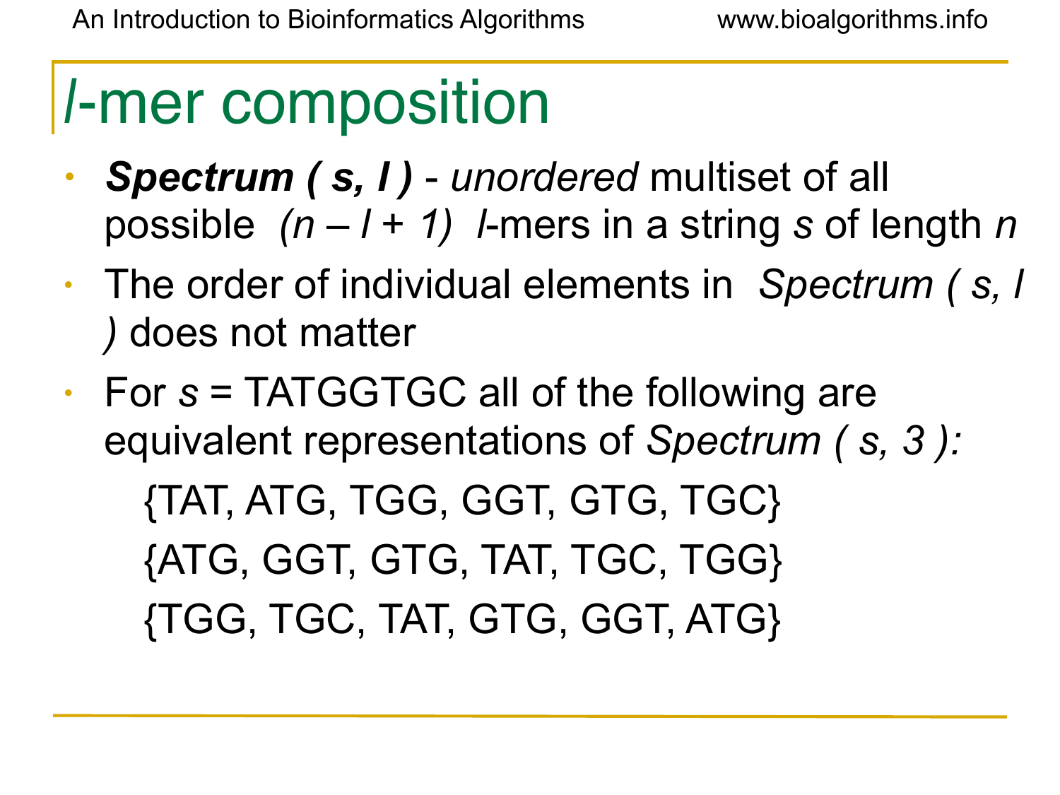# *l*-mer composition

- ***Spectrum ( s, l )*** - *unordered* multiset of all possible *(n – l + 1)* *l*-mers in a string *s* of length *n*
- The order of individual elements in *Spectrum ( s, l )* does not matter
- For *s* = TATGGTGC all of the following are equivalent representations of *Spectrum ( s, 3 ):*

  {TAT, ATG, TGG, GGT, GTG, TGC}

  {ATG, GGT, GTG, TAT, TGC, TGG}

  {TGG, TGC, TAT, GTG, GGT, ATG}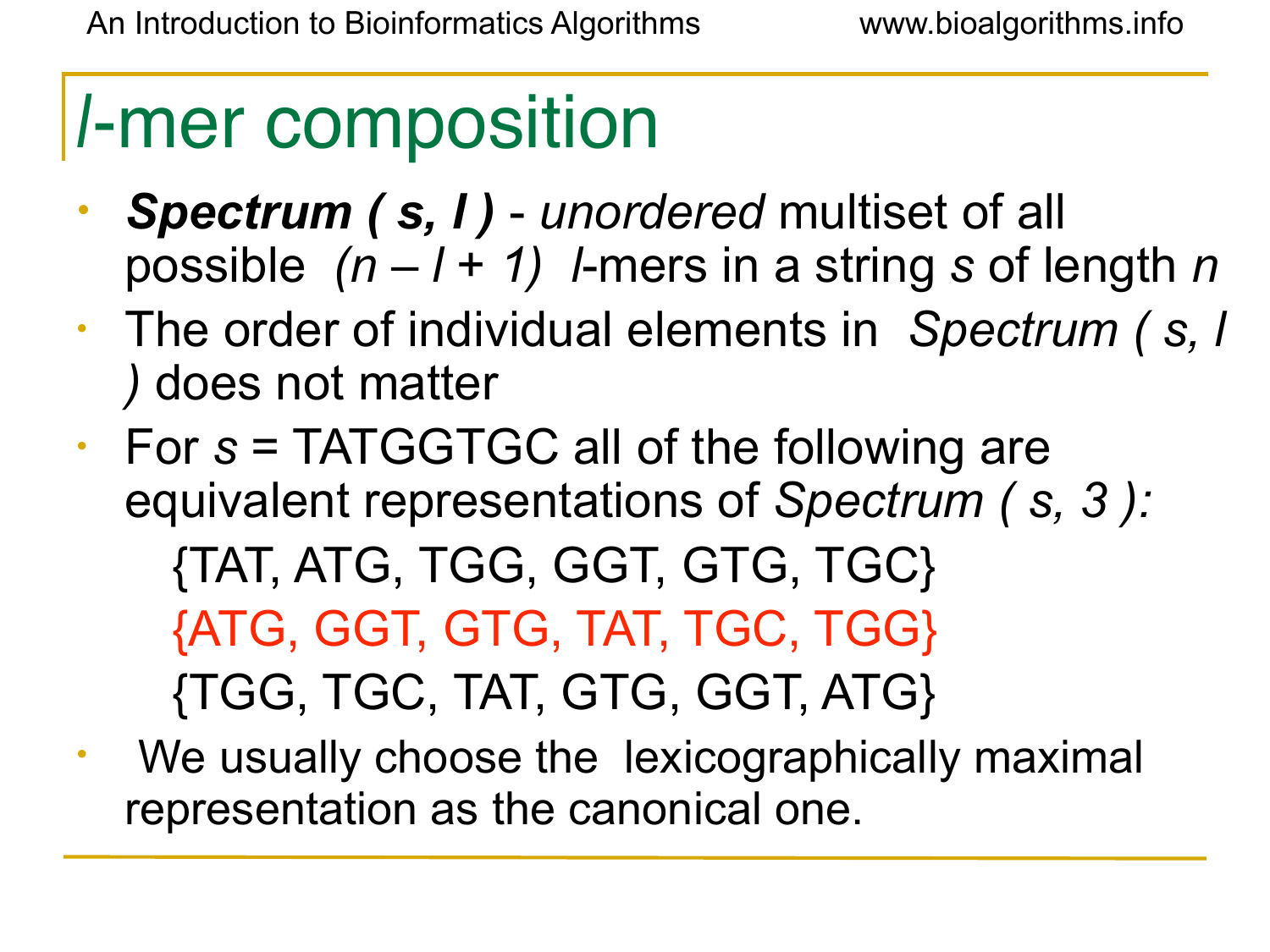# *l*-mer composition

- ***Spectrum ( s, l )*** - *unordered* multiset of all possible *(n – l + 1)* *l*-mers in a string *s* of length *n*
- The order of individual elements in *Spectrum ( s, l )* does not matter
- For *s* = TATGGTGC all of the following are equivalent representations of *Spectrum ( s, 3 ):*

  {TAT, ATG, TGG, GGT, GTG, TGC}

  {ATG, GGT, GTG, TAT, TGC, TGG}

  {TGG, TGC, TAT, GTG, GGT, ATG}
- We usually choose the lexicographically maximal representation as the canonical one.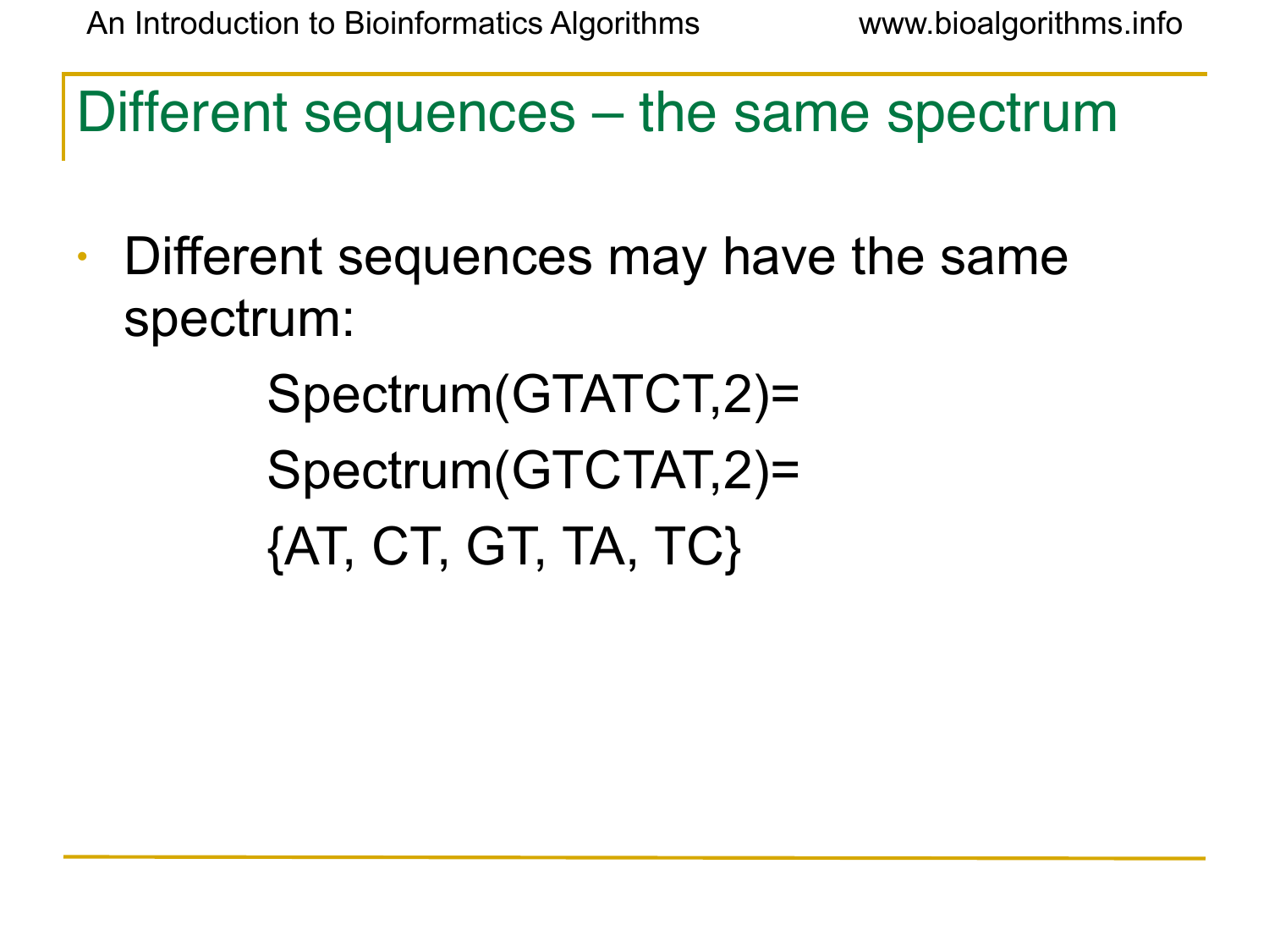# Different sequences – the same spectrum

- Different sequences may have the same spectrum:

  Spectrum(GTATCT,2)=

  Spectrum(GTCTAT,2)=

  {AT, CT, GT, TA, TC}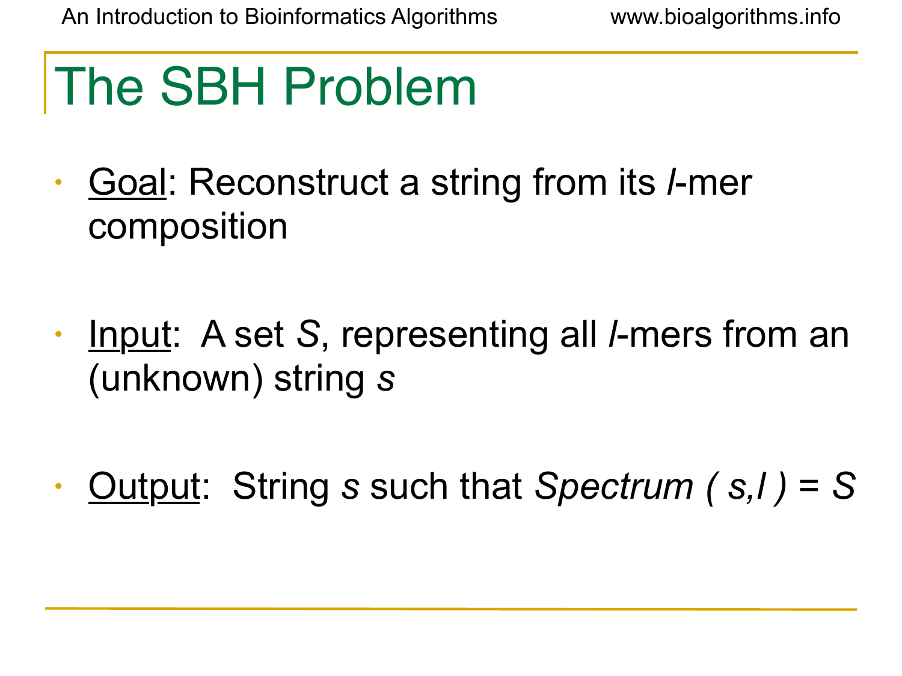# The SBH Problem

- Goal: Reconstruct a string from its $l$-mer composition

- Input: A set $S$, representing all $l$-mers from an (unknown) string $s$

- Output: String $s$ such that $Spectrum(s,l) = S$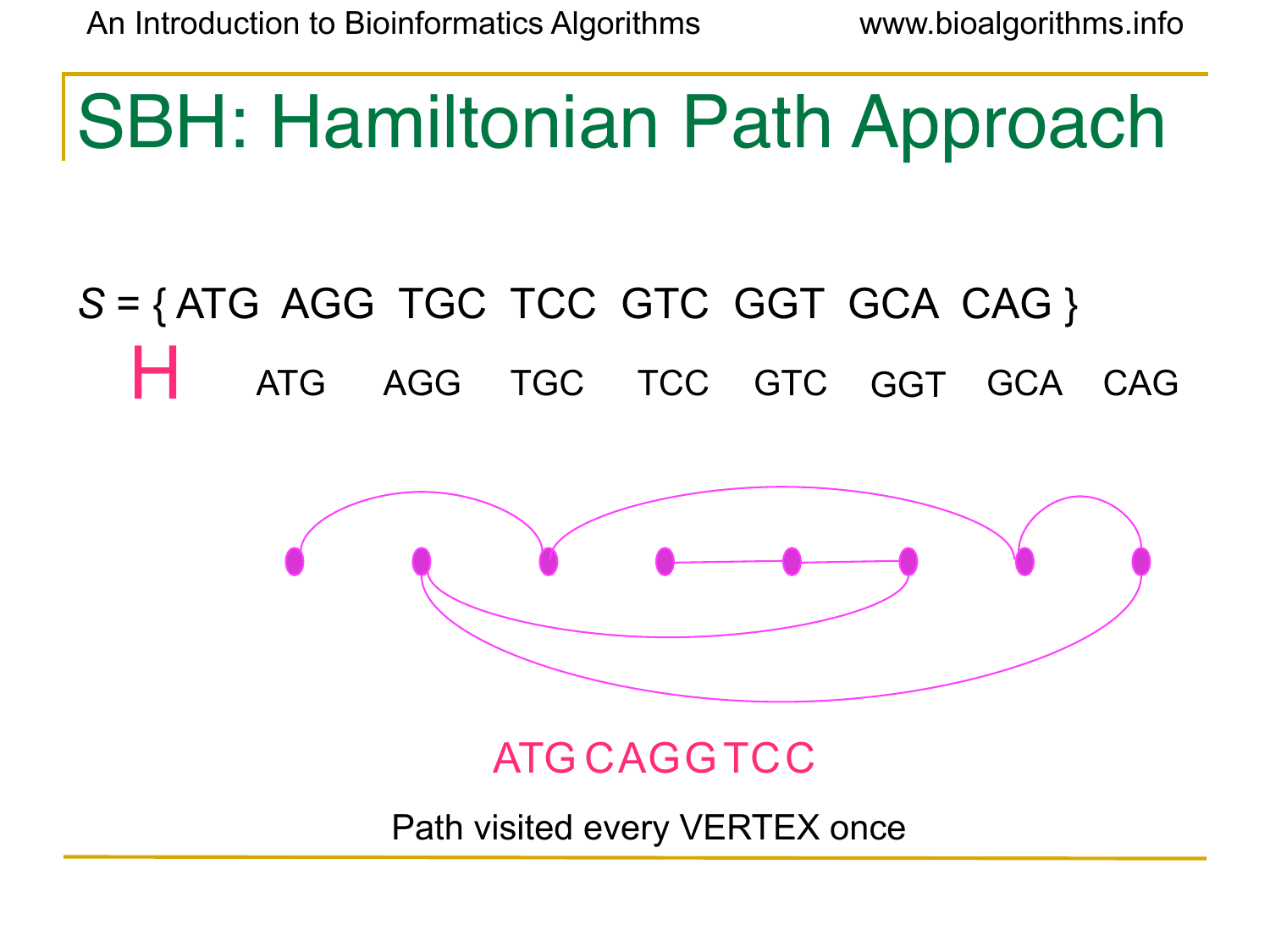# SBH: Hamiltonian Path Approach

*S* = { ATG AGG TGC TCC GTC GGT GCA CAG }

H ATG AGG TGC TCC GTC GGT GCA CAG

ATG CAGG TCC

Path visited every VERTEX once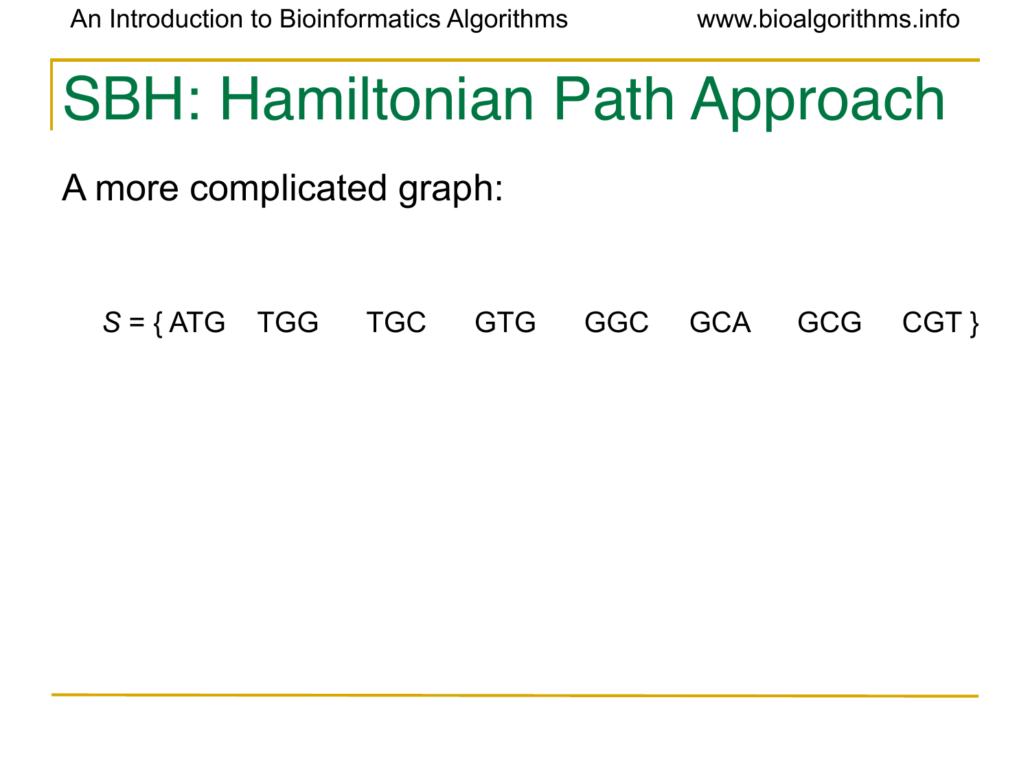# SBH: Hamiltonian Path Approach

A more complicated graph:

*S* = { ATG TGG TGC GTG GGC GCA GCG CGT }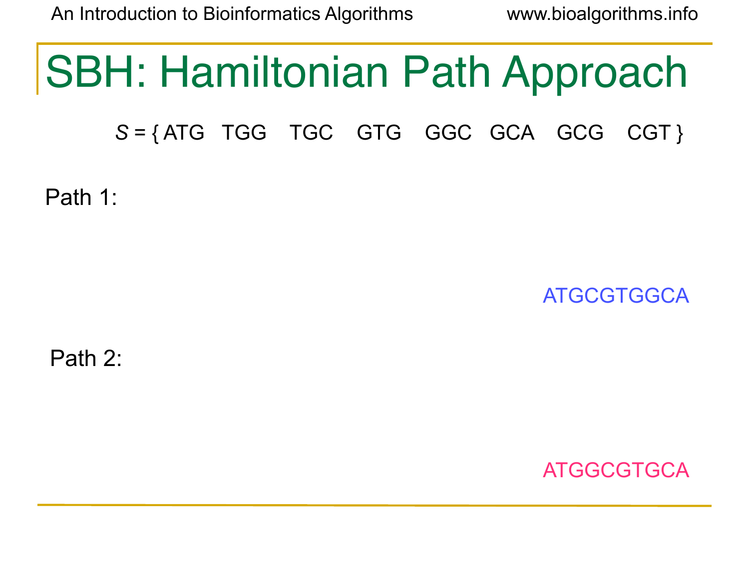# SBH: Hamiltonian Path Approach

*S* = { ATG TGG TGC GTG GGC GCA GCG CGT }

Path 1:

ATGCGTGGCA

Path 2:

ATGGCGTGCA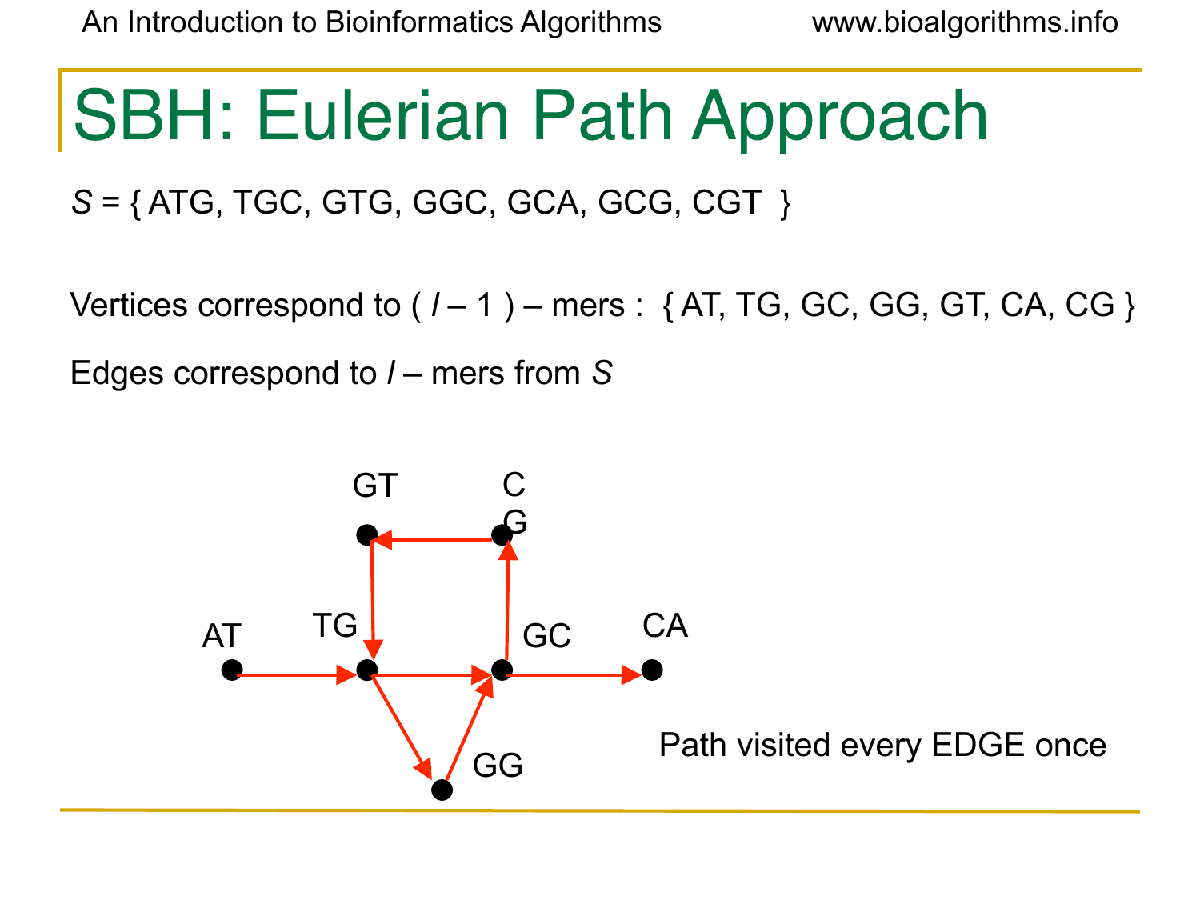# SBH: Eulerian Path Approach

*S* = { ATG, TGC, GTG, GGC, GCA, GCG, CGT }

Vertices correspond to ( *l* – 1 ) – mers : { AT, TG, GC, GG, GT, CA, CG }

Edges correspond to *l* – mers from *S*

GT  CG

AT  TG  GC  CA

GG

Path visited every EDGE once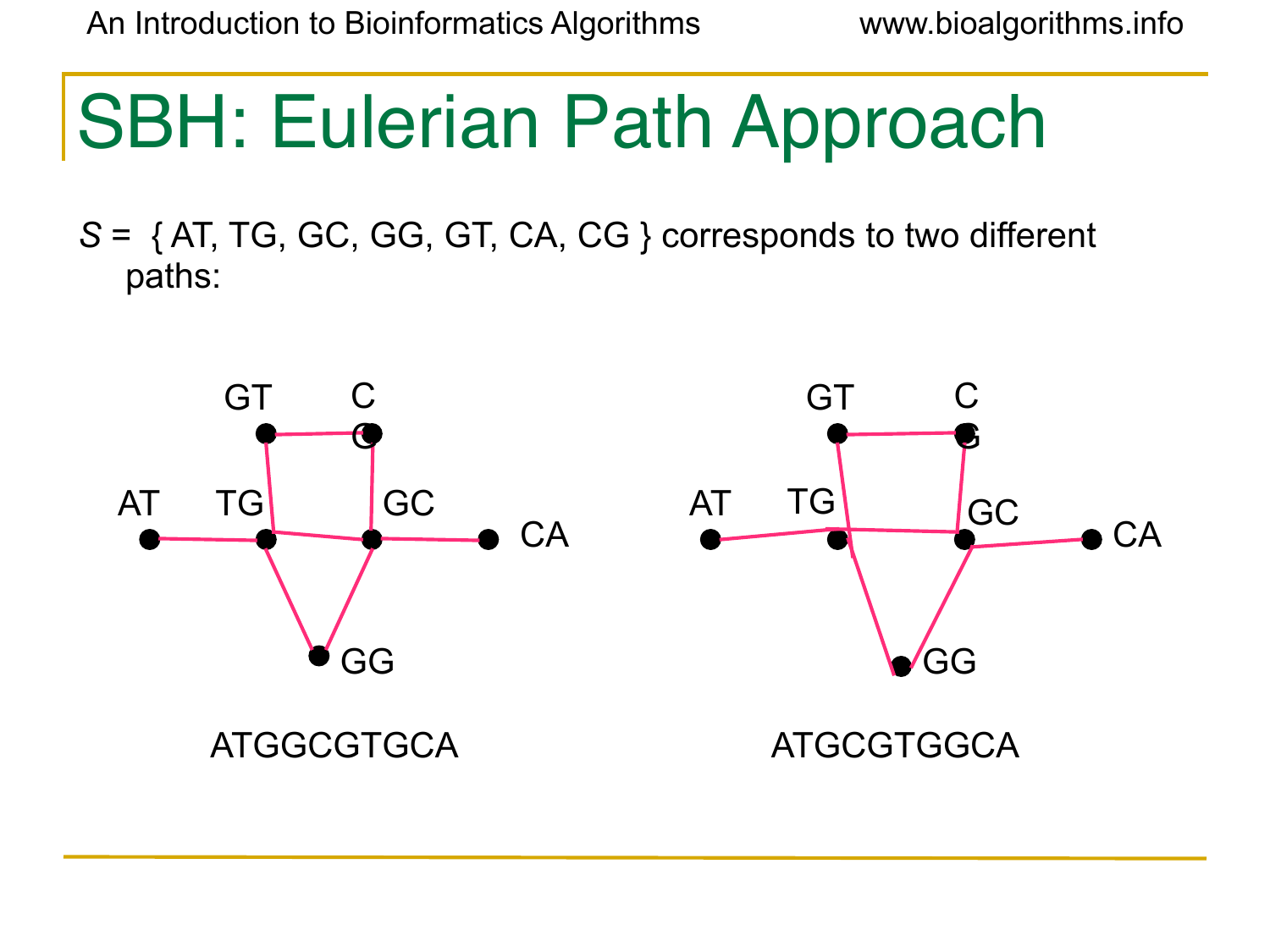# SBH: Eulerian Path Approach

*S* = { AT, TG, GC, GG, GT, CA, CG } corresponds to two different paths:

ATGGCGTGCA

ATGCGTGGCA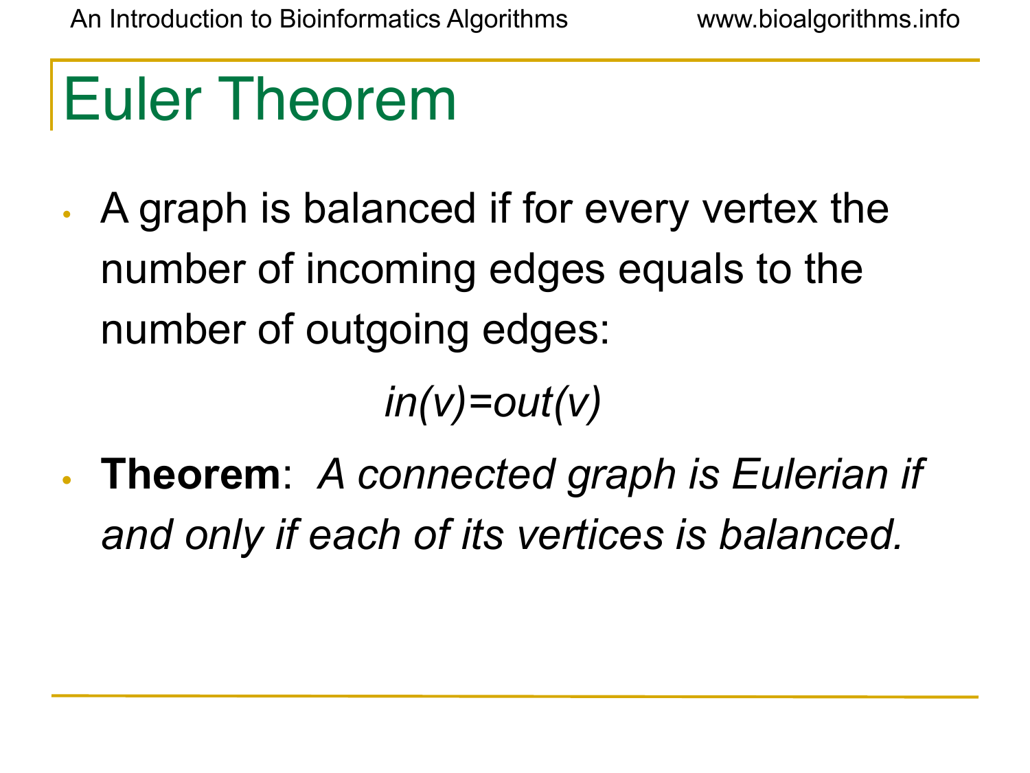# Euler Theorem

- A graph is balanced if for every vertex the number of incoming edges equals to the number of outgoing edges:

$$in(v)=out(v)$$

- **Theorem**: *A connected graph is Eulerian if and only if each of its vertices is balanced.*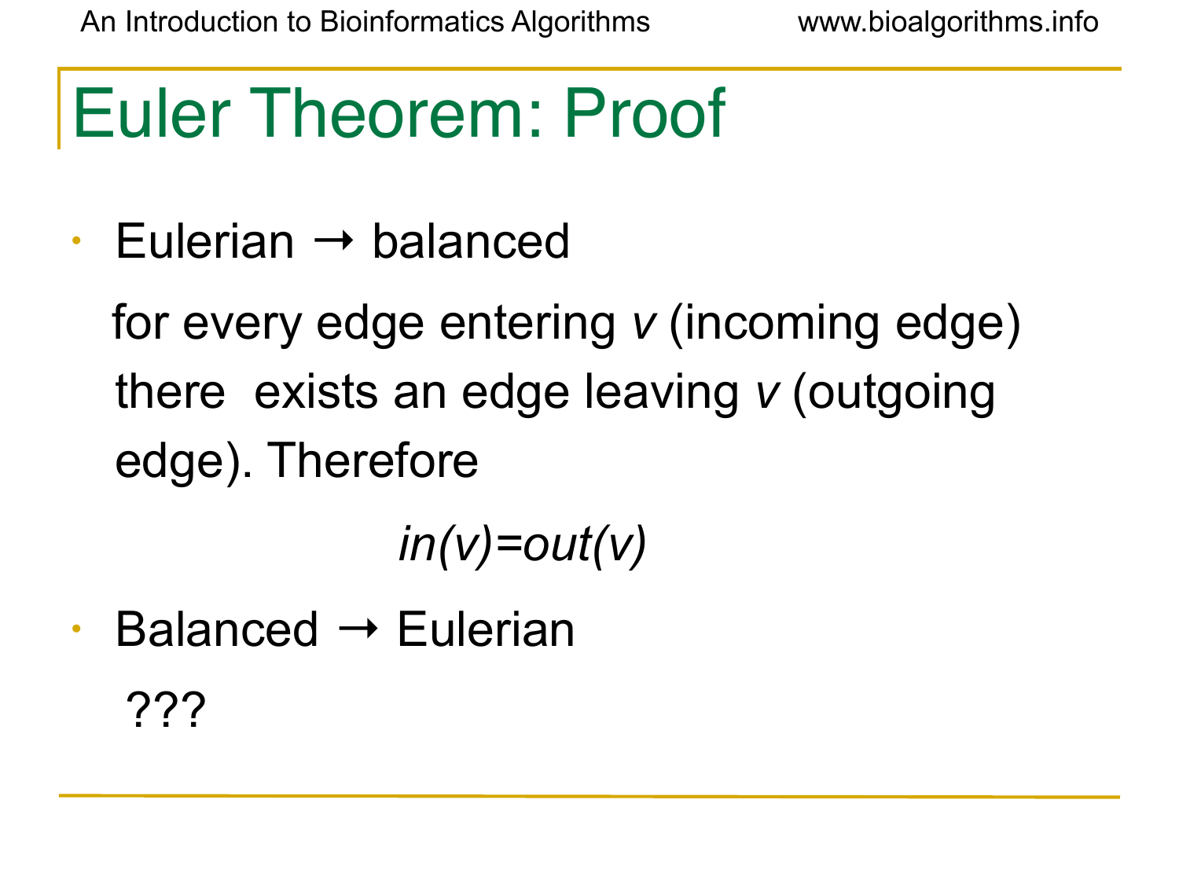# Euler Theorem: Proof

- Eulerian → balanced

  for every edge entering *v* (incoming edge) there exists an edge leaving *v* (outgoing edge). Therefore

$$in(v)=out(v)$$

- Balanced → Eulerian

  ???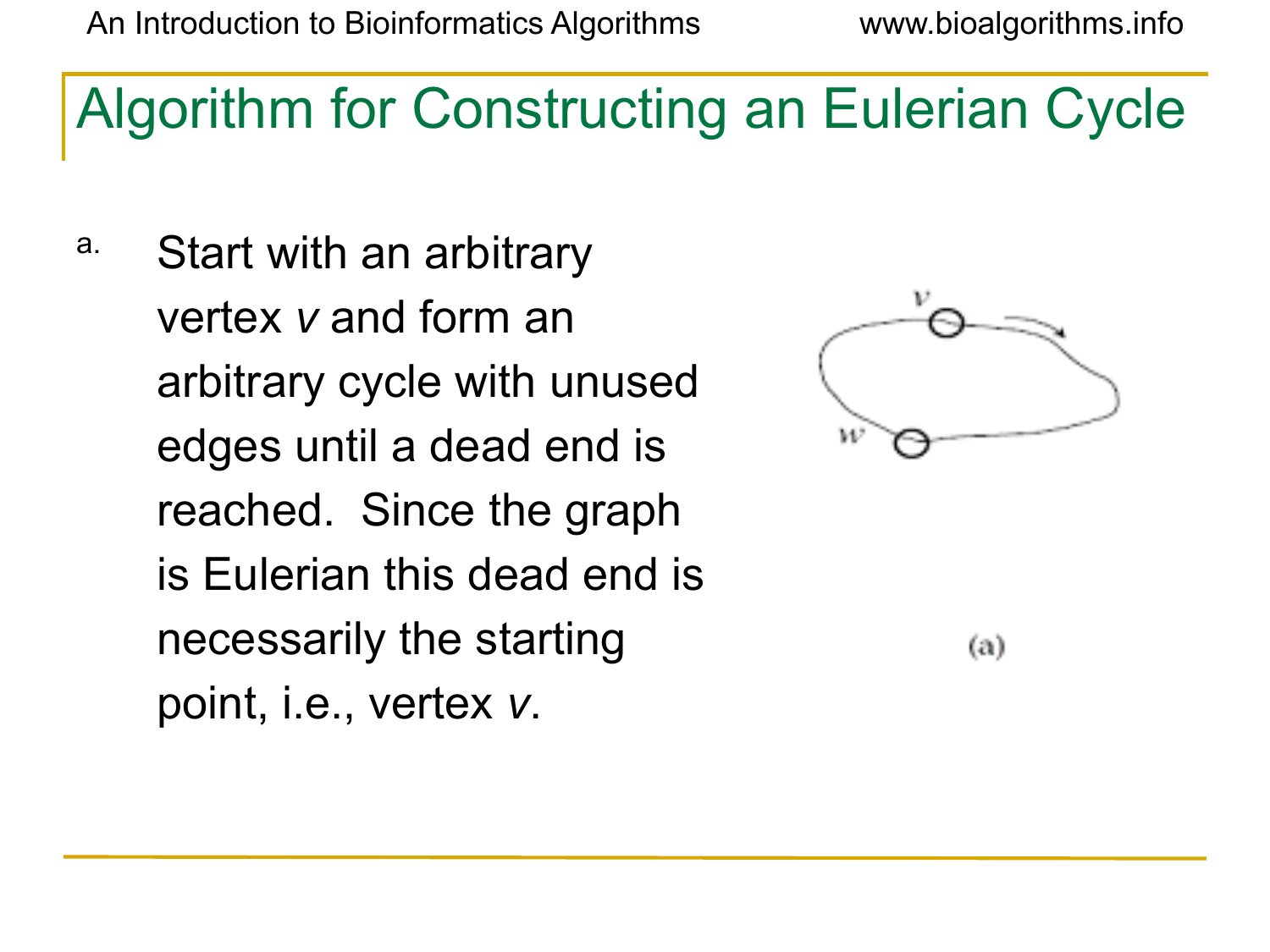# Algorithm for Constructing an Eulerian Cycle

a. Start with an arbitrary vertex *v* and form an arbitrary cycle with unused edges until a dead end is reached. Since the graph is Eulerian this dead end is necessarily the starting point, i.e., vertex *v*.

(a)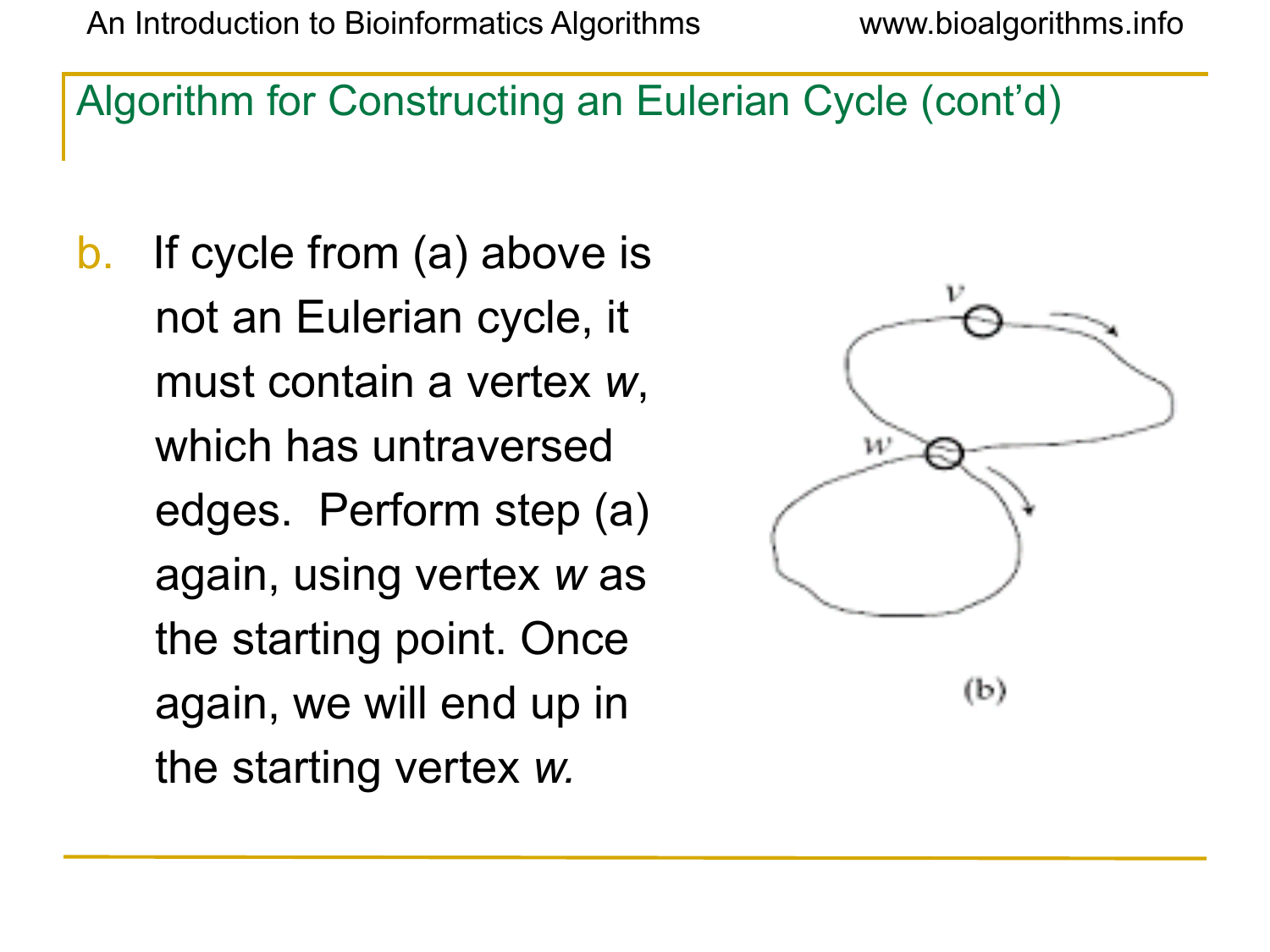## Algorithm for Constructing an Eulerian Cycle (cont'd)

b. If cycle from (a) above is not an Eulerian cycle, it must contain a vertex *w*, which has untraversed edges. Perform step (a) again, using vertex *w* as the starting point. Once again, we will end up in the starting vertex *w.*

(b)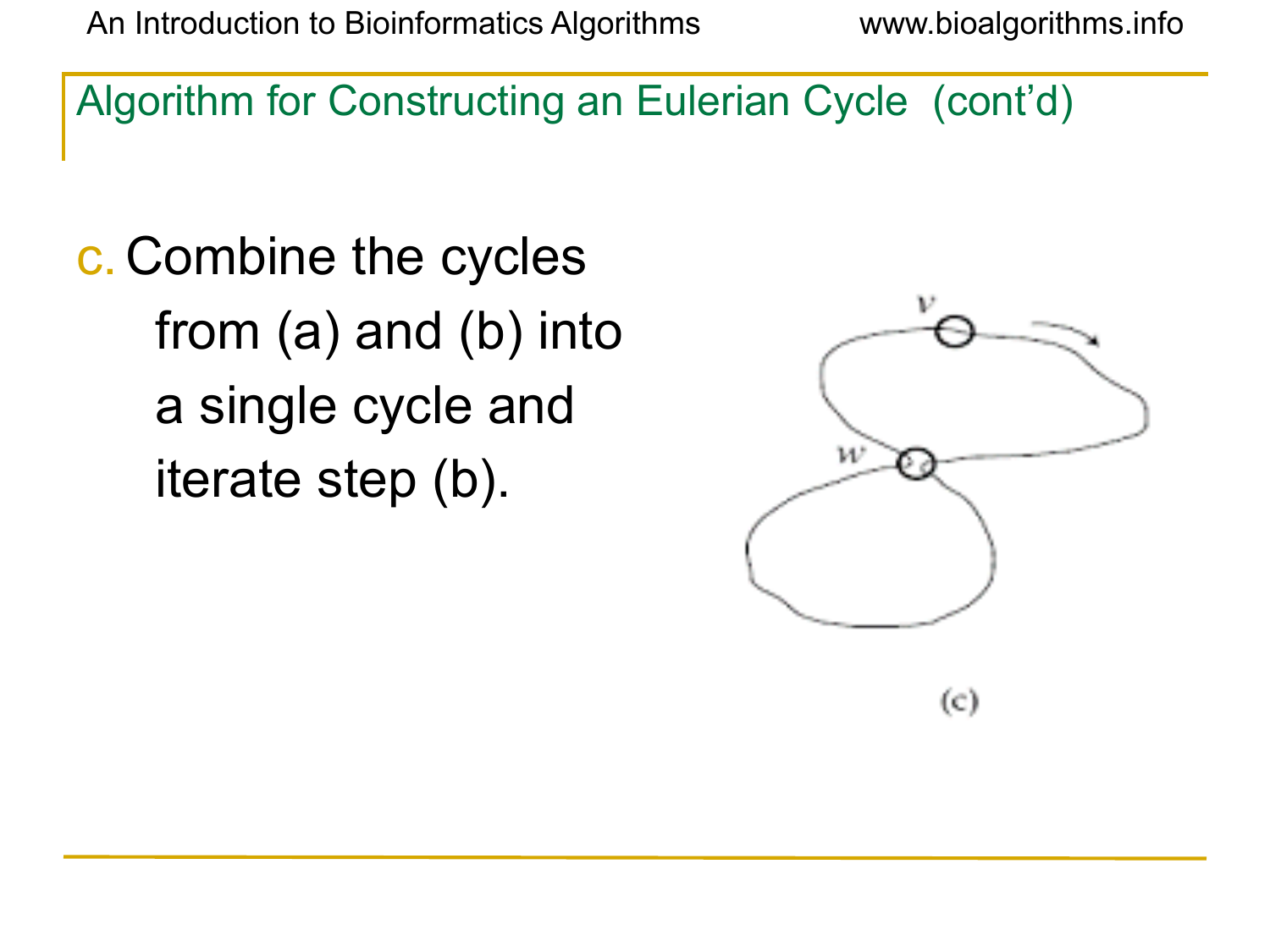## Algorithm for Constructing an Eulerian Cycle (cont'd)

c. Combine the cycles from (a) and (b) into a single cycle and iterate step (b).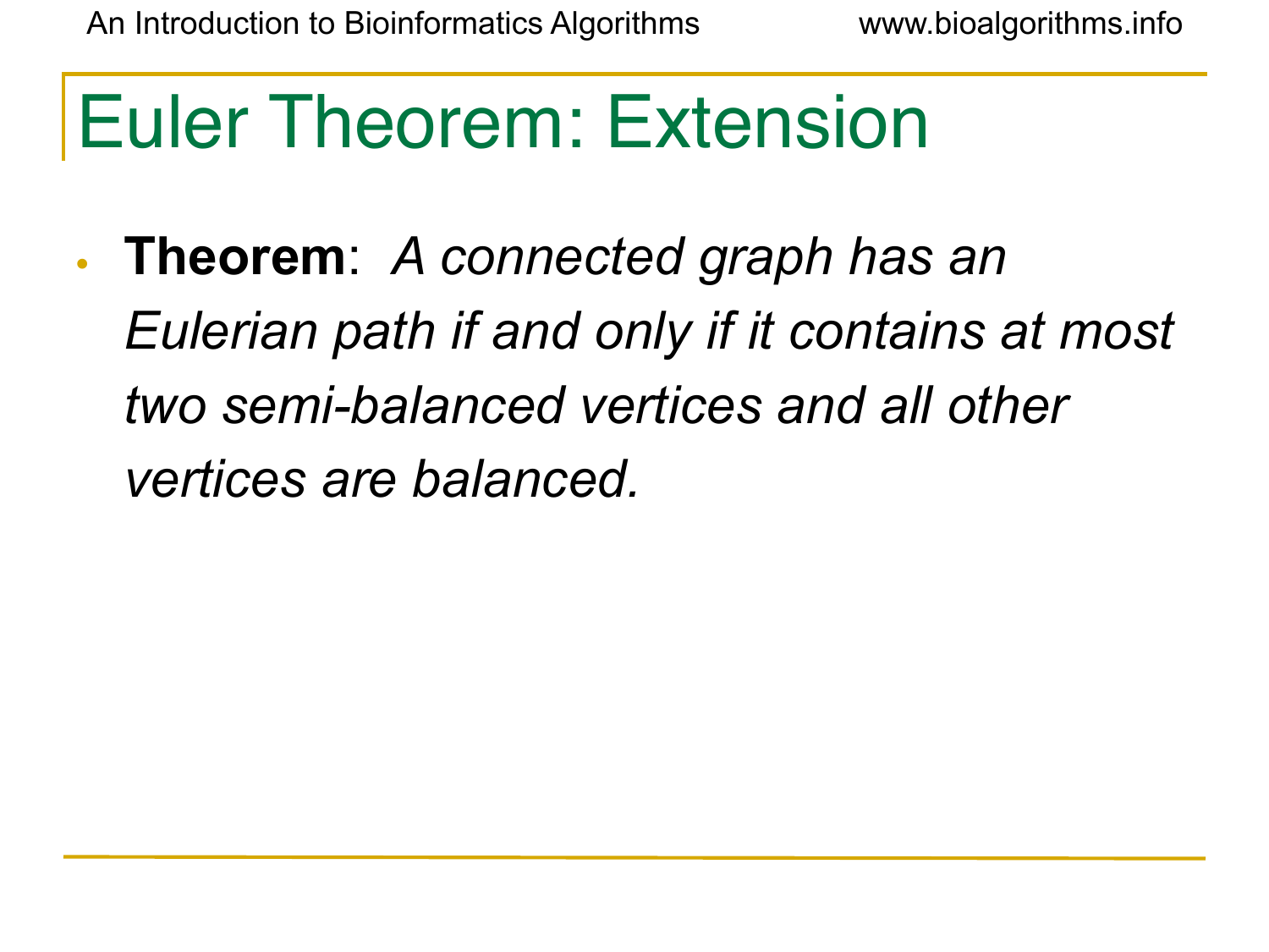# Euler Theorem: Extension

- **Theorem**: *A connected graph has an Eulerian path if and only if it contains at most two semi-balanced vertices and all other vertices are balanced.*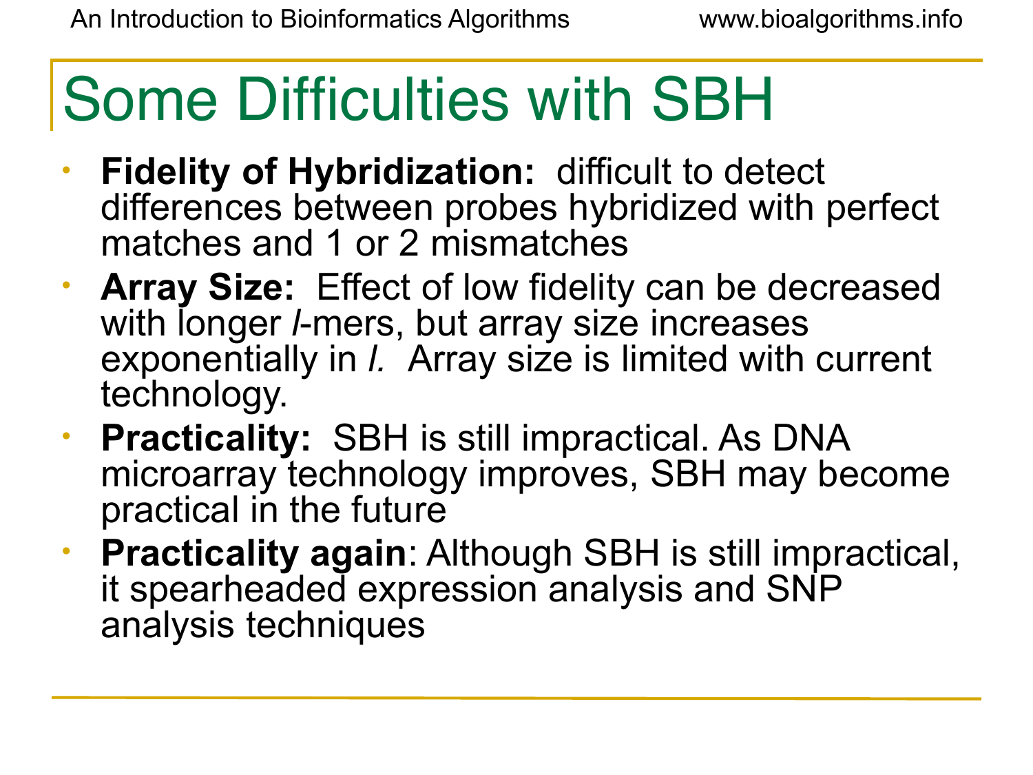# Some Difficulties with SBH

- **Fidelity of Hybridization:** difficult to detect differences between probes hybridized with perfect matches and 1 or 2 mismatches
- **Array Size:** Effect of low fidelity can be decreased with longer $l$-mers, but array size increases exponentially in $l$. Array size is limited with current technology.
- **Practicality:** SBH is still impractical. As DNA microarray technology improves, SBH may become practical in the future
- **Practicality again**: Although SBH is still impractical, it spearheaded expression analysis and SNP analysis techniques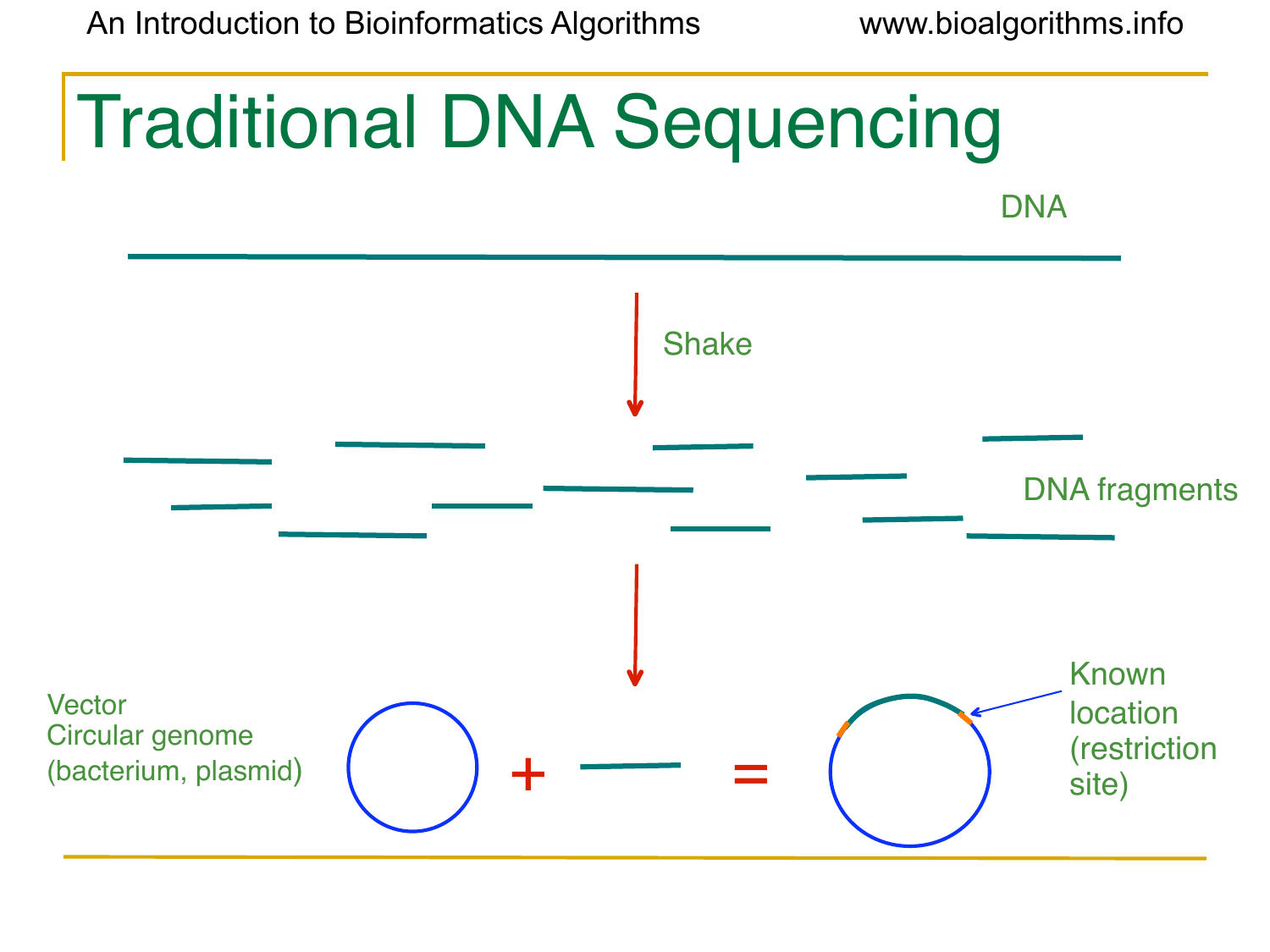# Traditional DNA Sequencing

DNA

Shake

DNA fragments

Vector
Circular genome
(bacterium, plasmid)

+ =

Known location (restriction site)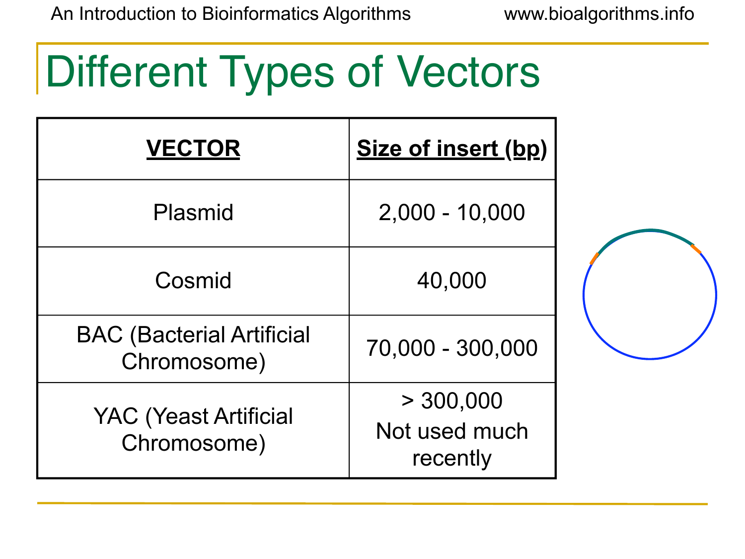# Different Types of Vectors

| VECTOR | Size of insert (bp) |
|---|---|
| Plasmid | 2,000 - 10,000 |
| Cosmid | 40,000 |
| BAC (Bacterial Artificial Chromosome) | 70,000 - 300,000 |
| YAC (Yeast Artificial Chromosome) | > 300,000 Not used much recently |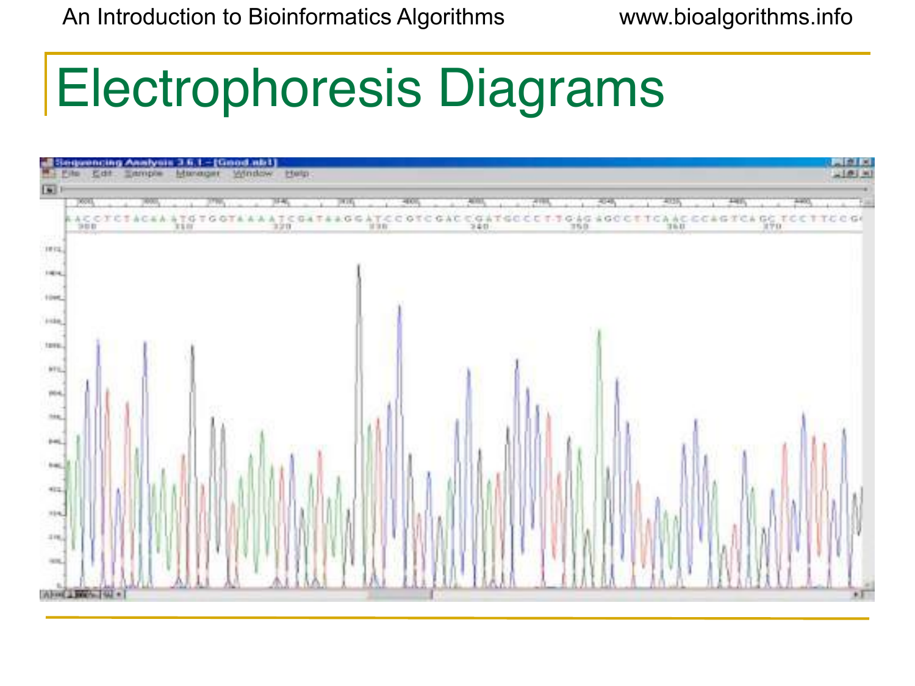# Electrophoresis Diagrams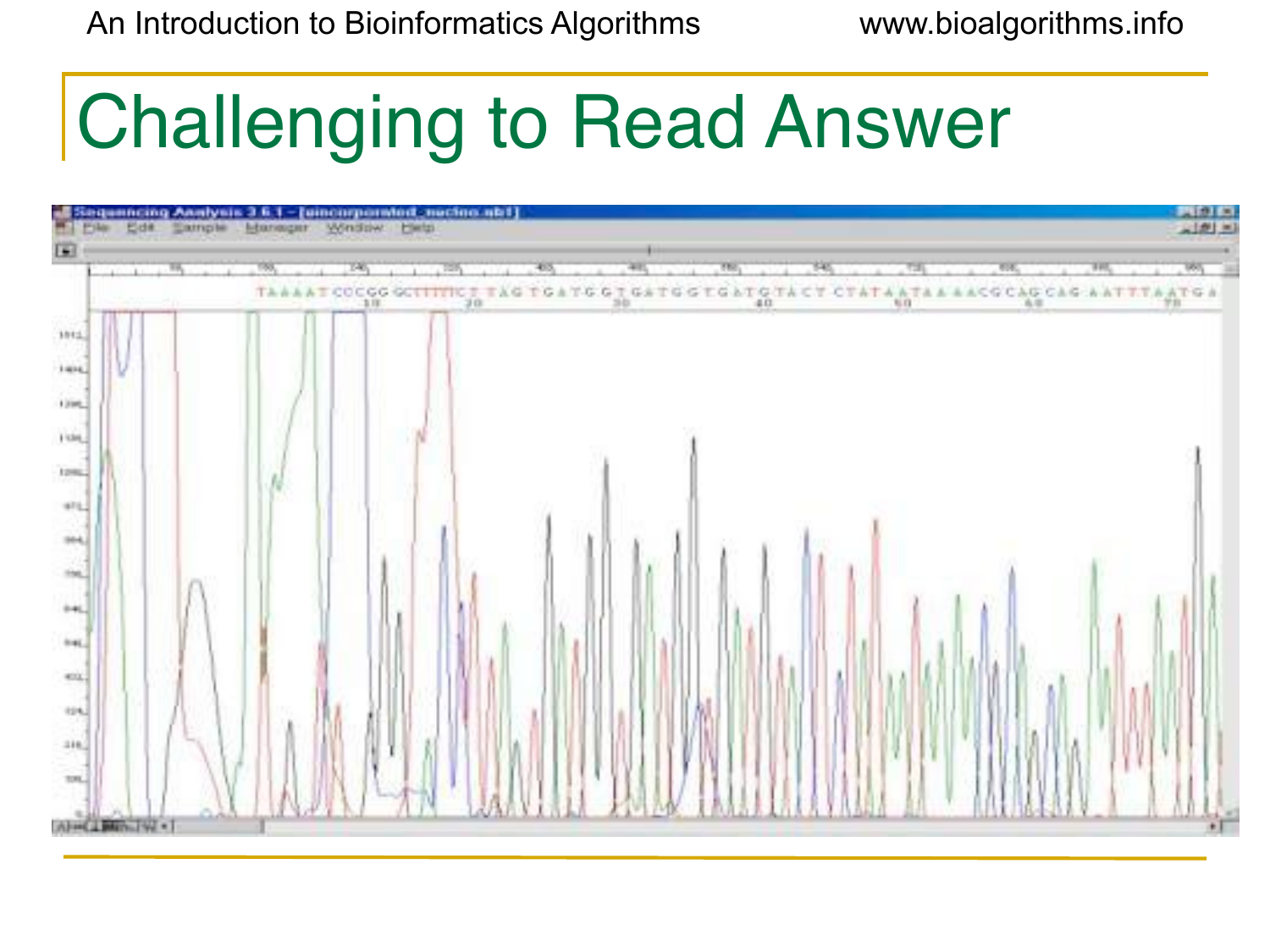# Challenging to Read Answer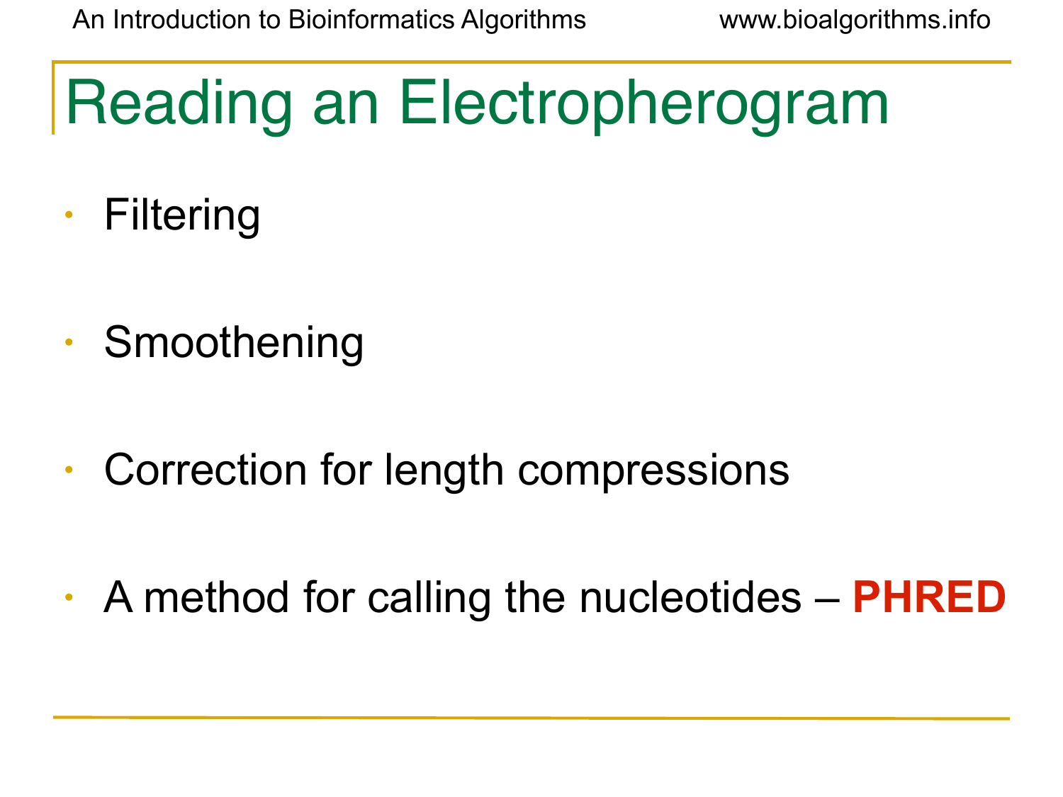# Reading an Electropherogram

- Filtering
- Smoothening
- Correction for length compressions
- A method for calling the nucleotides – **PHRED**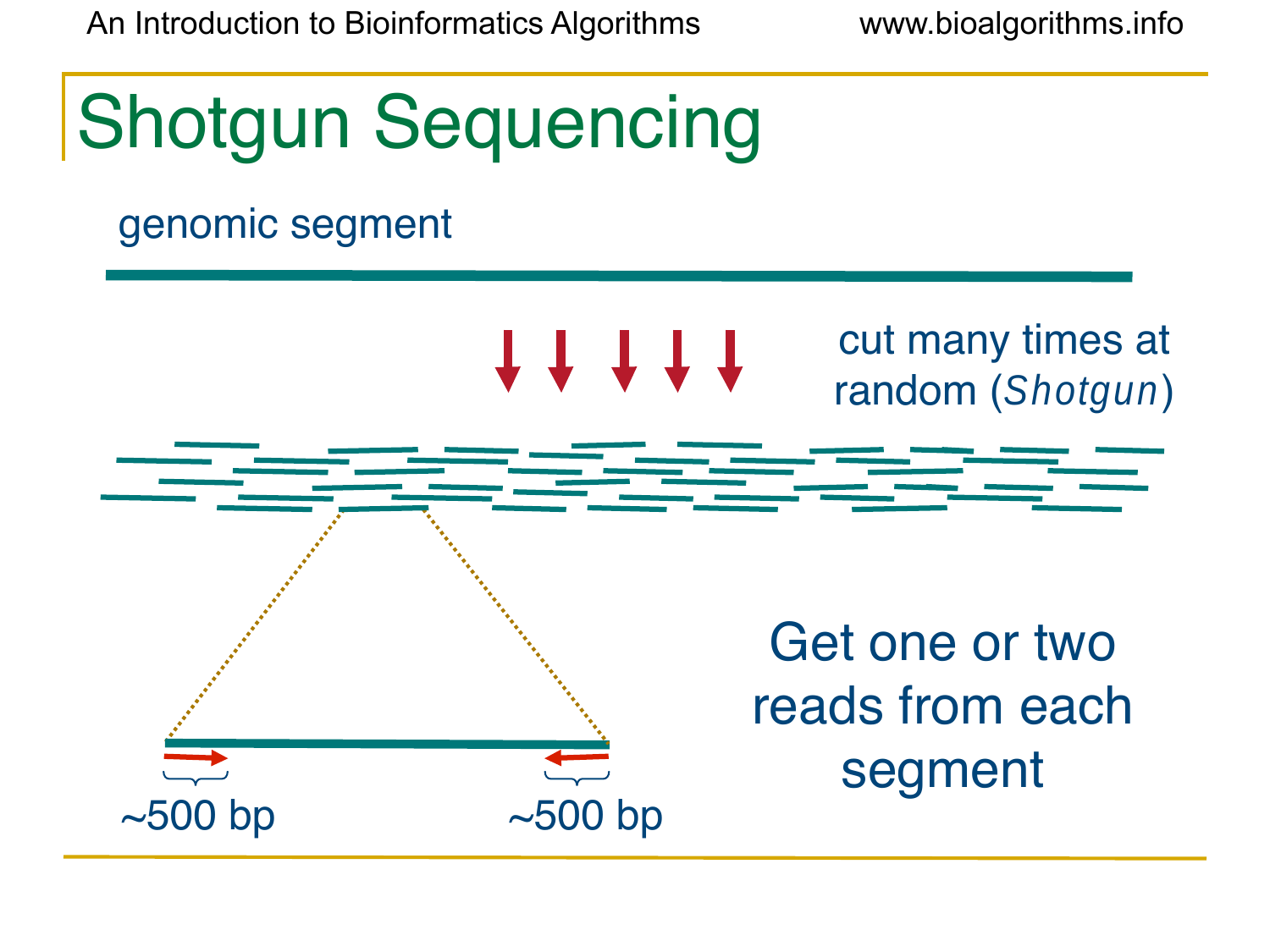# Shotgun Sequencing

genomic segment

cut many times at random (*Shotgun*)

Get one or two reads from each segment

~500 bp

~500 bp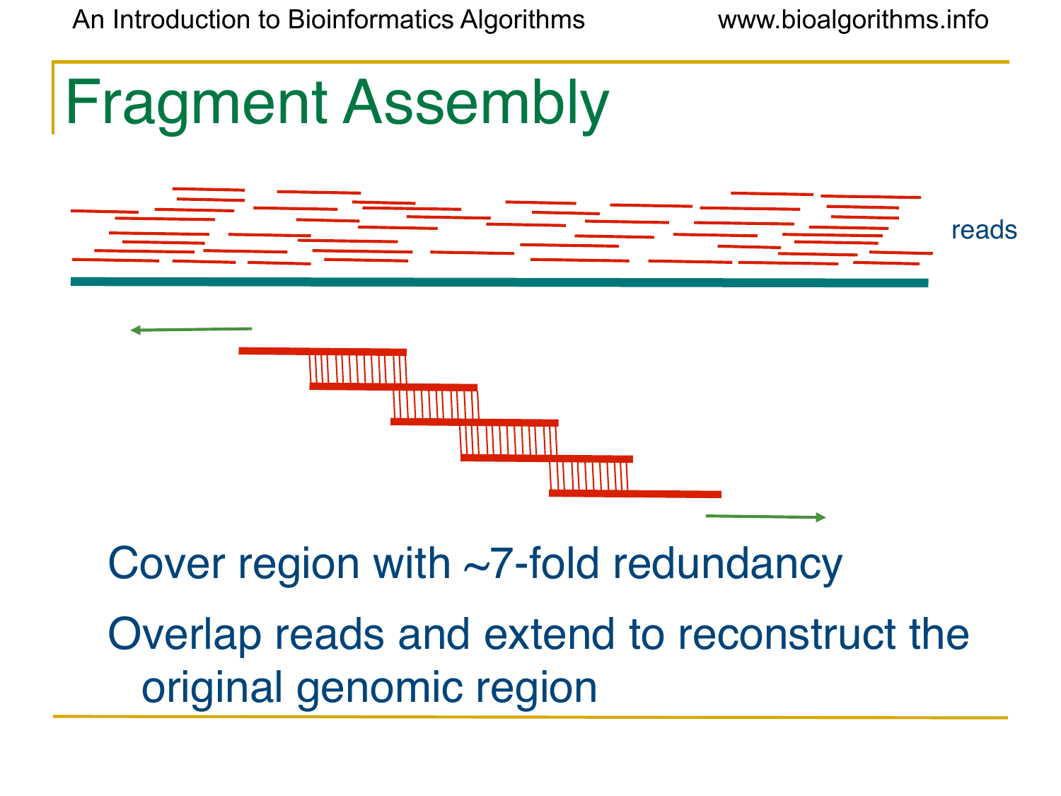# Fragment Assembly

reads

- Cover region with ~7-fold redundancy
- Overlap reads and extend to reconstruct the original genomic region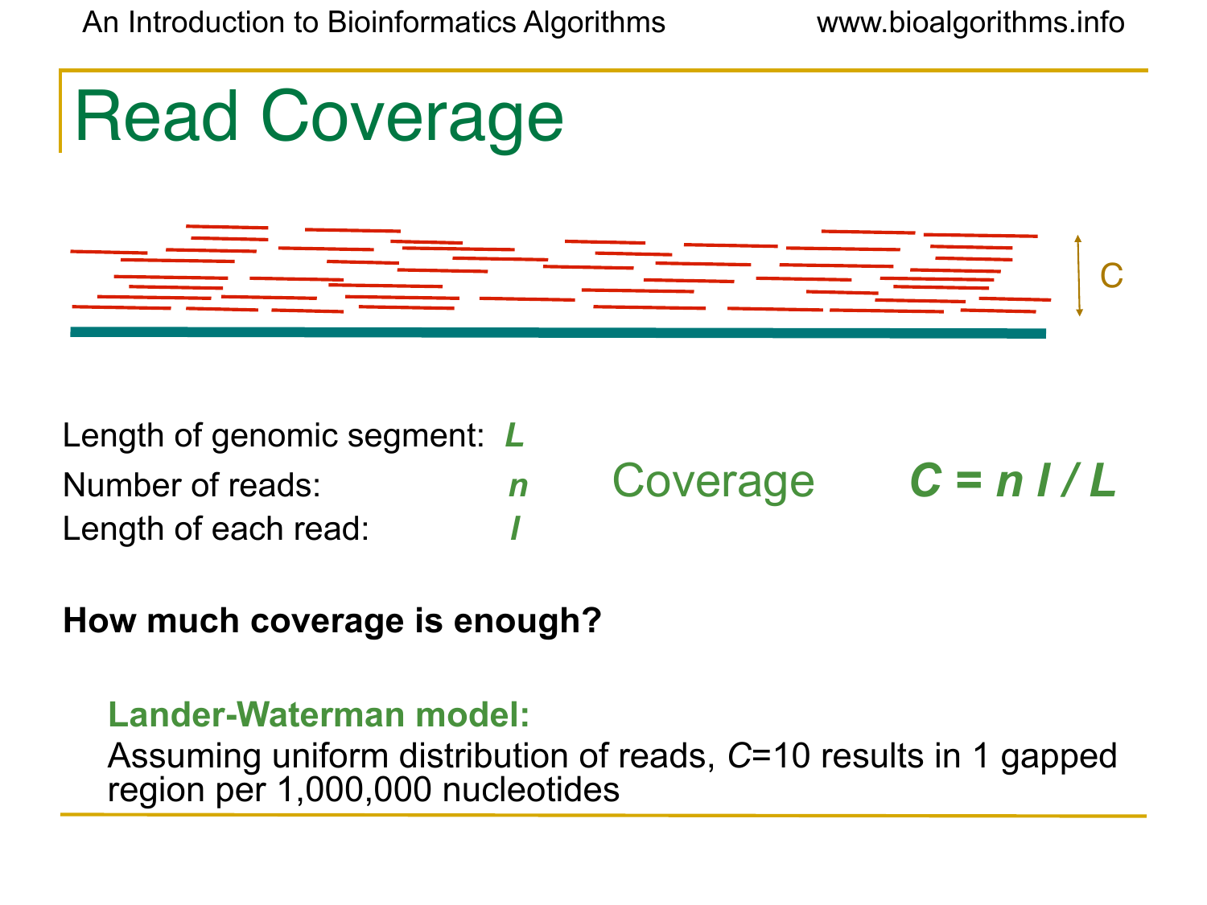# Read Coverage

C

Length of genomic segment: $L$

Number of reads: $n$

Length of each read: $l$

Coverage $C = n\, l \,/\, L$

**How much coverage is enough?**

**Lander-Waterman model:**

Assuming uniform distribution of reads, $C$=10 results in 1 gapped region per 1,000,000 nucleotides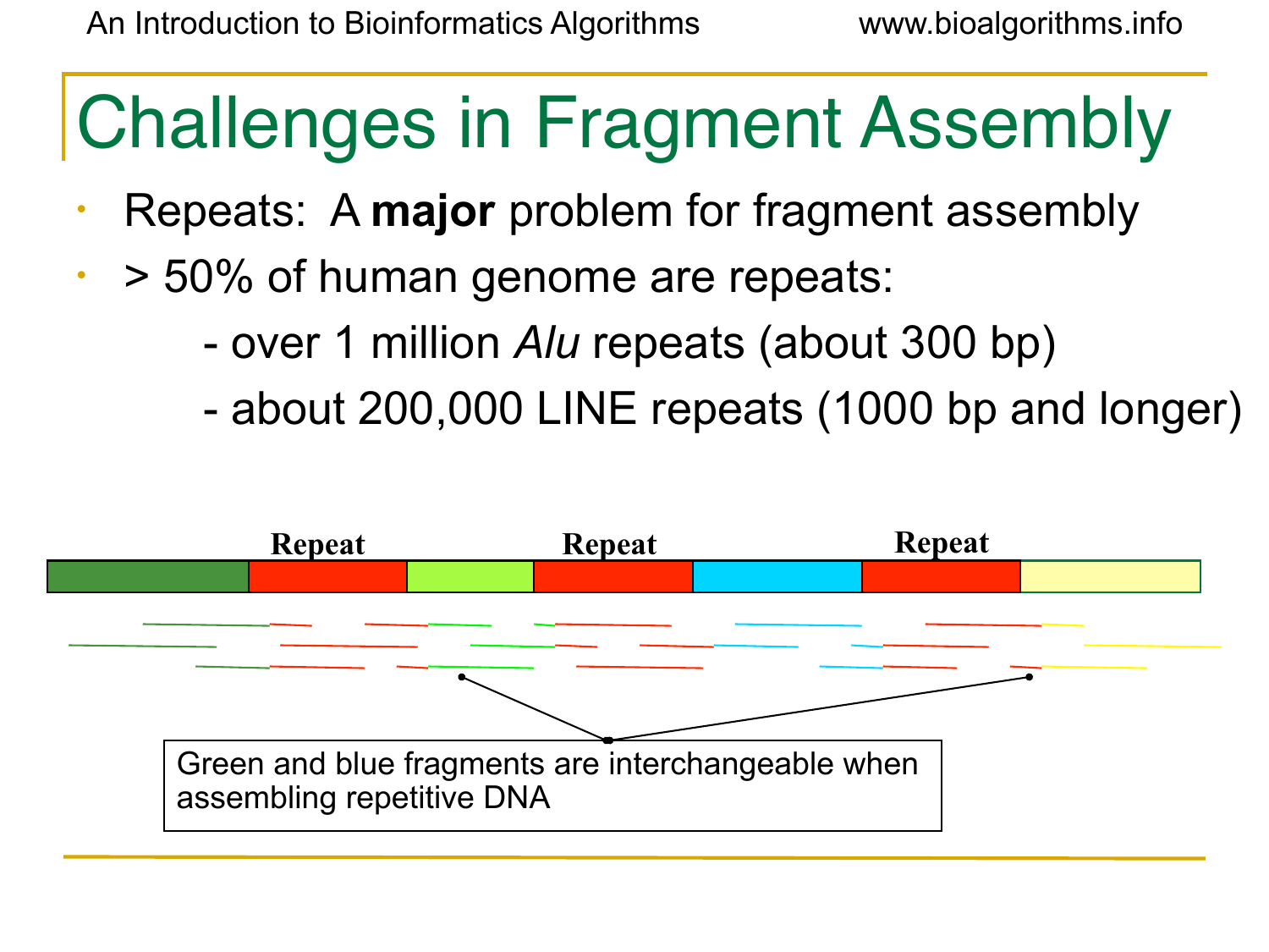# Challenges in Fragment Assembly

- Repeats: A **major** problem for fragment assembly
- > 50% of human genome are repeats:
  - over 1 million *Alu* repeats (about 300 bp)
  - about 200,000 LINE repeats (1000 bp and longer)

Repeat Repeat Repeat

Green and blue fragments are interchangeable when assembling repetitive DNA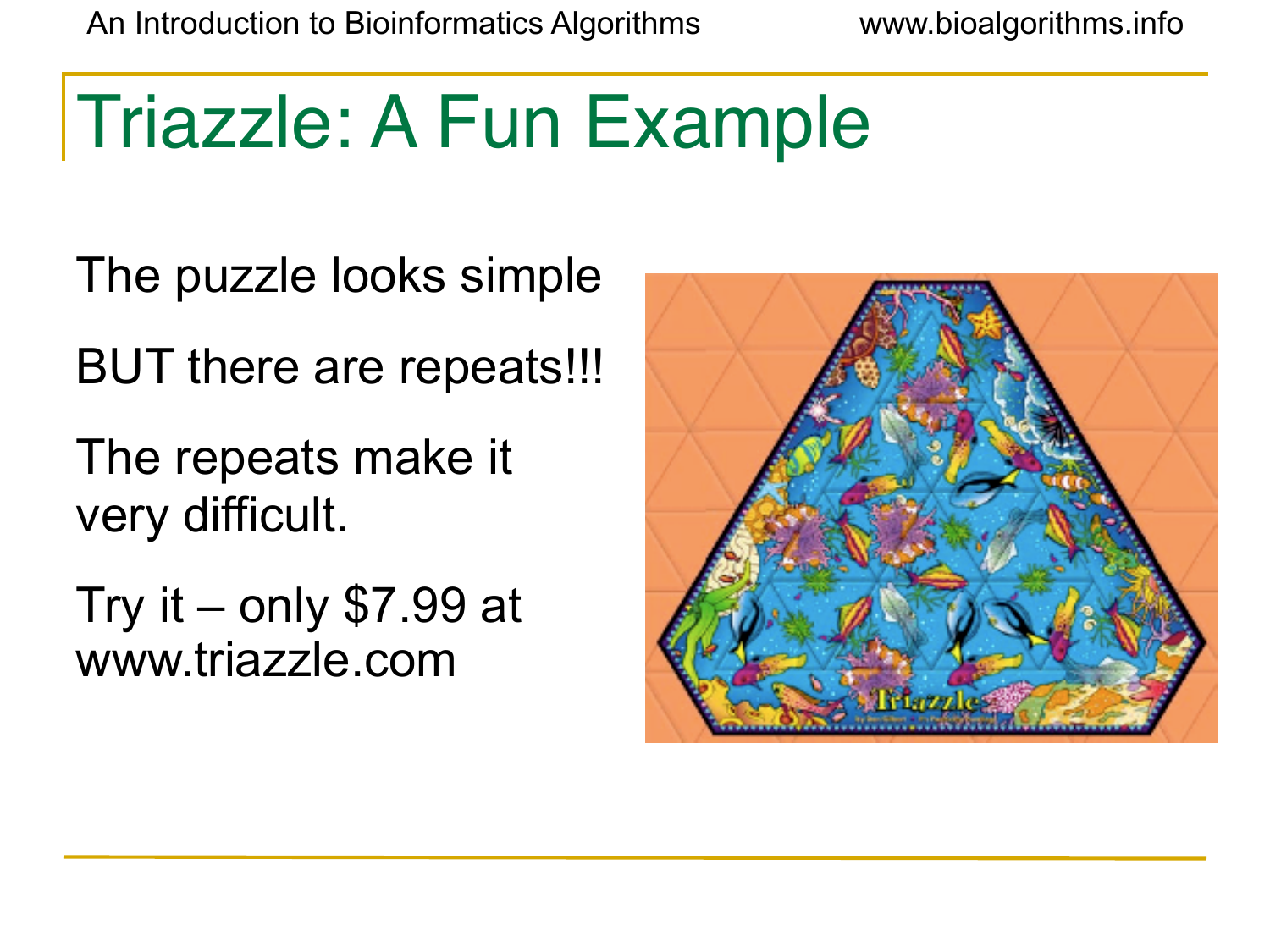# Triazzle: A Fun Example

The puzzle looks simple

BUT there are repeats!!!

The repeats make it very difficult.

Try it – only $7.99 at www.triazzle.com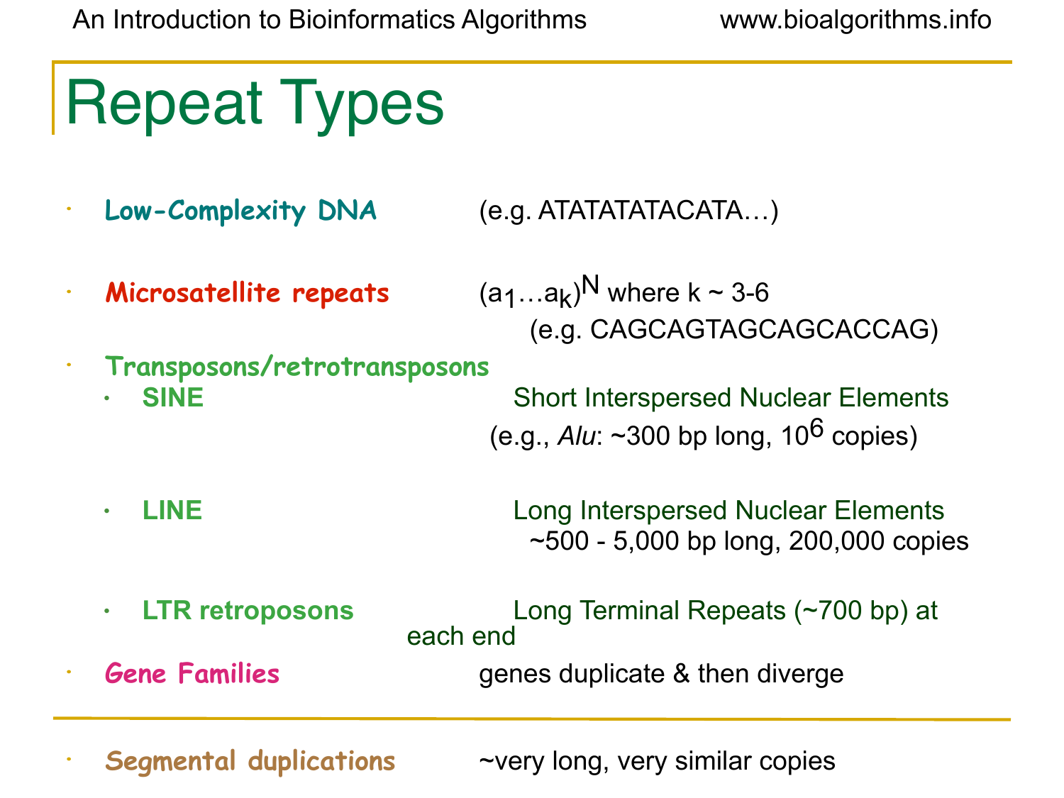# Repeat Types

- **Low-Complexity DNA** (e.g. ATATATATACATA…)
- **Microsatellite repeats** $(a_1 \dots a_k)^N$ where k ~ 3-6 (e.g. CAGCAGTAGCAGCACCAG)
- **Transposons/retrotransposons**
  - **SINE** Short Interspersed Nuclear Elements (e.g., *Alu*: ~300 bp long, $10^6$ copies)
  - **LINE** Long Interspersed Nuclear Elements ~500 - 5,000 bp long, 200,000 copies
  - **LTR retroposons** Long Terminal Repeats (~700 bp) at each end
- **Gene Families** genes duplicate & then diverge

---

- **Segmental duplications** ~very long, very similar copies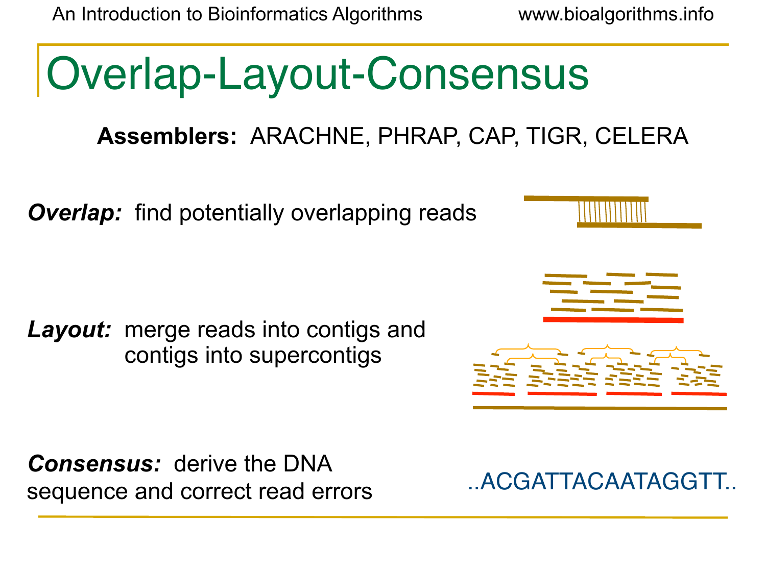# Overlap-Layout-Consensus

**Assemblers:** ARACHNE, PHRAP, CAP, TIGR, CELERA

***Overlap:*** find potentially overlapping reads

***Layout:*** merge reads into contigs and contigs into supercontigs

***Consensus:*** derive the DNA sequence and correct read errors

..ACGATTACAATAGGTT..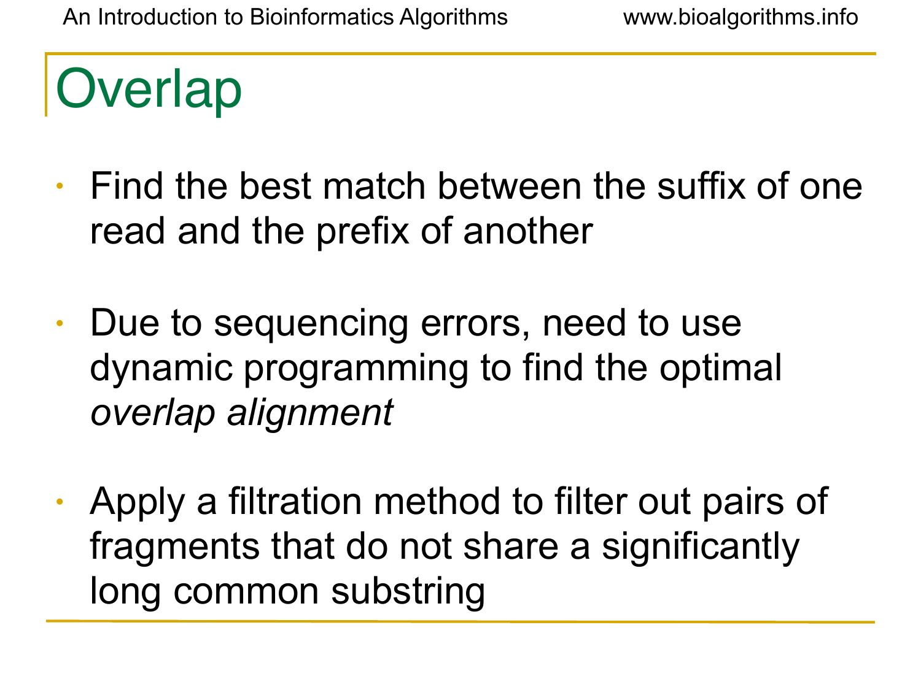# Overlap

- Find the best match between the suffix of one read and the prefix of another
- Due to sequencing errors, need to use dynamic programming to find the optimal *overlap alignment*
- Apply a filtration method to filter out pairs of fragments that do not share a significantly long common substring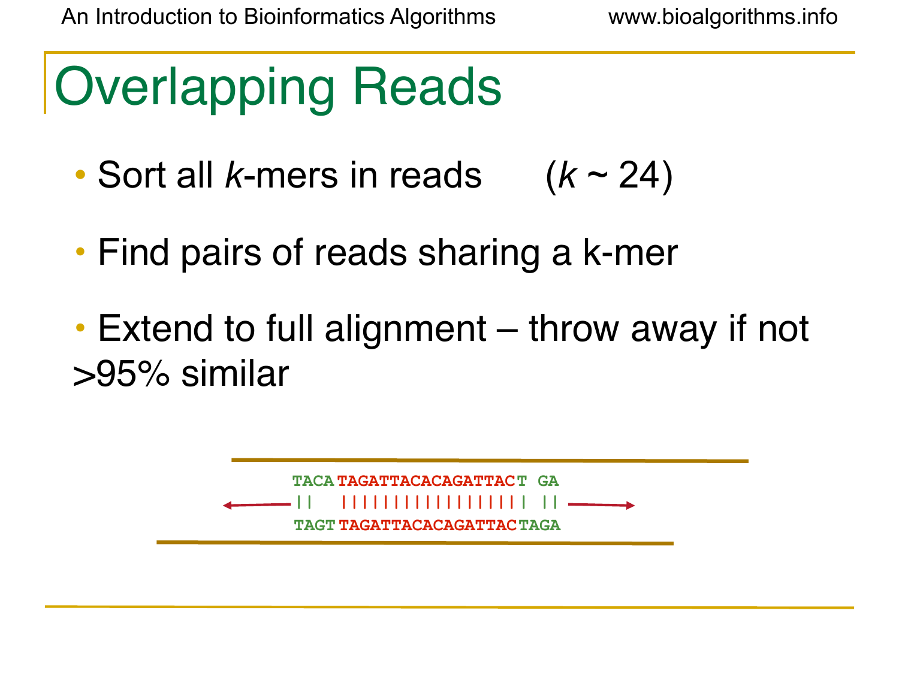# Overlapping Reads

- Sort all *k*-mers in reads      (*k* ~ 24)
- Find pairs of reads sharing a k-mer
- Extend to full alignment – throw away if not >95% similar

```
TACA TAGATTACACAGATTACT GA
 ||   |||||||||||||||||  ||
TAGT TAGATTACACAGATTAC TAGA
```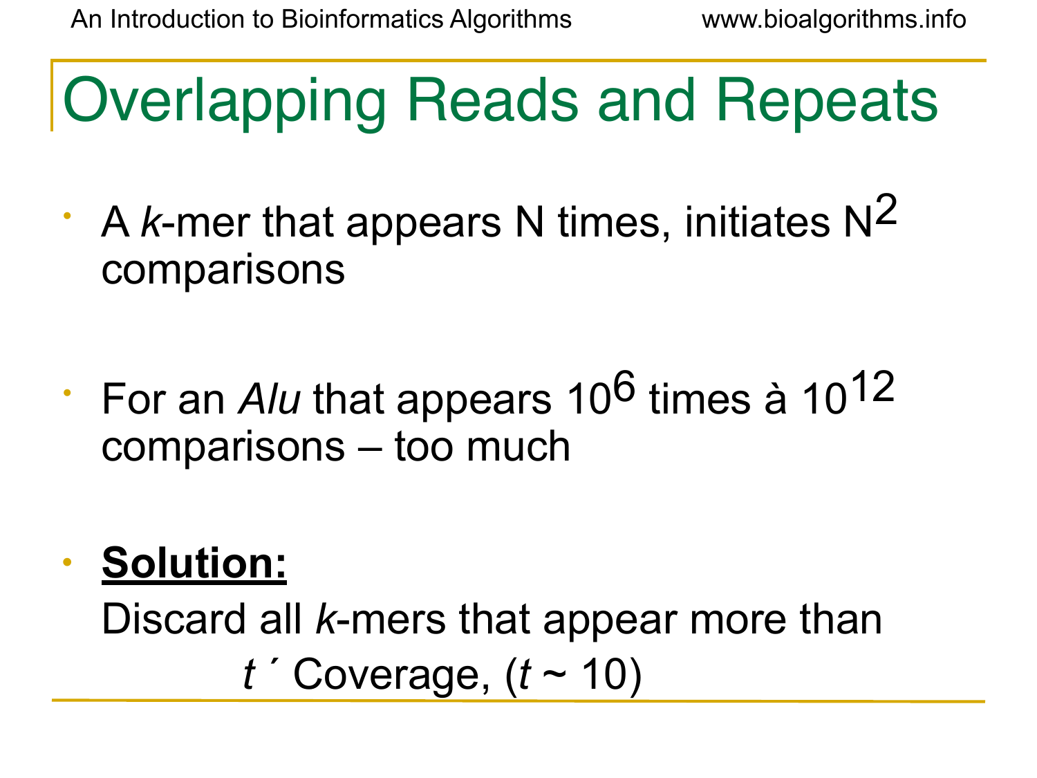# Overlapping Reads and Repeats

- A *k*-mer that appears N times, initiates $N^2$ comparisons

- For an *Alu* that appears $10^6$ times à $10^{12}$ comparisons – too much

- **<u>Solution:</u>**
  Discard all *k*-mers that appear more than
  *t* ´ Coverage, (*t* ~ 10)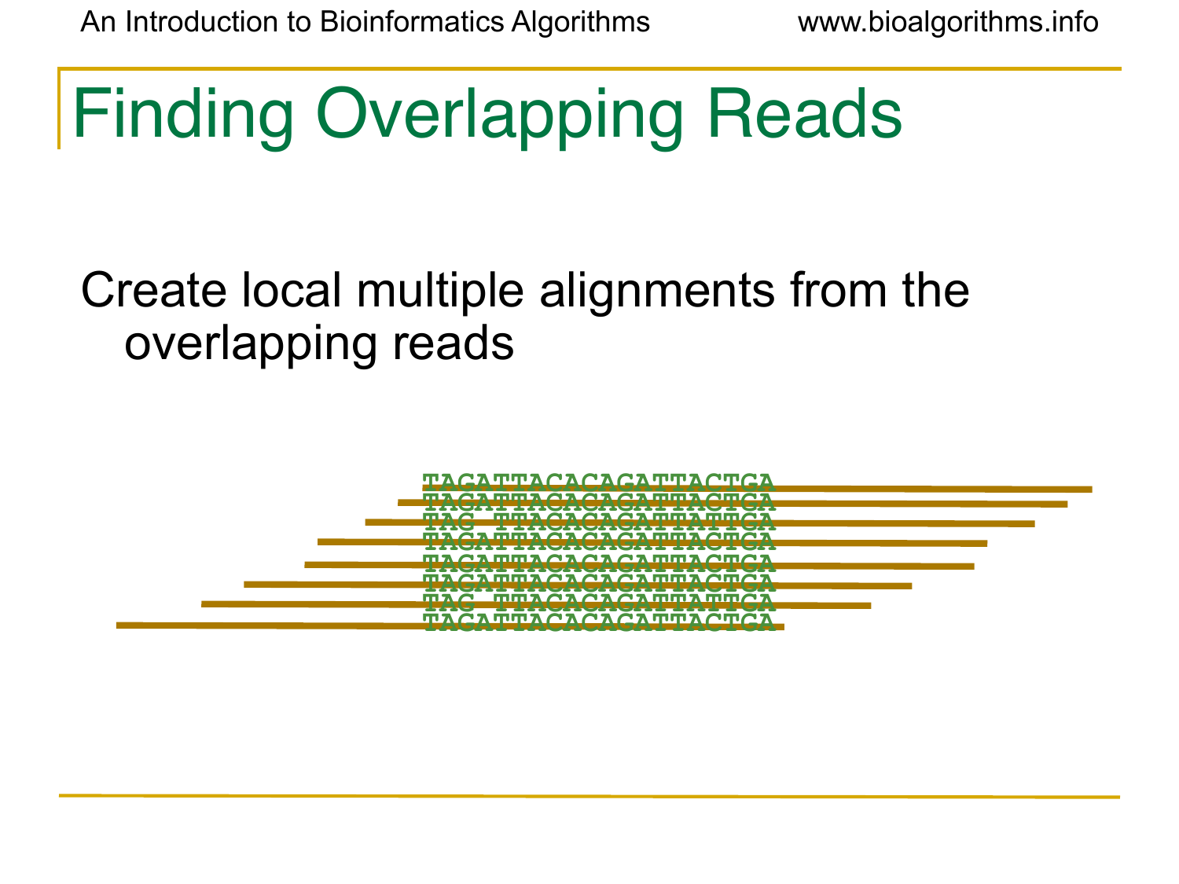# Finding Overlapping Reads

Create local multiple alignments from the overlapping reads

```
TAGATTACACAGATTACTGA
TAGATTACACAGATTACTGA
TAG TTACACAGATTATTGA
TAGATTACACAGATTACTGA
TAGATTACACAGATTACTGA
TAGATTACACAGATTACTGA
TAG TTACACAGATTATTGA
TAGATTACACAGATTACTGA
```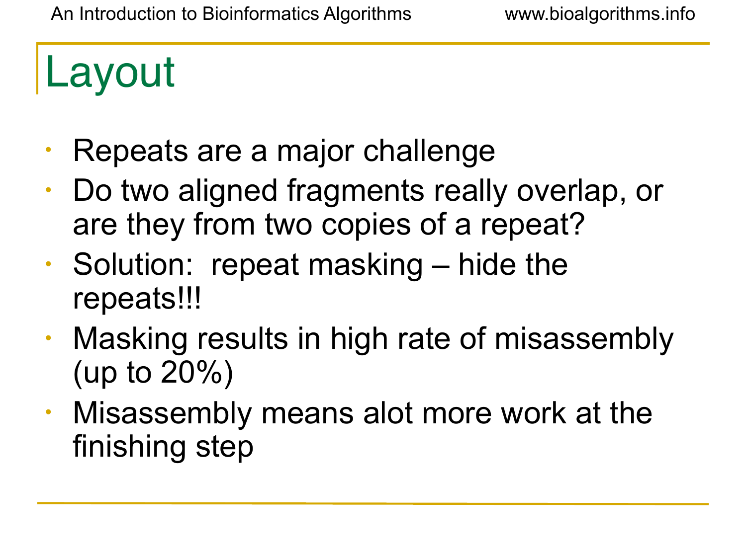# Layout

- Repeats are a major challenge
- Do two aligned fragments really overlap, or are they from two copies of a repeat?
- Solution: repeat masking – hide the repeats!!!
- Masking results in high rate of misassembly (up to 20%)
- Misassembly means alot more work at the finishing step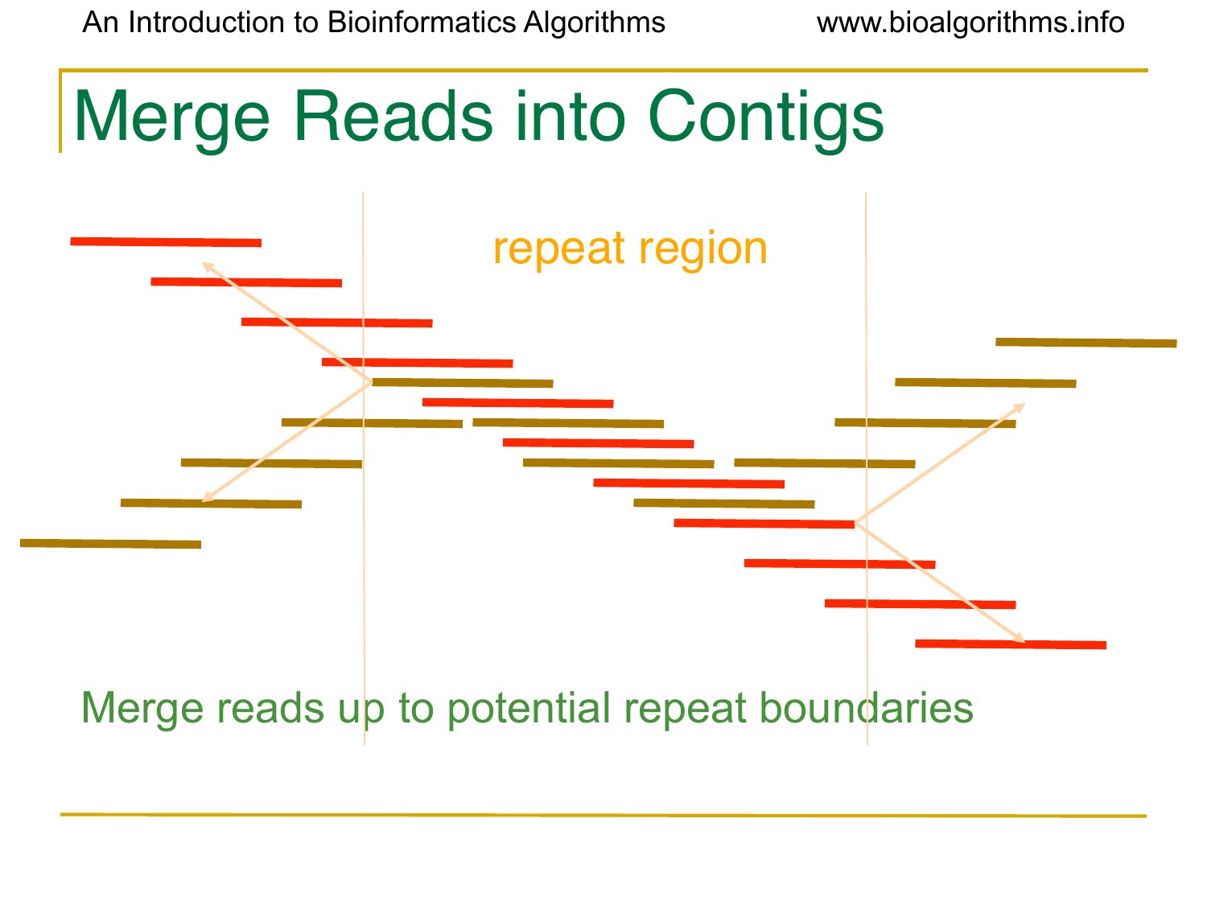# Merge Reads into Contigs

repeat region

Merge reads up to potential repeat boundaries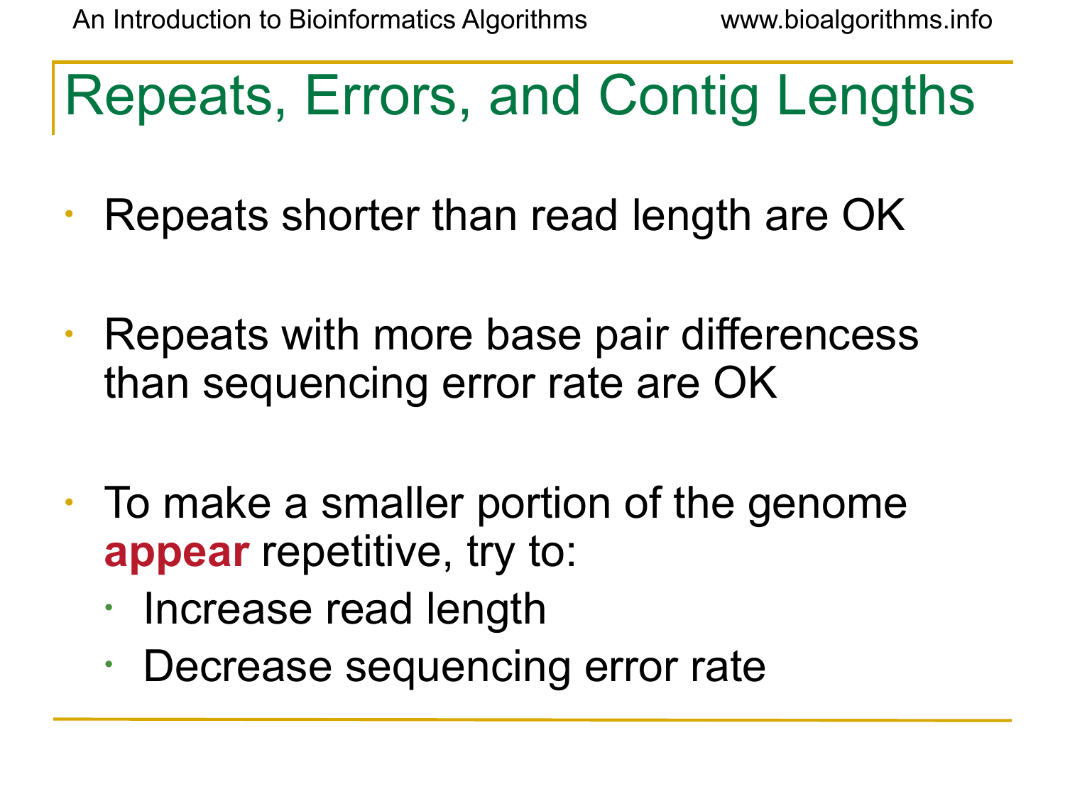# Repeats, Errors, and Contig Lengths

- Repeats shorter than read length are OK
- Repeats with more base pair differencess than sequencing error rate are OK
- To make a smaller portion of the genome **appear** repetitive, try to:
  - Increase read length
  - Decrease sequencing error rate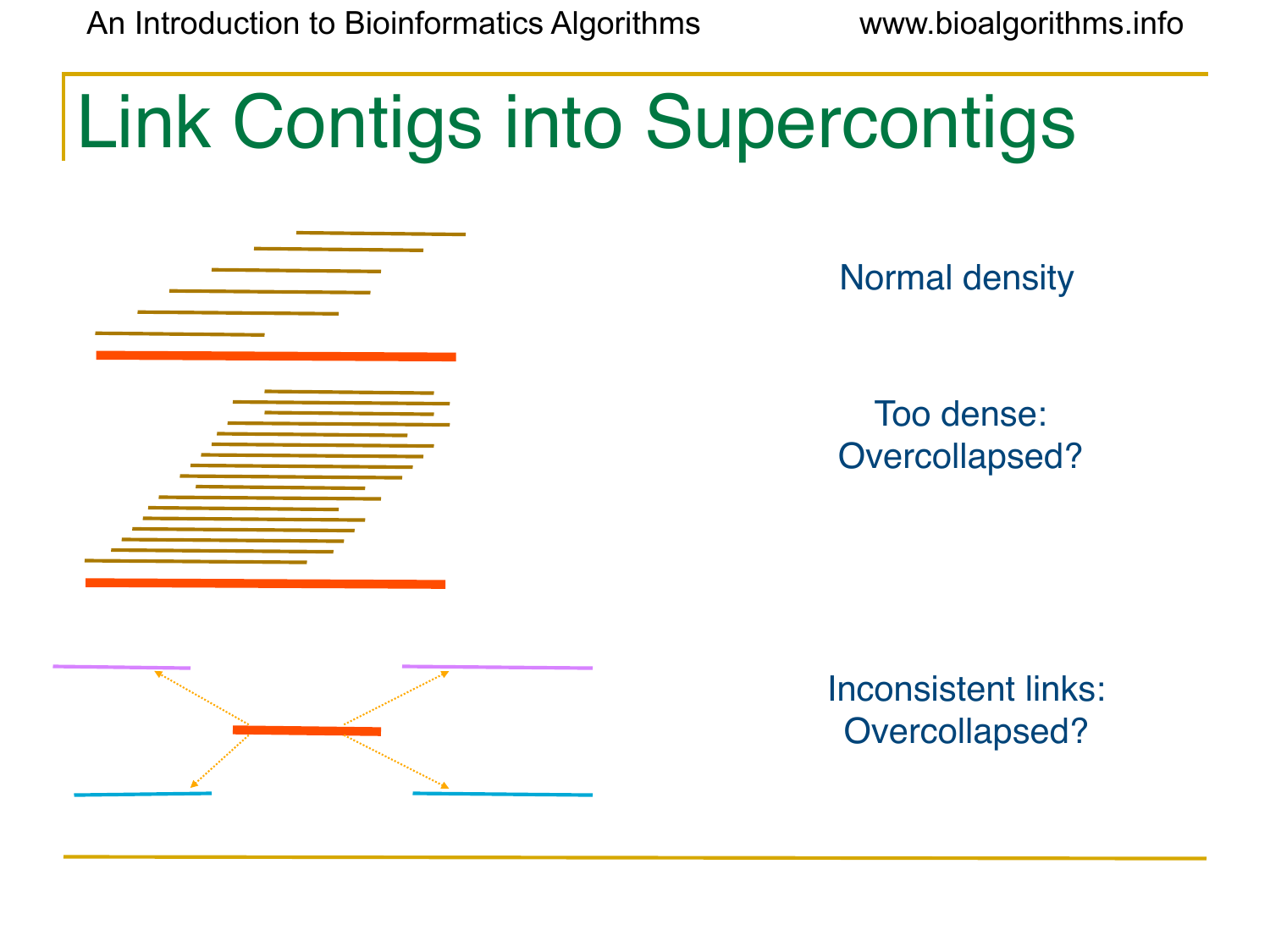# Link Contigs into Supercontigs

Normal density

Too dense: Overcollapsed?

Inconsistent links: Overcollapsed?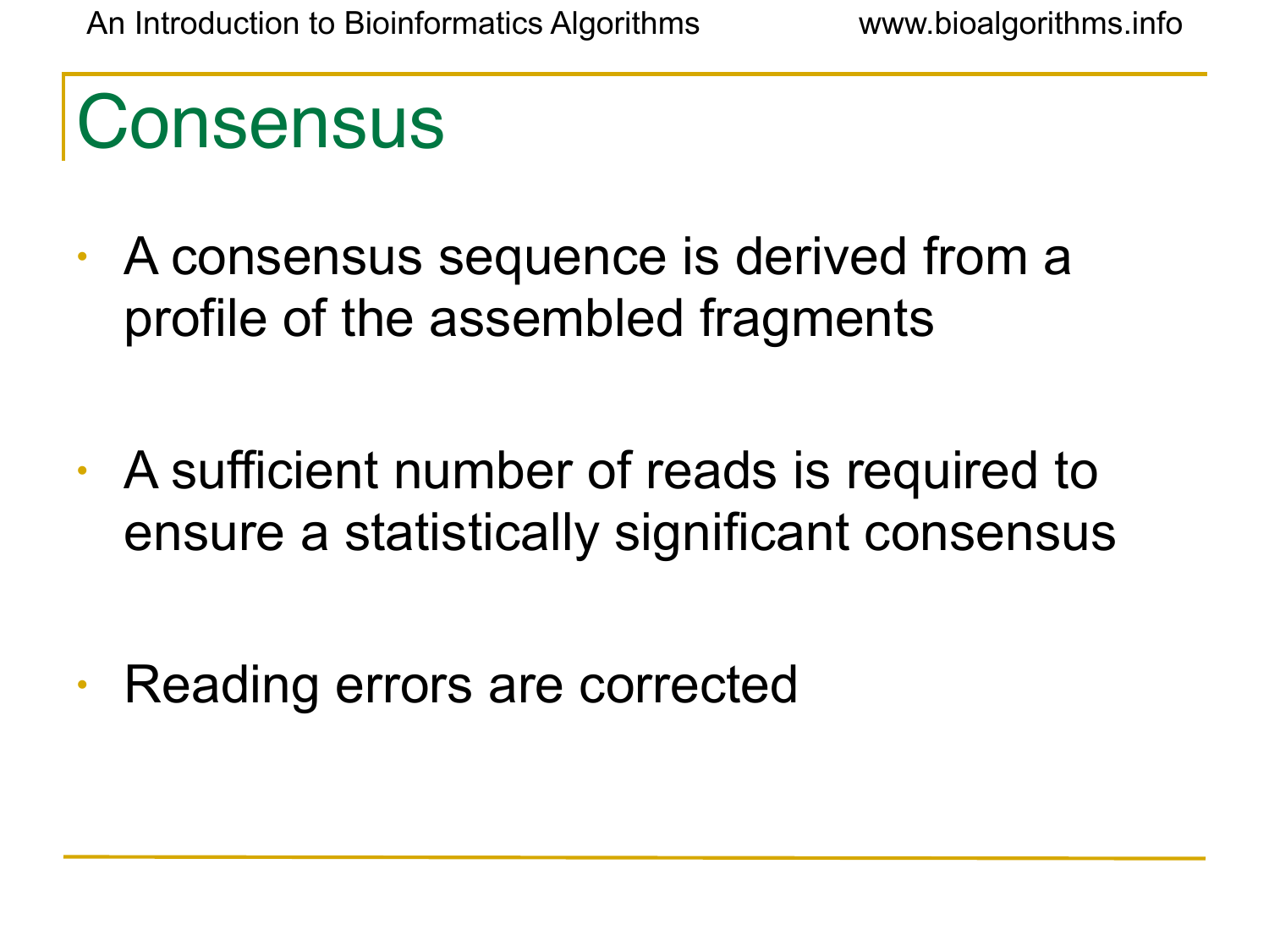# Consensus

- A consensus sequence is derived from a profile of the assembled fragments
- A sufficient number of reads is required to ensure a statistically significant consensus
- Reading errors are corrected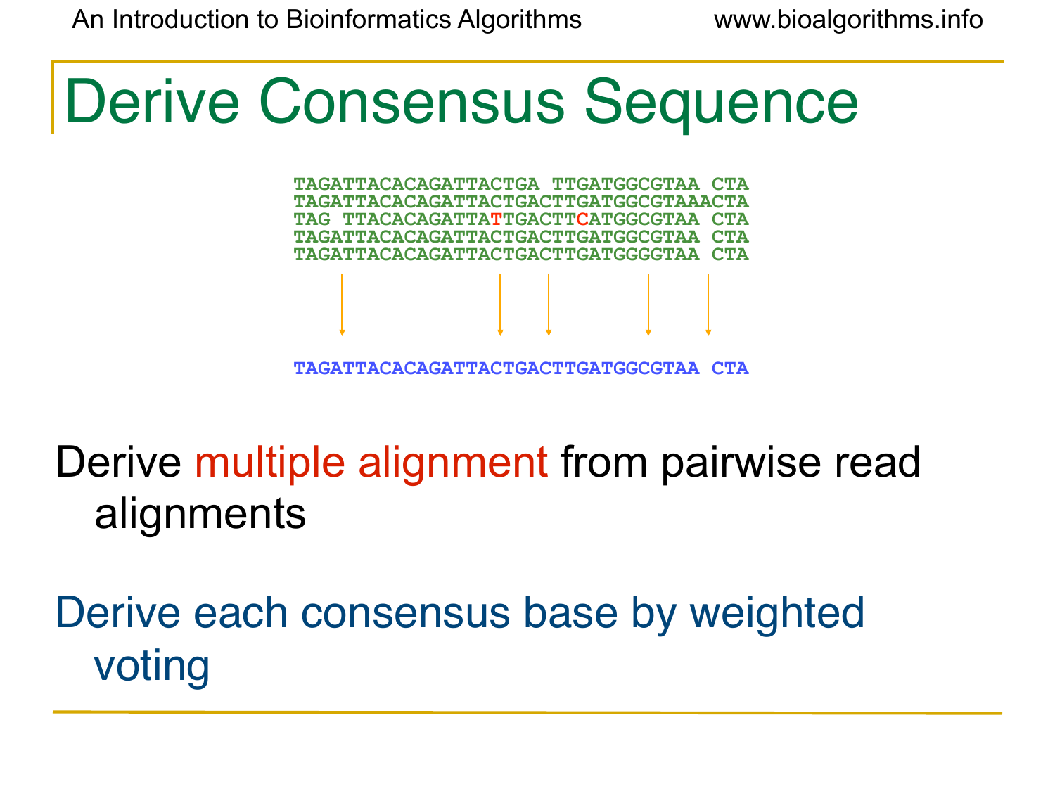# Derive Consensus Sequence

```
TAGATTACACAGATTACTGA TTGATGGCGTAA CTA
TAGATTACACAGATTACTGACTTGATGGCGTAAACTA
TAG TTACACAGATTATTGACTTCATGGCGTAA CTA
TAGATTACACAGATTACTGACTTGATGGCGTAA CTA
TAGATTACACAGATTACTGACTTGATGGGGTAA CTA

TAGATTACACAGATTACTGACTTGATGGCGTAA CTA
```

Derive multiple alignment from pairwise read alignments

Derive each consensus base by weighted voting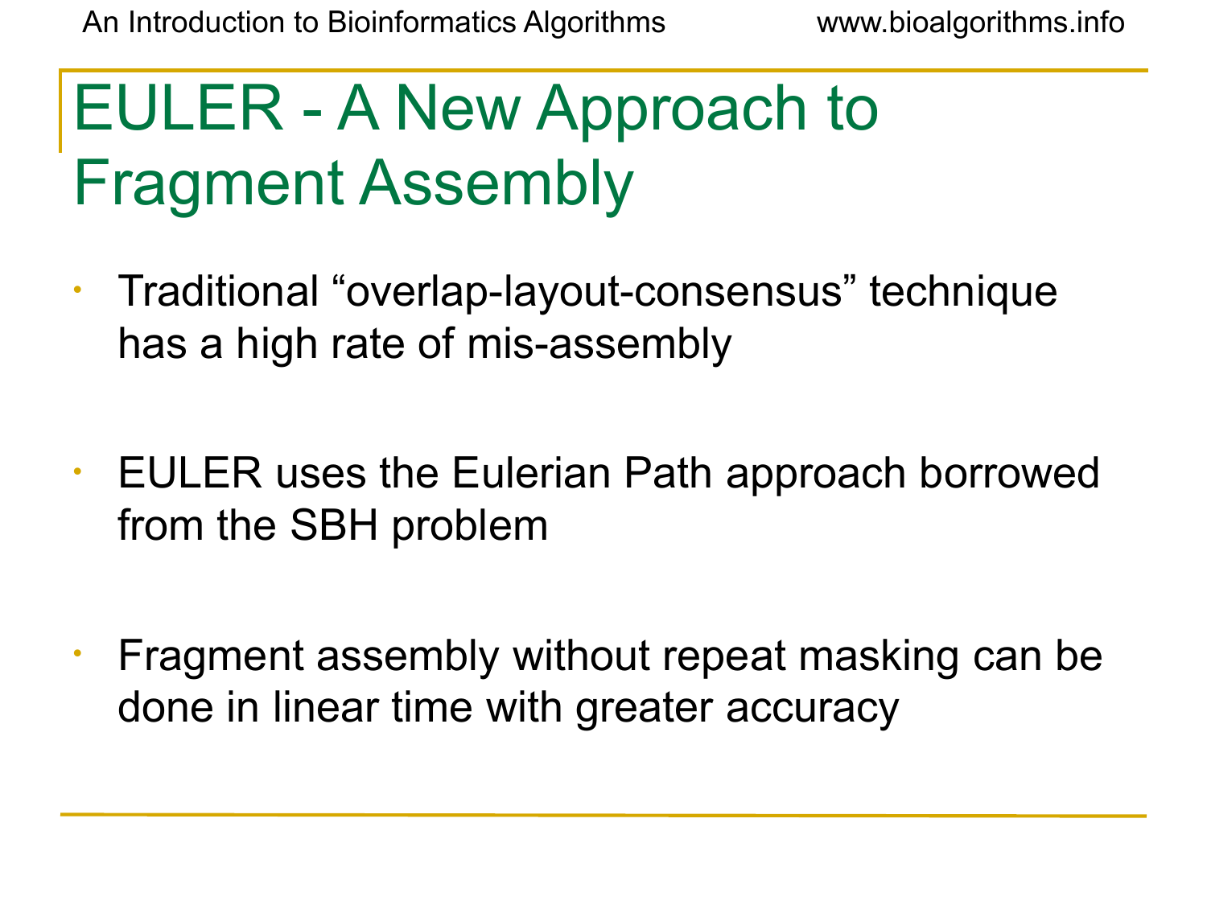# EULER - A New Approach to Fragment Assembly

- Traditional “overlap-layout-consensus” technique has a high rate of mis-assembly

- EULER uses the Eulerian Path approach borrowed from the SBH problem

- Fragment assembly without repeat masking can be done in linear time with greater accuracy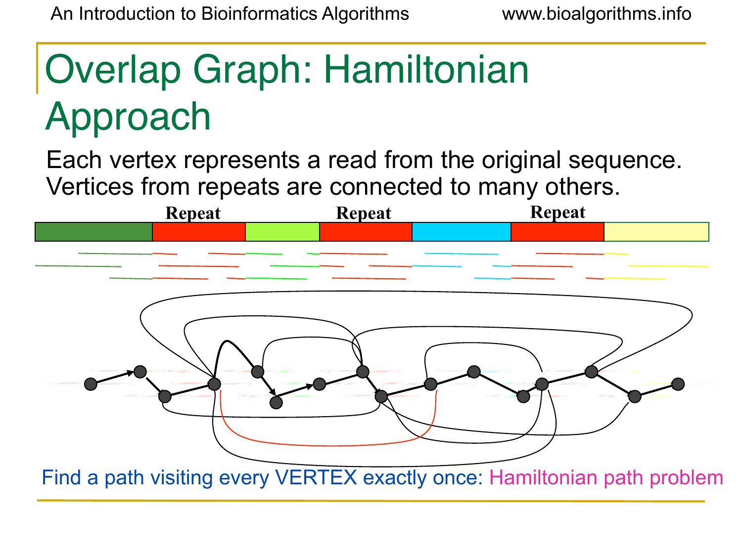# Overlap Graph: Hamiltonian Approach

Each vertex represents a read from the original sequence. Vertices from repeats are connected to many others.

Repeat Repeat Repeat

Find a path visiting every VERTEX exactly once: Hamiltonian path problem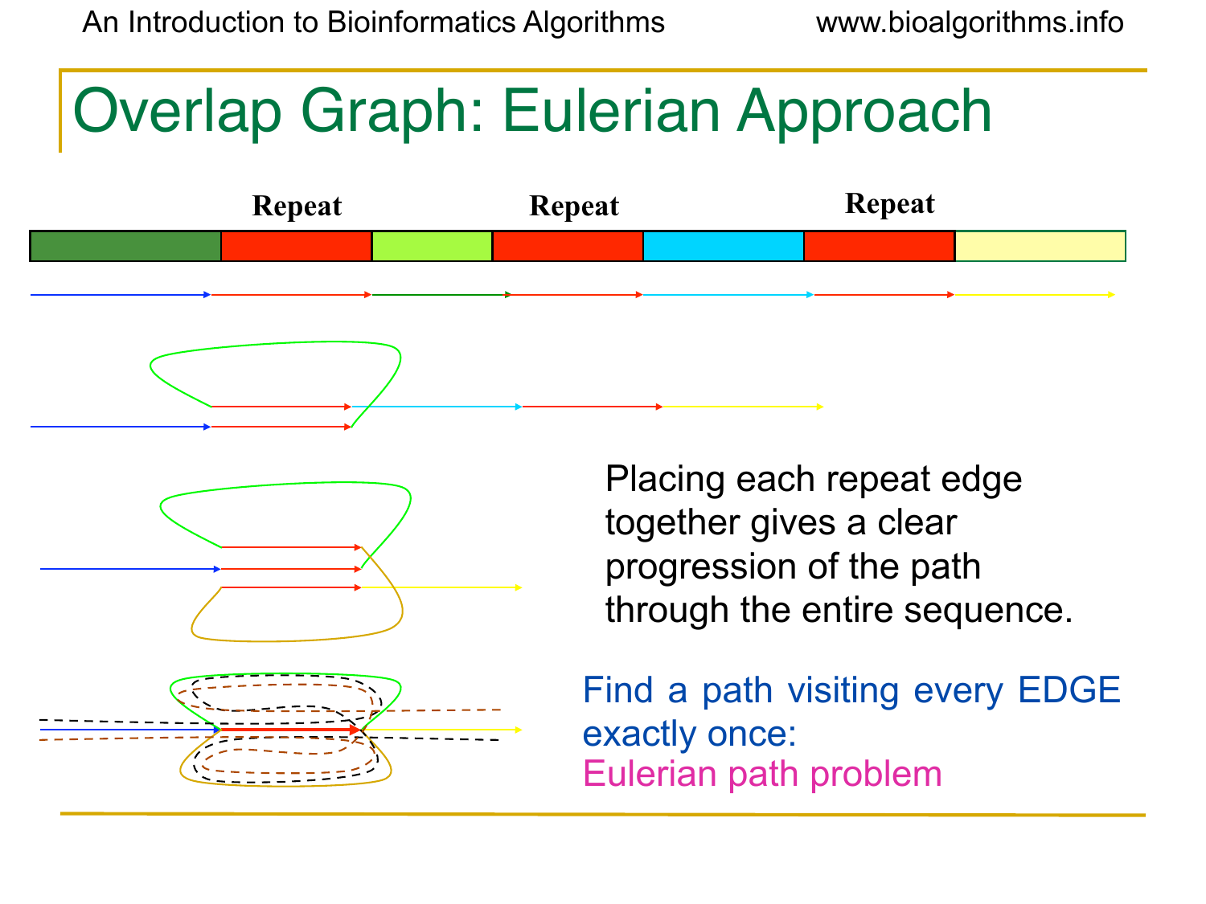# Overlap Graph: Eulerian Approach

Repeat Repeat Repeat

Placing each repeat edge together gives a clear progression of the path through the entire sequence.

Find a path visiting every EDGE exactly once: Eulerian path problem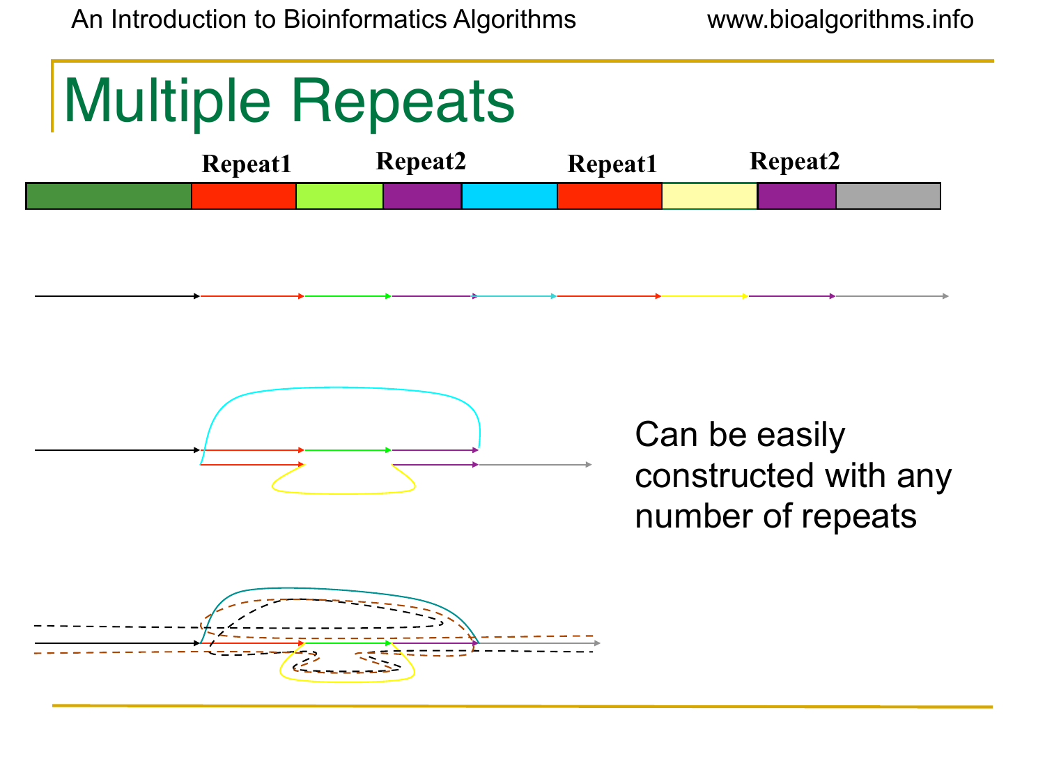# Multiple Repeats

Repeat1 Repeat2 Repeat1 Repeat2

Can be easily constructed with any number of repeats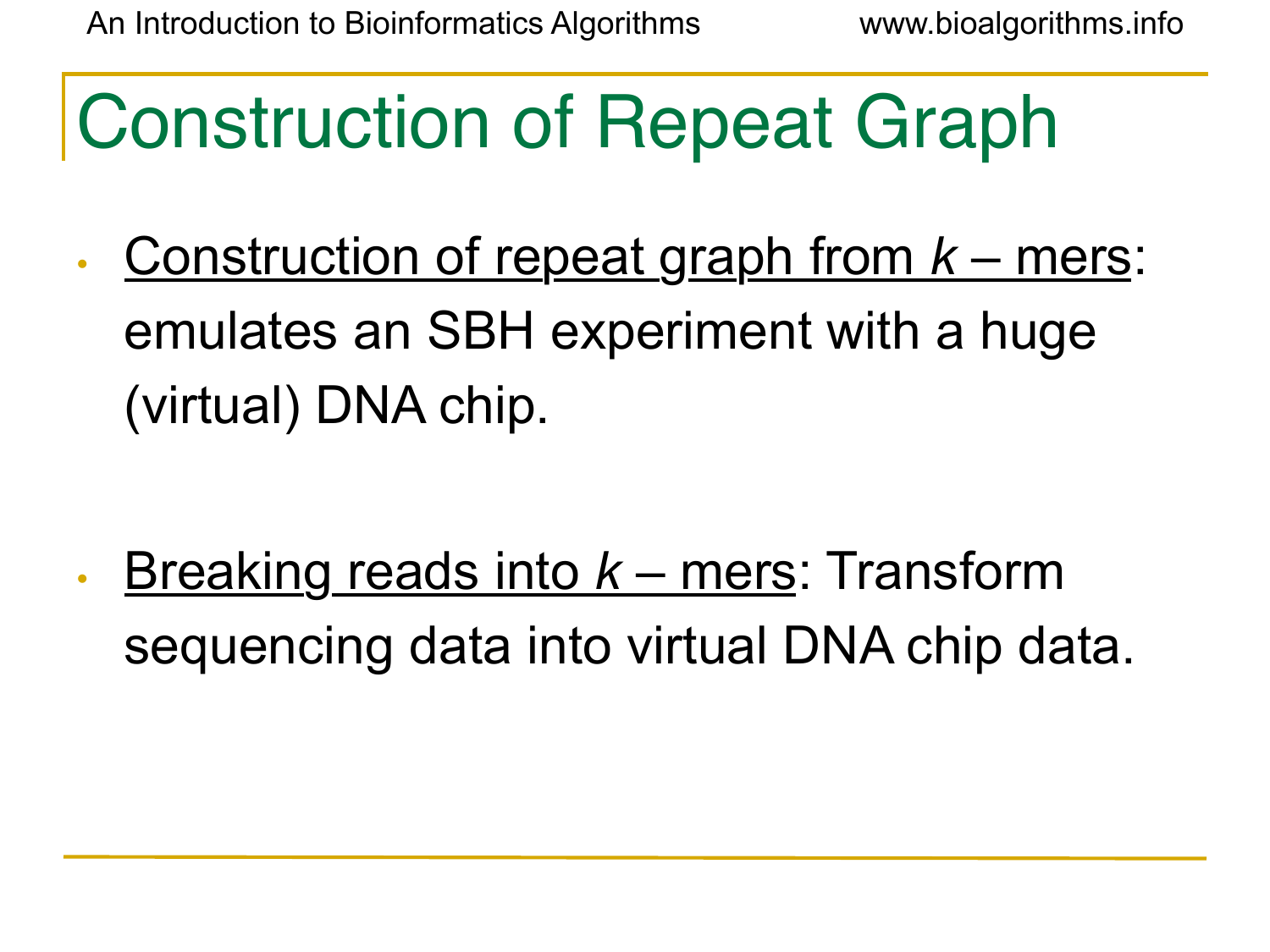# Construction of Repeat Graph

- Construction of repeat graph from *k* – mers: emulates an SBH experiment with a huge (virtual) DNA chip.

- Breaking reads into *k* – mers: Transform sequencing data into virtual DNA chip data.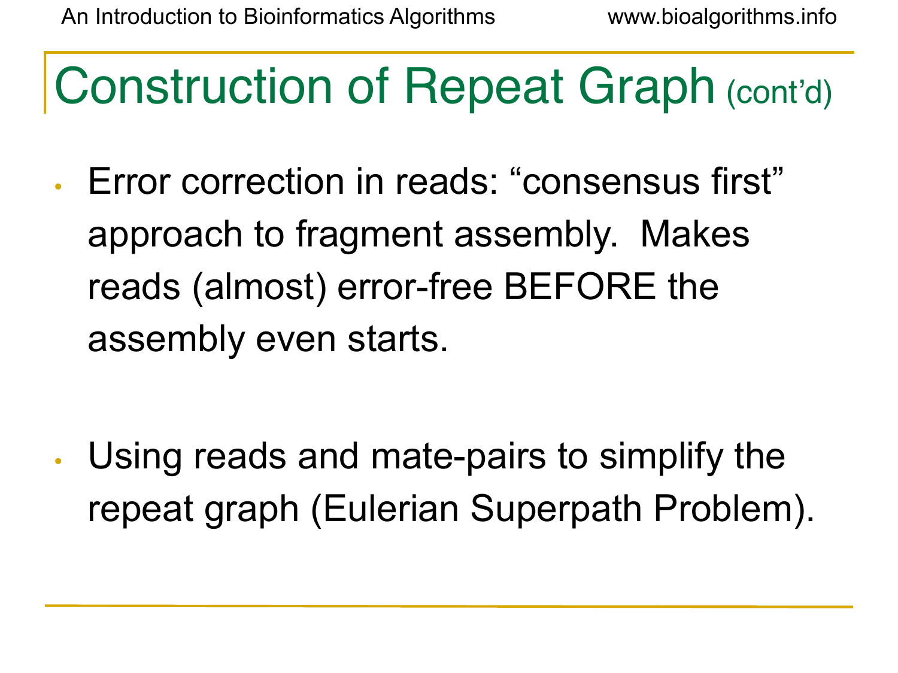# Construction of Repeat Graph (cont'd)

- Error correction in reads: "consensus first" approach to fragment assembly. Makes reads (almost) error-free BEFORE the assembly even starts.

- Using reads and mate-pairs to simplify the repeat graph (Eulerian Superpath Problem).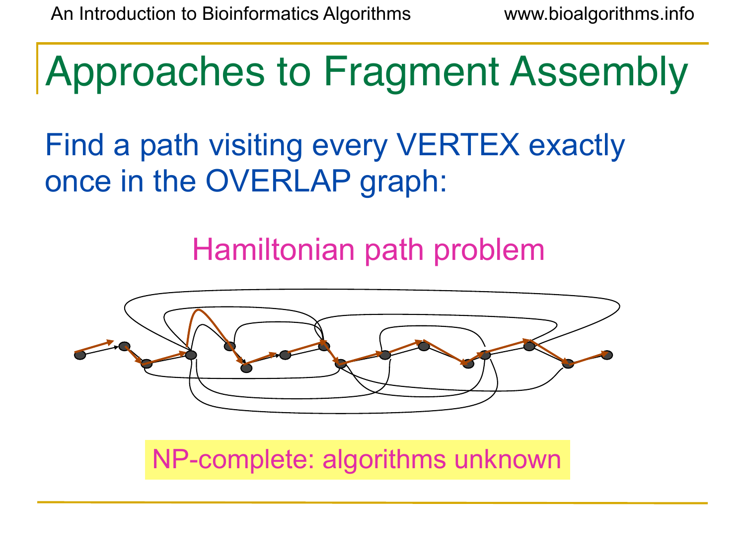# Approaches to Fragment Assembly

Find a path visiting every VERTEX exactly once in the OVERLAP graph:

Hamiltonian path problem

NP-complete: algorithms unknown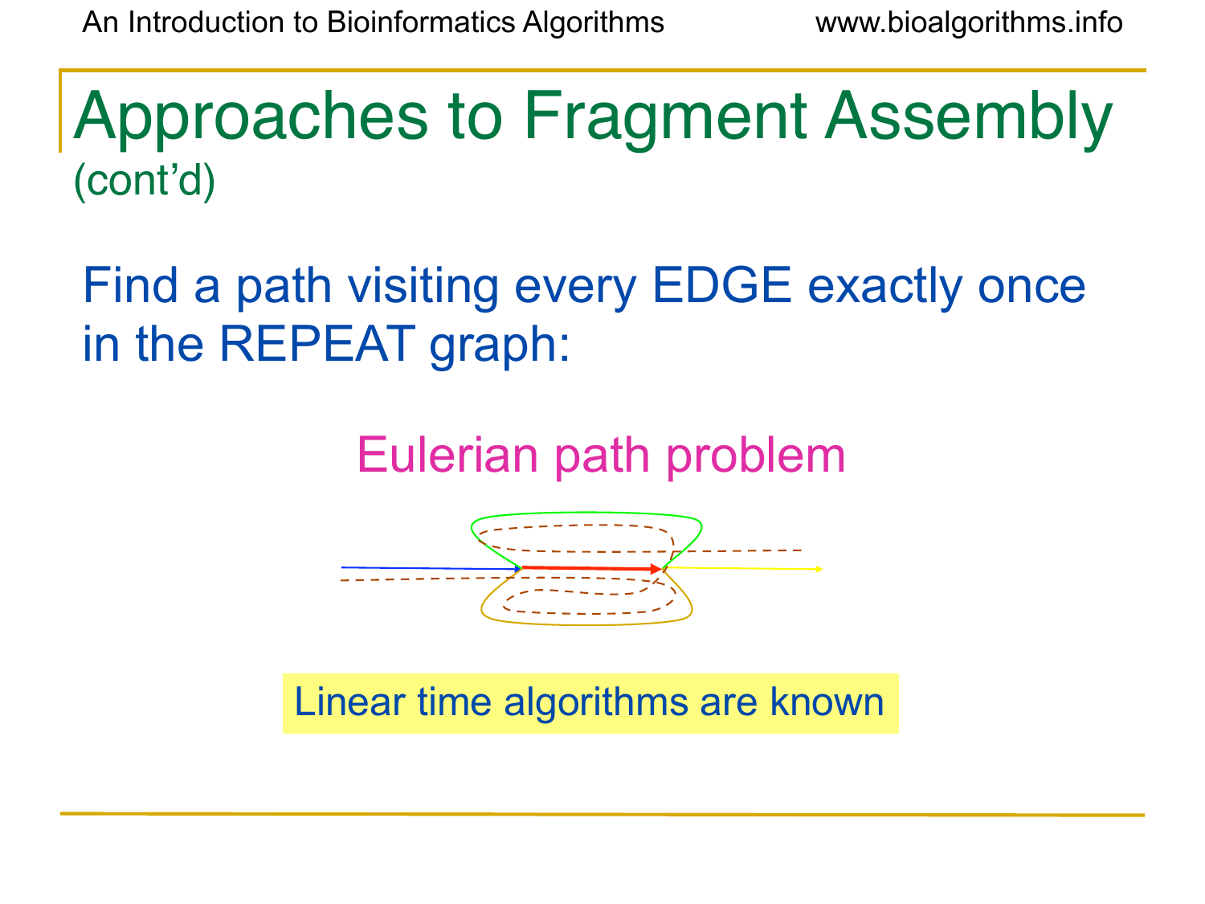# Approaches to Fragment Assembly (cont'd)

Find a path visiting every EDGE exactly once in the REPEAT graph:

Eulerian path problem

Linear time algorithms are known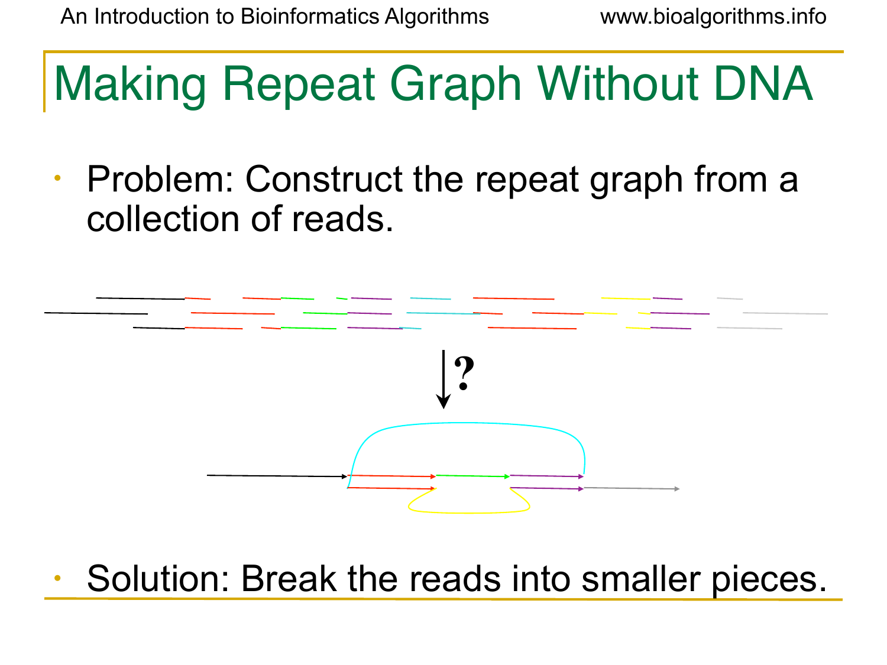# Making Repeat Graph Without DNA

- Problem: Construct the repeat graph from a collection of reads.

- Solution: Break the reads into smaller pieces.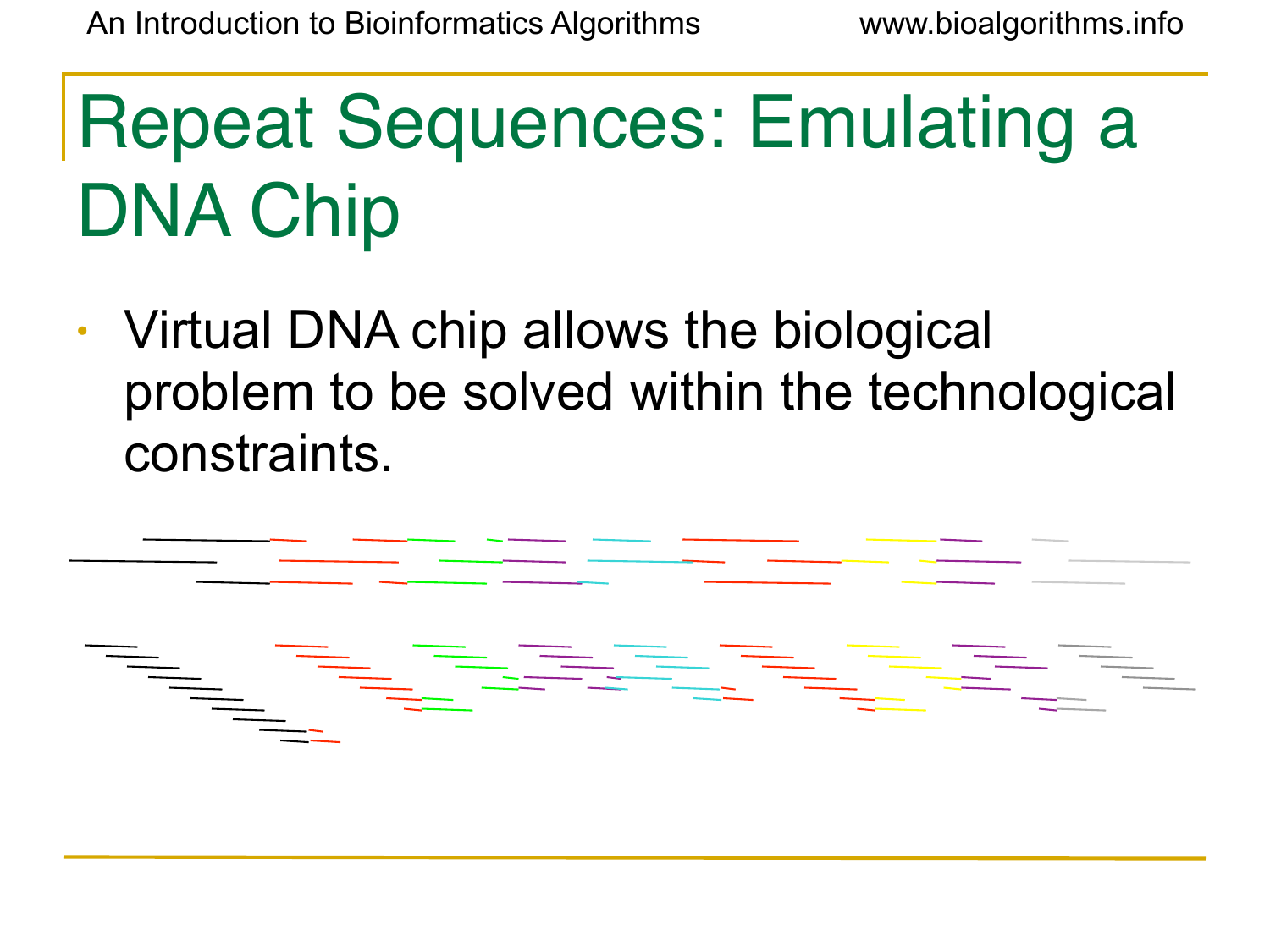# Repeat Sequences: Emulating a DNA Chip

- Virtual DNA chip allows the biological problem to be solved within the technological constraints.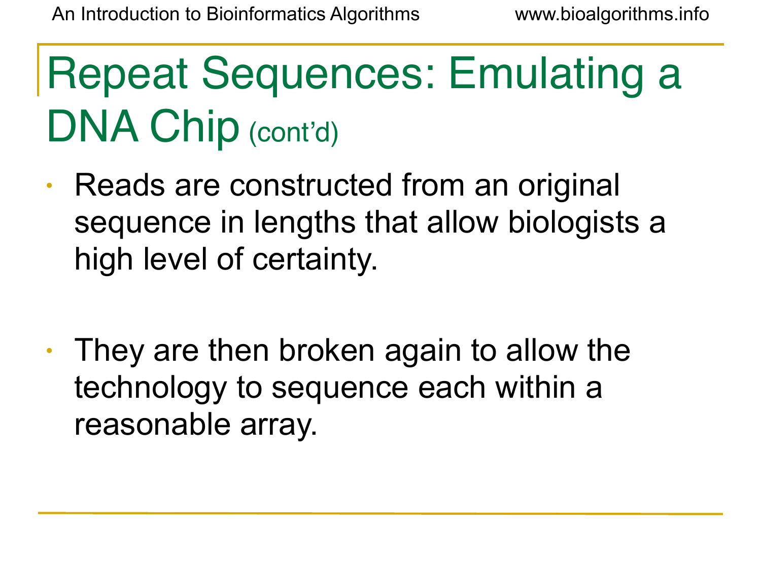# Repeat Sequences: Emulating a DNA Chip (cont'd)

- Reads are constructed from an original sequence in lengths that allow biologists a high level of certainty.

- They are then broken again to allow the technology to sequence each within a reasonable array.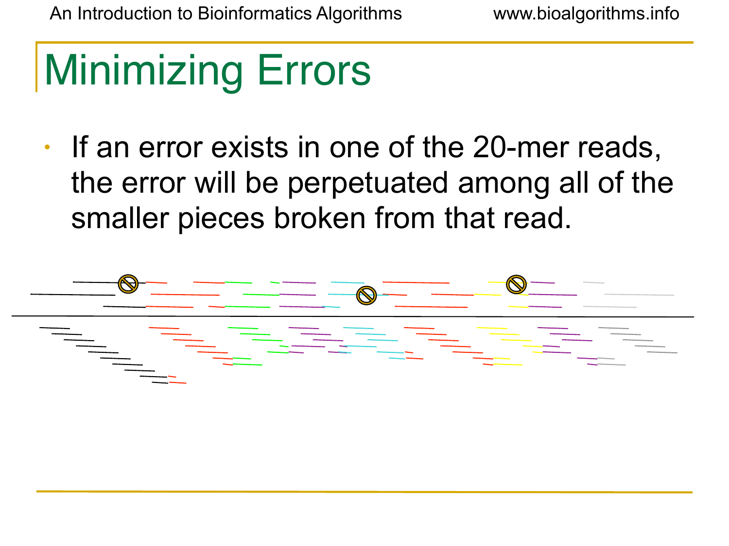# Minimizing Errors

- If an error exists in one of the 20-mer reads, the error will be perpetuated among all of the smaller pieces broken from that read.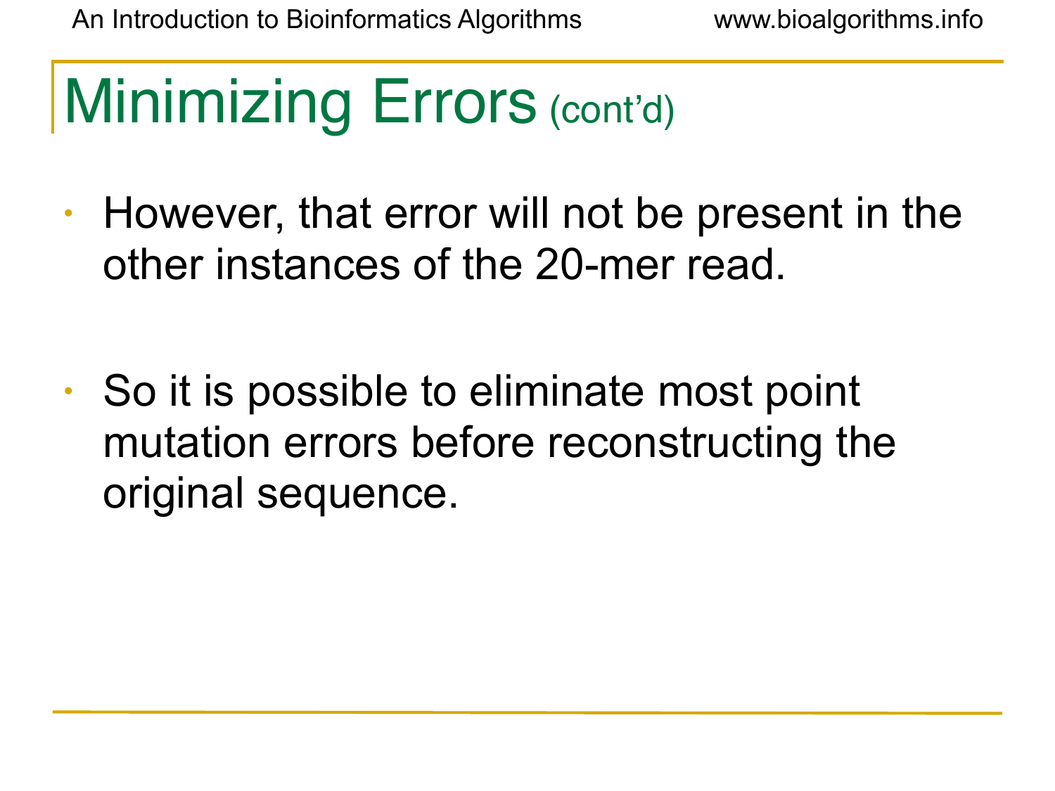# Minimizing Errors (cont'd)

- However, that error will not be present in the other instances of the 20-mer read.

- So it is possible to eliminate most point mutation errors before reconstructing the original sequence.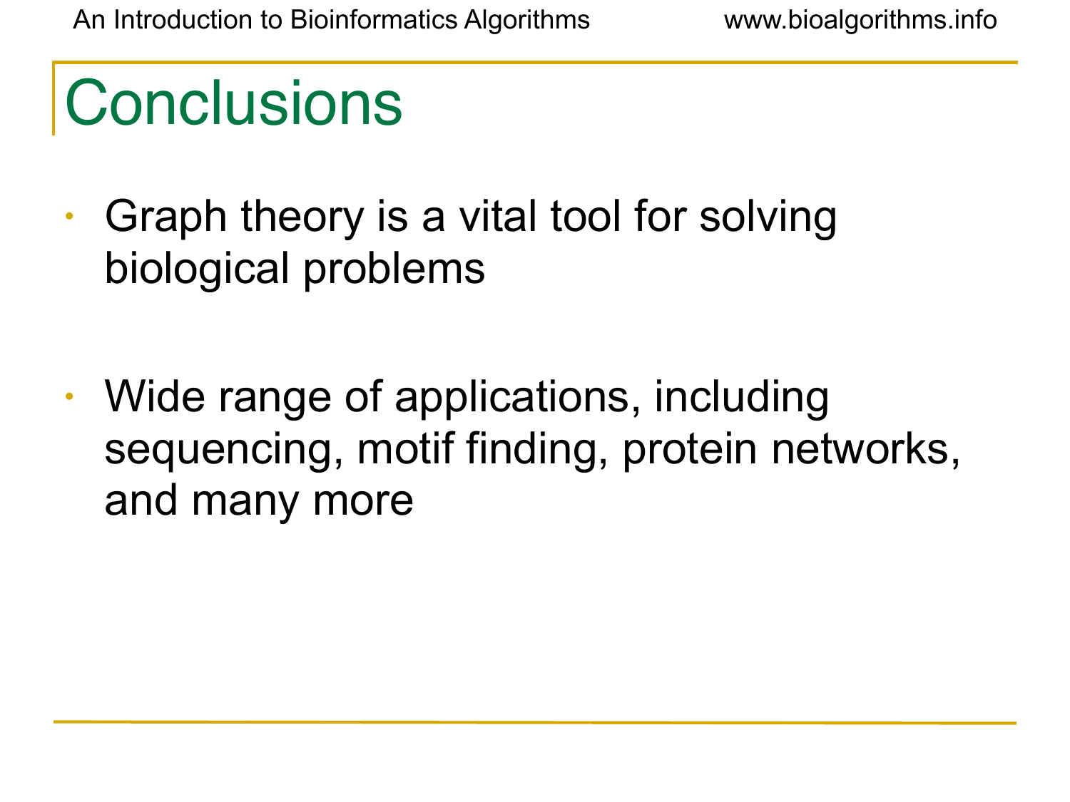# Conclusions

- Graph theory is a vital tool for solving biological problems
- Wide range of applications, including sequencing, motif finding, protein networks, and many more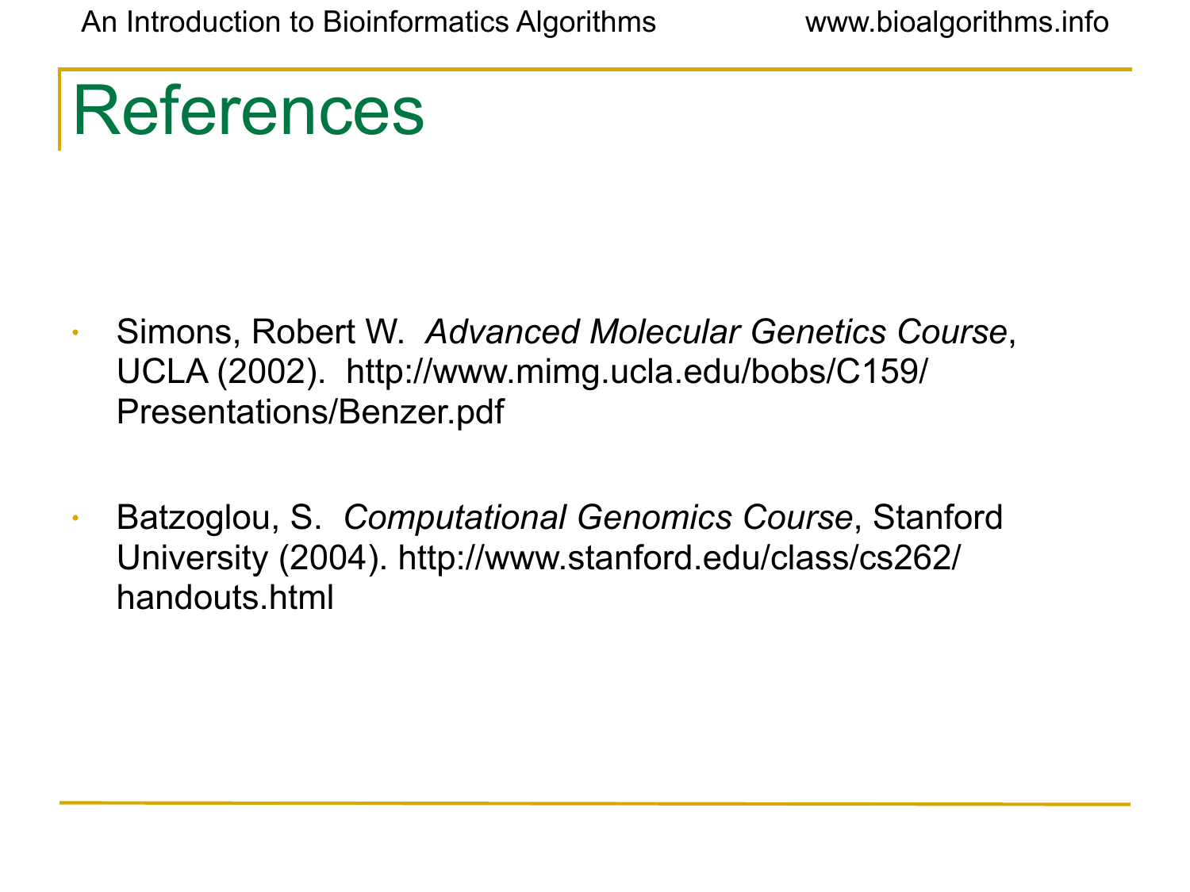# References

- Simons, Robert W. *Advanced Molecular Genetics Course*, UCLA (2002). http://www.mimg.ucla.edu/bobs/C159/Presentations/Benzer.pdf

- Batzoglou, S. *Computational Genomics Course*, Stanford University (2004). http://www.stanford.edu/class/cs262/handouts.html